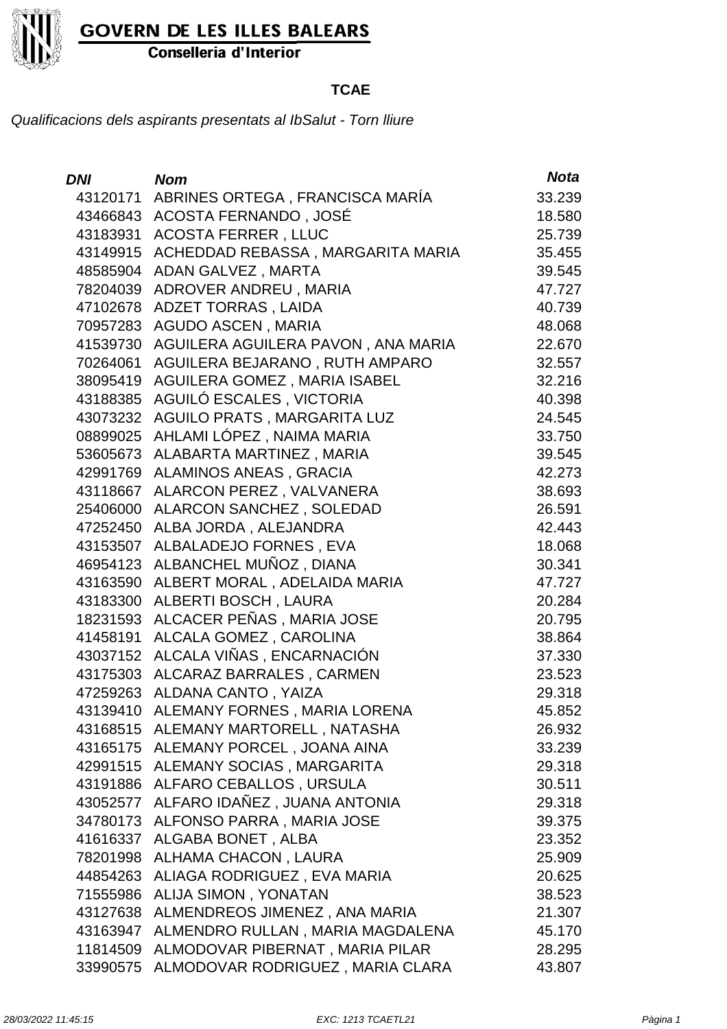GOVERN DE LES ILLES BALEARS
Conselleria d'Interior

## TCAE

*Qualificacions dels aspirants presentats al IbSalut - Torn lliure*

| *DNI* | *Nom* | *Nota* |
|---|---|---|
| 43120171 | ABRINES ORTEGA , FRANCISCA MARÍA | 33.239 |
| 43466843 | ACOSTA FERNANDO , JOSÉ | 18.580 |
| 43183931 | ACOSTA FERRER , LLUC | 25.739 |
| 43149915 | ACHEDDAD REBASSA , MARGARITA MARIA | 35.455 |
| 48585904 | ADAN GALVEZ , MARTA | 39.545 |
| 78204039 | ADROVER ANDREU , MARIA | 47.727 |
| 47102678 | ADZET TORRAS , LAIDA | 40.739 |
| 70957283 | AGUDO ASCEN , MARIA | 48.068 |
| 41539730 | AGUILERA AGUILERA PAVON , ANA MARIA | 22.670 |
| 70264061 | AGUILERA BEJARANO , RUTH AMPARO | 32.557 |
| 38095419 | AGUILERA GOMEZ , MARIA ISABEL | 32.216 |
| 43188385 | AGUILÓ ESCALES , VICTORIA | 40.398 |
| 43073232 | AGUILO PRATS , MARGARITA LUZ | 24.545 |
| 08899025 | AHLAMI LÓPEZ , NAIMA MARIA | 33.750 |
| 53605673 | ALABARTA MARTINEZ , MARIA | 39.545 |
| 42991769 | ALAMINOS ANEAS , GRACIA | 42.273 |
| 43118667 | ALARCON PEREZ , VALVANERA | 38.693 |
| 25406000 | ALARCON SANCHEZ , SOLEDAD | 26.591 |
| 47252450 | ALBA JORDA , ALEJANDRA | 42.443 |
| 43153507 | ALBALADEJO FORNES , EVA | 18.068 |
| 46954123 | ALBANCHEL MUÑOZ , DIANA | 30.341 |
| 43163590 | ALBERT MORAL , ADELAIDA MARIA | 47.727 |
| 43183300 | ALBERTI BOSCH , LAURA | 20.284 |
| 18231593 | ALCACER PEÑAS , MARIA JOSE | 20.795 |
| 41458191 | ALCALA GOMEZ , CAROLINA | 38.864 |
| 43037152 | ALCALA VIÑAS , ENCARNACIÓN | 37.330 |
| 43175303 | ALCARAZ BARRALES , CARMEN | 23.523 |
| 47259263 | ALDANA CANTO , YAIZA | 29.318 |
| 43139410 | ALEMANY FORNES , MARIA LORENA | 45.852 |
| 43168515 | ALEMANY MARTORELL , NATASHA | 26.932 |
| 43165175 | ALEMANY PORCEL , JOANA AINA | 33.239 |
| 42991515 | ALEMANY SOCIAS , MARGARITA | 29.318 |
| 43191886 | ALFARO CEBALLOS , URSULA | 30.511 |
| 43052577 | ALFARO IDAÑEZ , JUANA ANTONIA | 29.318 |
| 34780173 | ALFONSO PARRA , MARIA JOSE | 39.375 |
| 41616337 | ALGABA BONET , ALBA | 23.352 |
| 78201998 | ALHAMA CHACON , LAURA | 25.909 |
| 44854263 | ALIAGA RODRIGUEZ , EVA MARIA | 20.625 |
| 71555986 | ALIJA SIMON , YONATAN | 38.523 |
| 43127638 | ALMENDREOS JIMENEZ , ANA MARIA | 21.307 |
| 43163947 | ALMENDRO RULLAN , MARIA MAGDALENA | 45.170 |
| 11814509 | ALMODOVAR PIBERNAT , MARIA PILAR | 28.295 |
| 33990575 | ALMODOVAR RODRIGUEZ , MARIA CLARA | 43.807 |

*28/03/2022 11:45:15* *EXC: 1213 TCAETL21*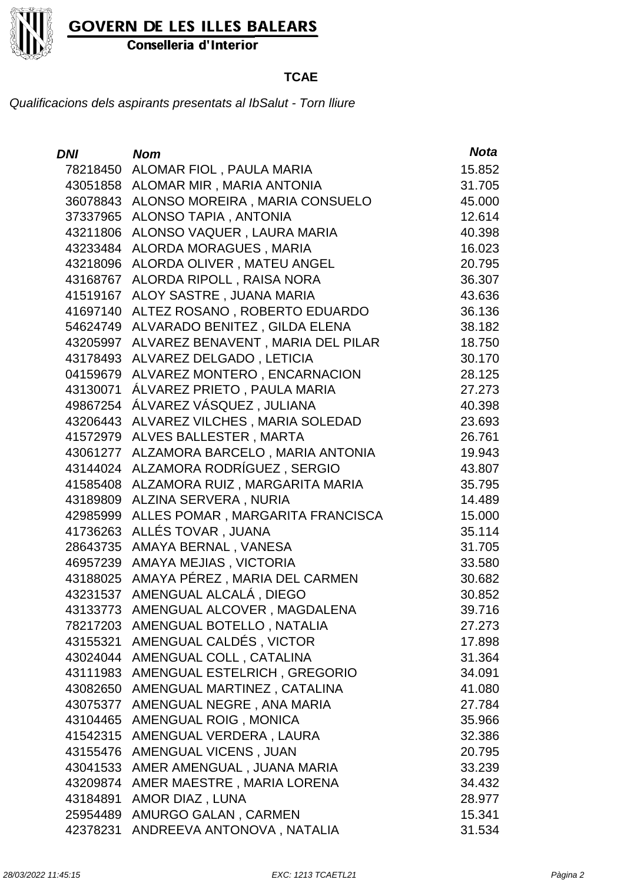**TCAE**

*Qualificacions dels aspirants presentats al IbSalut - Torn lliure*

| *DNI* | *Nom* | *Nota* |
|---|---|---|
| 78218450 | ALOMAR FIOL , PAULA MARIA | 15.852 |
| 43051858 | ALOMAR MIR , MARIA ANTONIA | 31.705 |
| 36078843 | ALONSO MOREIRA , MARIA CONSUELO | 45.000 |
| 37337965 | ALONSO TAPIA , ANTONIA | 12.614 |
| 43211806 | ALONSO VAQUER , LAURA MARIA | 40.398 |
| 43233484 | ALORDA MORAGUES , MARIA | 16.023 |
| 43218096 | ALORDA OLIVER , MATEU ANGEL | 20.795 |
| 43168767 | ALORDA RIPOLL , RAISA NORA | 36.307 |
| 41519167 | ALOY SASTRE , JUANA MARIA | 43.636 |
| 41697140 | ALTEZ ROSANO , ROBERTO EDUARDO | 36.136 |
| 54624749 | ALVARADO BENITEZ , GILDA ELENA | 38.182 |
| 43205997 | ALVAREZ BENAVENT , MARIA DEL PILAR | 18.750 |
| 43178493 | ALVAREZ DELGADO , LETICIA | 30.170 |
| 04159679 | ALVAREZ MONTERO , ENCARNACION | 28.125 |
| 43130071 | ÁLVAREZ PRIETO , PAULA MARIA | 27.273 |
| 49867254 | ÁLVAREZ VÁSQUEZ , JULIANA | 40.398 |
| 43206443 | ALVAREZ VILCHES , MARIA SOLEDAD | 23.693 |
| 41572979 | ALVES BALLESTER , MARTA | 26.761 |
| 43061277 | ALZAMORA BARCELO , MARIA ANTONIA | 19.943 |
| 43144024 | ALZAMORA RODRÍGUEZ , SERGIO | 43.807 |
| 41585408 | ALZAMORA RUIZ , MARGARITA MARIA | 35.795 |
| 43189809 | ALZINA SERVERA , NURIA | 14.489 |
| 42985999 | ALLES POMAR , MARGARITA FRANCISCA | 15.000 |
| 41736263 | ALLÉS TOVAR , JUANA | 35.114 |
| 28643735 | AMAYA BERNAL , VANESA | 31.705 |
| 46957239 | AMAYA MEJIAS , VICTORIA | 33.580 |
| 43188025 | AMAYA PÉREZ , MARIA DEL CARMEN | 30.682 |
| 43231537 | AMENGUAL ALCALÁ , DIEGO | 30.852 |
| 43133773 | AMENGUAL ALCOVER , MAGDALENA | 39.716 |
| 78217203 | AMENGUAL BOTELLO , NATALIA | 27.273 |
| 43155321 | AMENGUAL CALDÉS , VICTOR | 17.898 |
| 43024044 | AMENGUAL COLL , CATALINA | 31.364 |
| 43111983 | AMENGUAL ESTELRICH , GREGORIO | 34.091 |
| 43082650 | AMENGUAL MARTINEZ , CATALINA | 41.080 |
| 43075377 | AMENGUAL NEGRE , ANA MARIA | 27.784 |
| 43104465 | AMENGUAL ROIG , MONICA | 35.966 |
| 41542315 | AMENGUAL VERDERA , LAURA | 32.386 |
| 43155476 | AMENGUAL VICENS , JUAN | 20.795 |
| 43041533 | AMER AMENGUAL , JUANA MARIA | 33.239 |
| 43209874 | AMER MAESTRE , MARIA LORENA | 34.432 |
| 43184891 | AMOR DIAZ , LUNA | 28.977 |
| 25954489 | AMURGO GALAN , CARMEN | 15.341 |
| 42378231 | ANDREEVA ANTONOVA , NATALIA | 31.534 |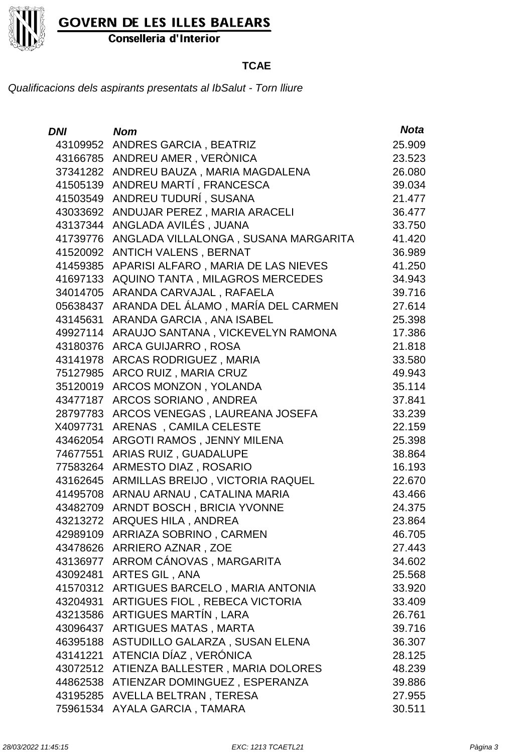GOVERN DE LES ILLES BALEARS

Conselleria d'Interior

**TCAE**

*Qualificacions dels aspirants presentats al IbSalut - Torn lliure*

| ***DNI*** | ***Nom*** | ***Nota*** |
|---|---|---|
| 43109952 | ANDRES GARCIA , BEATRIZ | 25.909 |
| 43166785 | ANDREU AMER , VERÒNICA | 23.523 |
| 37341282 | ANDREU BAUZA , MARIA MAGDALENA | 26.080 |
| 41505139 | ANDREU MARTÍ , FRANCESCA | 39.034 |
| 41503549 | ANDREU TUDURÍ , SUSANA | 21.477 |
| 43033692 | ANDUJAR PEREZ , MARIA ARACELI | 36.477 |
| 43137344 | ANGLADA AVILÉS , JUANA | 33.750 |
| 41739776 | ANGLADA VILLALONGA , SUSANA MARGARITA | 41.420 |
| 41520092 | ANTICH VALENS , BERNAT | 36.989 |
| 41459385 | APARISI ALFARO , MARIA DE LAS NIEVES | 41.250 |
| 41697133 | AQUINO TANTA , MILAGROS MERCEDES | 34.943 |
| 34014705 | ARANDA CARVAJAL , RAFAELA | 39.716 |
| 05638437 | ARANDA DEL ÁLAMO , MARÍA DEL CARMEN | 27.614 |
| 43145631 | ARANDA GARCIA , ANA ISABEL | 25.398 |
| 49927114 | ARAUJO SANTANA , VICKEVELYN RAMONA | 17.386 |
| 43180376 | ARCA GUIJARRO , ROSA | 21.818 |
| 43141978 | ARCAS RODRIGUEZ , MARIA | 33.580 |
| 75127985 | ARCO RUIZ , MARIA CRUZ | 49.943 |
| 35120019 | ARCOS MONZON , YOLANDA | 35.114 |
| 43477187 | ARCOS SORIANO , ANDREA | 37.841 |
| 28797783 | ARCOS VENEGAS , LAUREANA JOSEFA | 33.239 |
| X4097731 | ARENAS , CAMILA CELESTE | 22.159 |
| 43462054 | ARGOTI RAMOS , JENNY MILENA | 25.398 |
| 74677551 | ARIAS RUIZ , GUADALUPE | 38.864 |
| 77583264 | ARMESTO DIAZ , ROSARIO | 16.193 |
| 43162645 | ARMILLAS BREIJO , VICTORIA RAQUEL | 22.670 |
| 41495708 | ARNAU ARNAU , CATALINA MARIA | 43.466 |
| 43482709 | ARNDT BOSCH , BRICIA YVONNE | 24.375 |
| 43213272 | ARQUES HILA , ANDREA | 23.864 |
| 42989109 | ARRIAZA SOBRINO , CARMEN | 46.705 |
| 43478626 | ARRIERO AZNAR , ZOE | 27.443 |
| 43136977 | ARROM CÁNOVAS , MARGARITA | 34.602 |
| 43092481 | ARTES GIL , ANA | 25.568 |
| 41570312 | ARTIGUES BARCELO , MARIA ANTONIA | 33.920 |
| 43204931 | ARTIGUES FIOL , REBECA VICTORIA | 33.409 |
| 43213586 | ARTIGUES MARTÍN , LARA | 26.761 |
| 43096437 | ARTIGUES MATAS , MARTA | 39.716 |
| 46395188 | ASTUDILLO GALARZA , SUSAN ELENA | 36.307 |
| 43141221 | ATENCIA DÍAZ , VERÓNICA | 28.125 |
| 43072512 | ATIENZA BALLESTER , MARIA DOLORES | 48.239 |
| 44862538 | ATIENZAR DOMINGUEZ , ESPERANZA | 39.886 |
| 43195285 | AVELLA BELTRAN , TERESA | 27.955 |
| 75961534 | AYALA GARCIA , TAMARA | 30.511 |

*28/03/2022 11:45:15* *EXC: 1213 TCAETL21*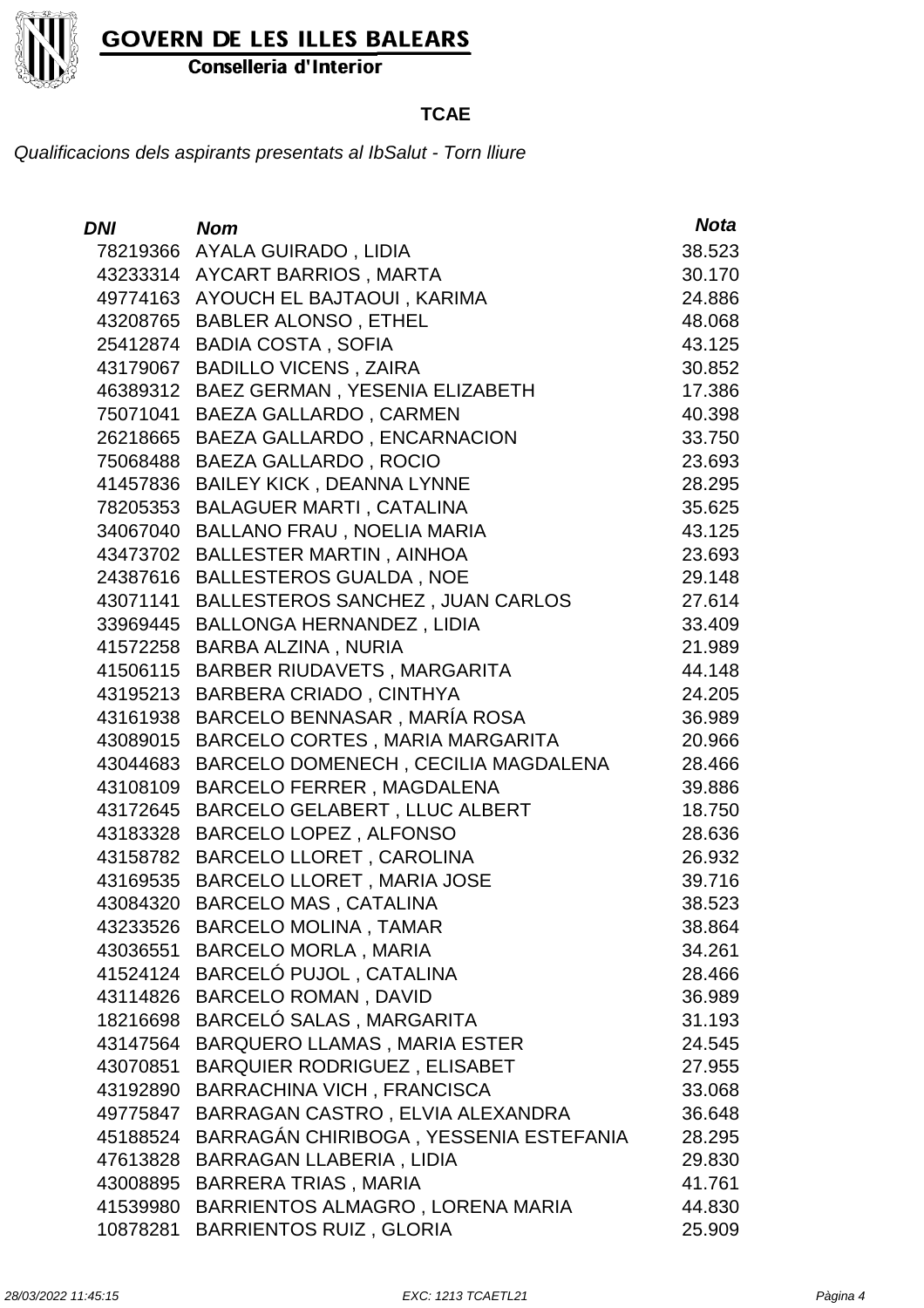GOVERN DE LES ILLES BALEARS

Conselleria d'Interior

## TCAE

*Qualificacions dels aspirants presentats al IbSalut - Torn lliure*

| DNI | Nom | Nota |
|---|---|---|
| 78219366 | AYALA GUIRADO , LIDIA | 38.523 |
| 43233314 | AYCART BARRIOS , MARTA | 30.170 |
| 49774163 | AYOUCH EL BAJTAOUI , KARIMA | 24.886 |
| 43208765 | BABLER ALONSO , ETHEL | 48.068 |
| 25412874 | BADIA COSTA , SOFIA | 43.125 |
| 43179067 | BADILLO VICENS , ZAIRA | 30.852 |
| 46389312 | BAEZ GERMAN , YESENIA ELIZABETH | 17.386 |
| 75071041 | BAEZA GALLARDO , CARMEN | 40.398 |
| 26218665 | BAEZA GALLARDO , ENCARNACION | 33.750 |
| 75068488 | BAEZA GALLARDO , ROCIO | 23.693 |
| 41457836 | BAILEY KICK , DEANNA LYNNE | 28.295 |
| 78205353 | BALAGUER MARTI , CATALINA | 35.625 |
| 34067040 | BALLANO FRAU , NOELIA MARIA | 43.125 |
| 43473702 | BALLESTER MARTIN , AINHOA | 23.693 |
| 24387616 | BALLESTEROS GUALDA , NOE | 29.148 |
| 43071141 | BALLESTEROS SANCHEZ , JUAN CARLOS | 27.614 |
| 33969445 | BALLONGA HERNANDEZ , LIDIA | 33.409 |
| 41572258 | BARBA ALZINA , NURIA | 21.989 |
| 41506115 | BARBER RIUDAVETS , MARGARITA | 44.148 |
| 43195213 | BARBERA CRIADO , CINTHYA | 24.205 |
| 43161938 | BARCELO BENNASAR , MARÍA ROSA | 36.989 |
| 43089015 | BARCELO CORTES , MARIA MARGARITA | 20.966 |
| 43044683 | BARCELO DOMENECH , CECILIA MAGDALENA | 28.466 |
| 43108109 | BARCELO FERRER , MAGDALENA | 39.886 |
| 43172645 | BARCELO GELABERT , LLUC ALBERT | 18.750 |
| 43183328 | BARCELO LOPEZ , ALFONSO | 28.636 |
| 43158782 | BARCELO LLORET , CAROLINA | 26.932 |
| 43169535 | BARCELO LLORET , MARIA JOSE | 39.716 |
| 43084320 | BARCELO MAS , CATALINA | 38.523 |
| 43233526 | BARCELO MOLINA , TAMAR | 38.864 |
| 43036551 | BARCELO MORLA , MARIA | 34.261 |
| 41524124 | BARCELÓ PUJOL , CATALINA | 28.466 |
| 43114826 | BARCELO ROMAN , DAVID | 36.989 |
| 18216698 | BARCELÓ SALAS , MARGARITA | 31.193 |
| 43147564 | BARQUERO LLAMAS , MARIA ESTER | 24.545 |
| 43070851 | BARQUIER RODRIGUEZ , ELISABET | 27.955 |
| 43192890 | BARRACHINA VICH , FRANCISCA | 33.068 |
| 49775847 | BARRAGAN CASTRO , ELVIA ALEXANDRA | 36.648 |
| 45188524 | BARRAGÁN CHIRIBOGA , YESSENIA ESTEFANIA | 28.295 |
| 47613828 | BARRAGAN LLABERIA , LIDIA | 29.830 |
| 43008895 | BARRERA TRIAS , MARIA | 41.761 |
| 41539980 | BARRIENTOS ALMAGRO , LORENA MARIA | 44.830 |
| 10878281 | BARRIENTOS RUIZ , GLORIA | 25.909 |

28/03/2022 11:45:15 EXC: 1213 TCAETL21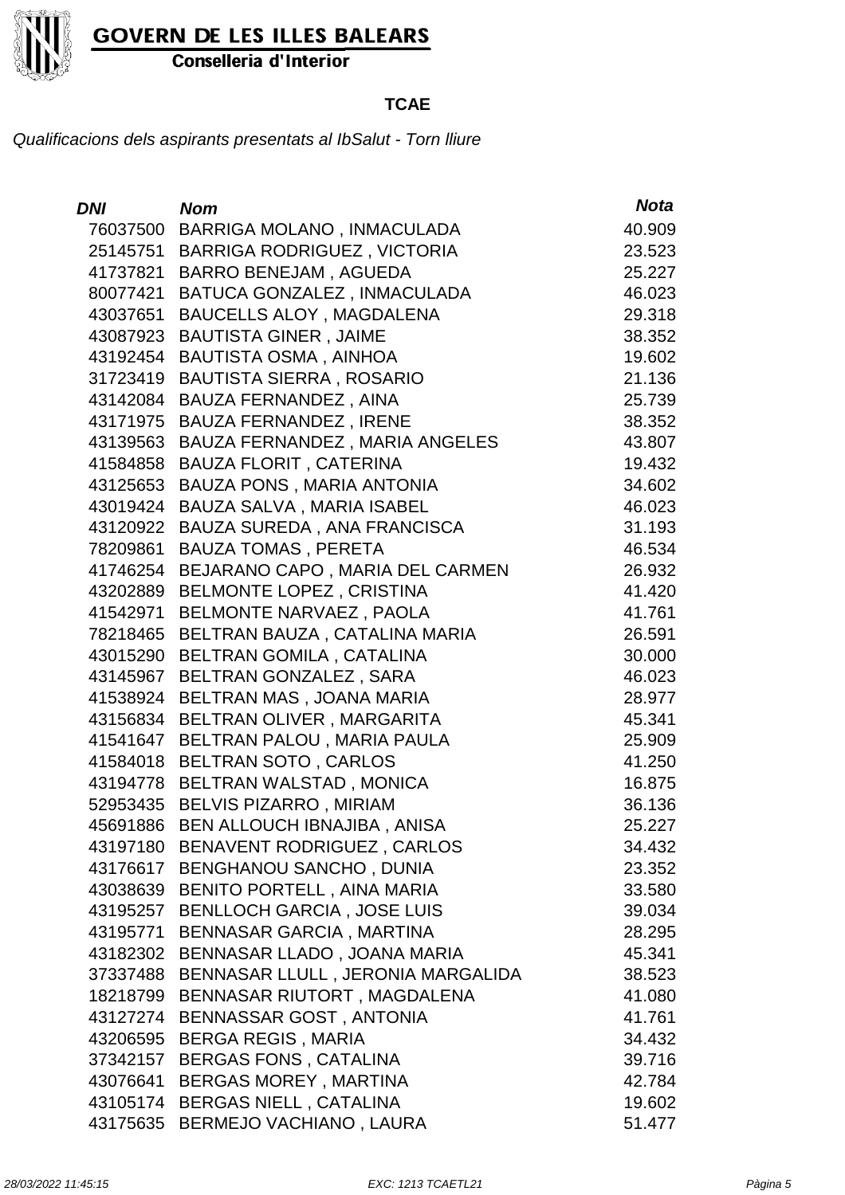**GOVERN DE LES ILLES BALEARS**
**Conselleria d'Interior**

## TCAE

*Qualificacions dels aspirants presentats al IbSalut - Torn lliure*

| *DNI* | *Nom* | *Nota* |
|---|---|---|
| 76037500 | BARRIGA MOLANO , INMACULADA | 40.909 |
| 25145751 | BARRIGA RODRIGUEZ , VICTORIA | 23.523 |
| 41737821 | BARRO BENEJAM , AGUEDA | 25.227 |
| 80077421 | BATUCA GONZALEZ , INMACULADA | 46.023 |
| 43037651 | BAUCELLS ALOY , MAGDALENA | 29.318 |
| 43087923 | BAUTISTA GINER , JAIME | 38.352 |
| 43192454 | BAUTISTA OSMA , AINHOA | 19.602 |
| 31723419 | BAUTISTA SIERRA , ROSARIO | 21.136 |
| 43142084 | BAUZA FERNANDEZ , AINA | 25.739 |
| 43171975 | BAUZA FERNANDEZ , IRENE | 38.352 |
| 43139563 | BAUZA FERNANDEZ , MARIA ANGELES | 43.807 |
| 41584858 | BAUZA FLORIT , CATERINA | 19.432 |
| 43125653 | BAUZA PONS , MARIA ANTONIA | 34.602 |
| 43019424 | BAUZA SALVA , MARIA ISABEL | 46.023 |
| 43120922 | BAUZA SUREDA , ANA FRANCISCA | 31.193 |
| 78209861 | BAUZA TOMAS , PERETA | 46.534 |
| 41746254 | BEJARANO CAPO , MARIA DEL CARMEN | 26.932 |
| 43202889 | BELMONTE LOPEZ , CRISTINA | 41.420 |
| 41542971 | BELMONTE NARVAEZ , PAOLA | 41.761 |
| 78218465 | BELTRAN BAUZA , CATALINA MARIA | 26.591 |
| 43015290 | BELTRAN GOMILA , CATALINA | 30.000 |
| 43145967 | BELTRAN GONZALEZ , SARA | 46.023 |
| 41538924 | BELTRAN MAS , JOANA MARIA | 28.977 |
| 43156834 | BELTRAN OLIVER , MARGARITA | 45.341 |
| 41541647 | BELTRAN PALOU , MARIA PAULA | 25.909 |
| 41584018 | BELTRAN SOTO , CARLOS | 41.250 |
| 43194778 | BELTRAN WALSTAD , MONICA | 16.875 |
| 52953435 | BELVIS PIZARRO , MIRIAM | 36.136 |
| 45691886 | BEN ALLOUCH IBNAJIBA , ANISA | 25.227 |
| 43197180 | BENAVENT RODRIGUEZ , CARLOS | 34.432 |
| 43176617 | BENGHANOU SANCHO , DUNIA | 23.352 |
| 43038639 | BENITO PORTELL , AINA MARIA | 33.580 |
| 43195257 | BENLLOCH GARCIA , JOSE LUIS | 39.034 |
| 43195771 | BENNASAR GARCIA , MARTINA | 28.295 |
| 43182302 | BENNASAR LLADO , JOANA MARIA | 45.341 |
| 37337488 | BENNASAR LLULL , JERONIA MARGALIDA | 38.523 |
| 18218799 | BENNASAR RIUTORT , MAGDALENA | 41.080 |
| 43127274 | BENNASSAR GOST , ANTONIA | 41.761 |
| 43206595 | BERGA REGIS , MARIA | 34.432 |
| 37342157 | BERGAS FONS , CATALINA | 39.716 |
| 43076641 | BERGAS MOREY , MARTINA | 42.784 |
| 43105174 | BERGAS NIELL , CATALINA | 19.602 |
| 43175635 | BERMEJO VACHIANO , LAURA | 51.477 |

*28/03/2022 11:45:15* *EXC: 1213 TCAETL21*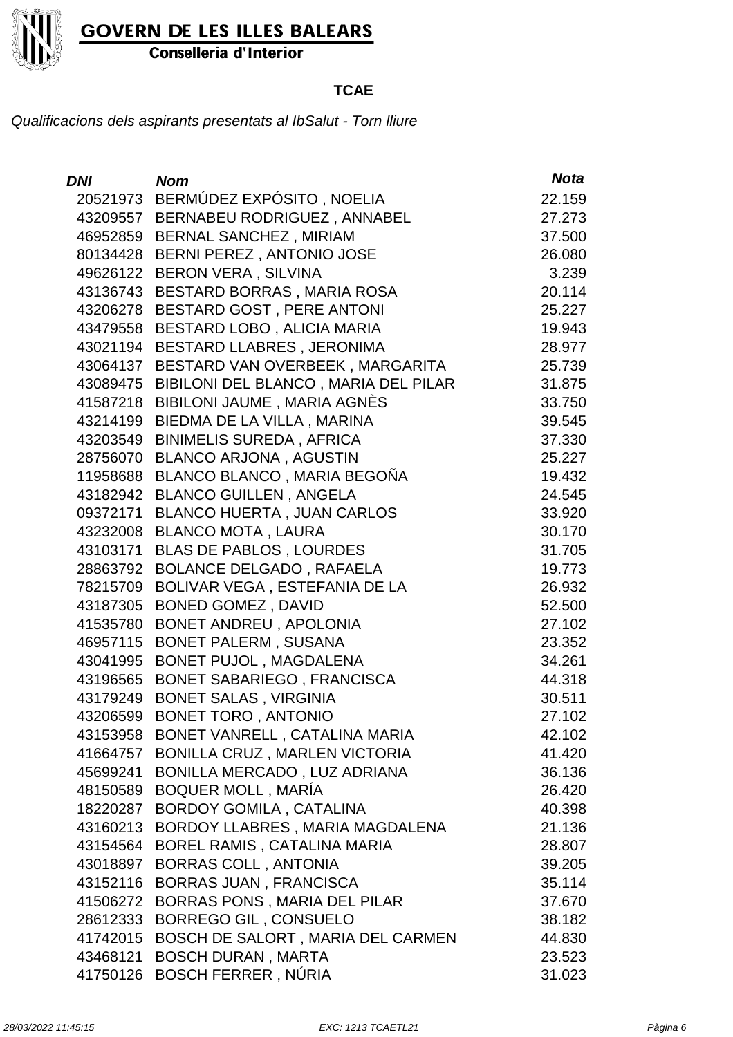GOVERN DE LES ILLES BALEARS

Conselleria d'Interior

**TCAE**

*Qualificacions dels aspirants presentats al IbSalut - Torn lliure*

| ***DNI*** | ***Nom*** | ***Nota*** |
|---|---|---|
| 20521973 | BERMÚDEZ EXPÓSITO , NOELIA | 22.159 |
| 43209557 | BERNABEU RODRIGUEZ , ANNABEL | 27.273 |
| 46952859 | BERNAL SANCHEZ , MIRIAM | 37.500 |
| 80134428 | BERNI PEREZ , ANTONIO JOSE | 26.080 |
| 49626122 | BERON VERA , SILVINA | 3.239 |
| 43136743 | BESTARD BORRAS , MARIA ROSA | 20.114 |
| 43206278 | BESTARD GOST , PERE ANTONI | 25.227 |
| 43479558 | BESTARD LOBO , ALICIA MARIA | 19.943 |
| 43021194 | BESTARD LLABRES , JERONIMA | 28.977 |
| 43064137 | BESTARD VAN OVERBEEK , MARGARITA | 25.739 |
| 43089475 | BIBILONI DEL BLANCO , MARIA DEL PILAR | 31.875 |
| 41587218 | BIBILONI JAUME , MARIA AGNÈS | 33.750 |
| 43214199 | BIEDMA DE LA VILLA , MARINA | 39.545 |
| 43203549 | BINIMELIS SUREDA , AFRICA | 37.330 |
| 28756070 | BLANCO ARJONA , AGUSTIN | 25.227 |
| 11958688 | BLANCO BLANCO , MARIA BEGOÑA | 19.432 |
| 43182942 | BLANCO GUILLEN , ANGELA | 24.545 |
| 09372171 | BLANCO HUERTA , JUAN CARLOS | 33.920 |
| 43232008 | BLANCO MOTA , LAURA | 30.170 |
| 43103171 | BLAS DE PABLOS , LOURDES | 31.705 |
| 28863792 | BOLANCE DELGADO , RAFAELA | 19.773 |
| 78215709 | BOLIVAR VEGA , ESTEFANIA DE LA | 26.932 |
| 43187305 | BONED GOMEZ , DAVID | 52.500 |
| 41535780 | BONET ANDREU , APOLONIA | 27.102 |
| 46957115 | BONET PALERM , SUSANA | 23.352 |
| 43041995 | BONET PUJOL , MAGDALENA | 34.261 |
| 43196565 | BONET SABARIEGO , FRANCISCA | 44.318 |
| 43179249 | BONET SALAS , VIRGINIA | 30.511 |
| 43206599 | BONET TORO , ANTONIO | 27.102 |
| 43153958 | BONET VANRELL , CATALINA MARIA | 42.102 |
| 41664757 | BONILLA CRUZ , MARLEN VICTORIA | 41.420 |
| 45699241 | BONILLA MERCADO , LUZ ADRIANA | 36.136 |
| 48150589 | BOQUER MOLL , MARÍA | 26.420 |
| 18220287 | BORDOY GOMILA , CATALINA | 40.398 |
| 43160213 | BORDOY LLABRES , MARIA MAGDALENA | 21.136 |
| 43154564 | BOREL RAMIS , CATALINA MARIA | 28.807 |
| 43018897 | BORRAS COLL , ANTONIA | 39.205 |
| 43152116 | BORRAS JUAN , FRANCISCA | 35.114 |
| 41506272 | BORRAS PONS , MARIA DEL PILAR | 37.670 |
| 28612333 | BORREGO GIL , CONSUELO | 38.182 |
| 41742015 | BOSCH DE SALORT , MARIA DEL CARMEN | 44.830 |
| 43468121 | BOSCH DURAN , MARTA | 23.523 |
| 41750126 | BOSCH FERRER , NÚRIA | 31.023 |

*28/03/2022 11:45:15* *EXC: 1213 TCAETL21*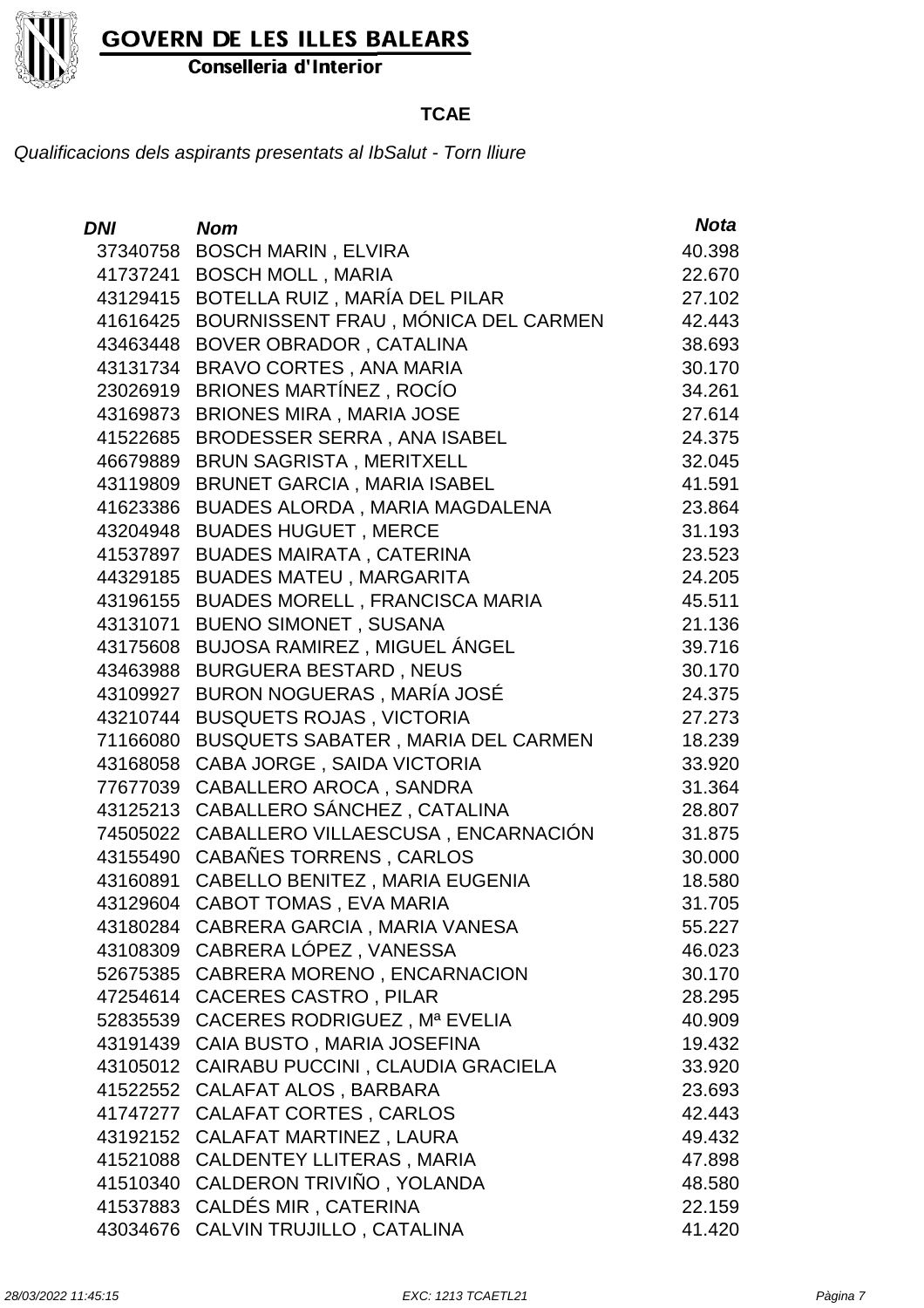**GOVERN DE LES ILLES BALEARS**

**Conselleria d'Interior**

**TCAE**

*Qualificacions dels aspirants presentats al IbSalut - Torn lliure*

| *DNI* | *Nom* | *Nota* |
|---|---|---|
| 37340758 | BOSCH MARIN , ELVIRA | 40.398 |
| 41737241 | BOSCH MOLL , MARIA | 22.670 |
| 43129415 | BOTELLA RUIZ , MARÍA DEL PILAR | 27.102 |
| 41616425 | BOURNISSENT FRAU , MÓNICA DEL CARMEN | 42.443 |
| 43463448 | BOVER OBRADOR , CATALINA | 38.693 |
| 43131734 | BRAVO CORTES , ANA MARIA | 30.170 |
| 23026919 | BRIONES MARTÍNEZ , ROCÍO | 34.261 |
| 43169873 | BRIONES MIRA , MARIA JOSE | 27.614 |
| 41522685 | BRODESSER SERRA , ANA ISABEL | 24.375 |
| 46679889 | BRUN SAGRISTA , MERITXELL | 32.045 |
| 43119809 | BRUNET GARCIA , MARIA ISABEL | 41.591 |
| 41623386 | BUADES ALORDA , MARIA MAGDALENA | 23.864 |
| 43204948 | BUADES HUGUET , MERCE | 31.193 |
| 41537897 | BUADES MAIRATA , CATERINA | 23.523 |
| 44329185 | BUADES MATEU , MARGARITA | 24.205 |
| 43196155 | BUADES MORELL , FRANCISCA MARIA | 45.511 |
| 43131071 | BUENO SIMONET , SUSANA | 21.136 |
| 43175608 | BUJOSA RAMIREZ , MIGUEL ÁNGEL | 39.716 |
| 43463988 | BURGUERA BESTARD , NEUS | 30.170 |
| 43109927 | BURON NOGUERAS , MARÍA JOSÉ | 24.375 |
| 43210744 | BUSQUETS ROJAS , VICTORIA | 27.273 |
| 71166080 | BUSQUETS SABATER , MARIA DEL CARMEN | 18.239 |
| 43168058 | CABA JORGE , SAIDA VICTORIA | 33.920 |
| 77677039 | CABALLERO AROCA , SANDRA | 31.364 |
| 43125213 | CABALLERO SÁNCHEZ , CATALINA | 28.807 |
| 74505022 | CABALLERO VILLAESCUSA , ENCARNACIÓN | 31.875 |
| 43155490 | CABAÑES TORRENS , CARLOS | 30.000 |
| 43160891 | CABELLO BENITEZ , MARIA EUGENIA | 18.580 |
| 43129604 | CABOT TOMAS , EVA MARIA | 31.705 |
| 43180284 | CABRERA GARCIA , MARIA VANESA | 55.227 |
| 43108309 | CABRERA LÓPEZ , VANESSA | 46.023 |
| 52675385 | CABRERA MORENO , ENCARNACION | 30.170 |
| 47254614 | CACERES CASTRO , PILAR | 28.295 |
| 52835539 | CACERES RODRIGUEZ , Mª EVELIA | 40.909 |
| 43191439 | CAIA BUSTO , MARIA JOSEFINA | 19.432 |
| 43105012 | CAIRABU PUCCINI , CLAUDIA GRACIELA | 33.920 |
| 41522552 | CALAFAT ALOS , BARBARA | 23.693 |
| 41747277 | CALAFAT CORTES , CARLOS | 42.443 |
| 43192152 | CALAFAT MARTINEZ , LAURA | 49.432 |
| 41521088 | CALDENTEY LLITERAS , MARIA | 47.898 |
| 41510340 | CALDERON TRIVIÑO , YOLANDA | 48.580 |
| 41537883 | CALDÉS MIR , CATERINA | 22.159 |
| 43034676 | CALVIN TRUJILLO , CATALINA | 41.420 |

*28/03/2022 11:45:15* *EXC: 1213 TCAETL21*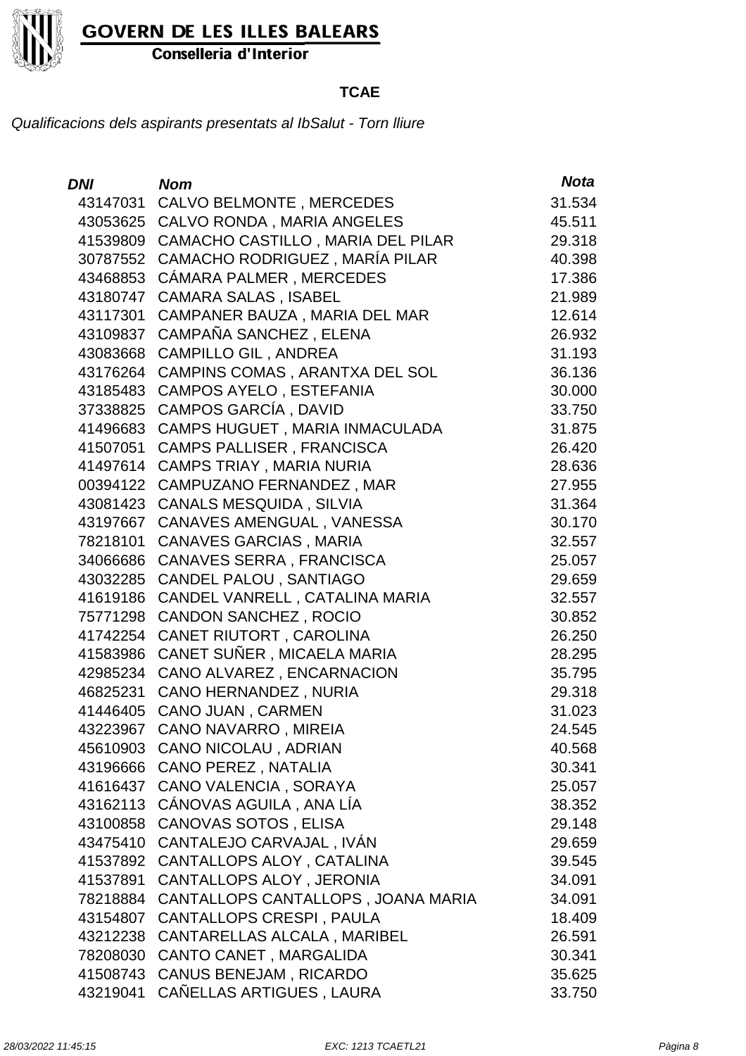GOVERN DE LES ILLES BALEARS

Conselleria d'Interior

**TCAE**

*Qualificacions dels aspirants presentats al IbSalut - Torn lliure*

| *DNI* | *Nom* | *Nota* |
|---|---|---|
| 43147031 | CALVO BELMONTE , MERCEDES | 31.534 |
| 43053625 | CALVO RONDA , MARIA ANGELES | 45.511 |
| 41539809 | CAMACHO CASTILLO , MARIA DEL PILAR | 29.318 |
| 30787552 | CAMACHO RODRIGUEZ , MARÍA PILAR | 40.398 |
| 43468853 | CÁMARA PALMER , MERCEDES | 17.386 |
| 43180747 | CAMARA SALAS , ISABEL | 21.989 |
| 43117301 | CAMPANER BAUZA , MARIA DEL MAR | 12.614 |
| 43109837 | CAMPAÑA SANCHEZ , ELENA | 26.932 |
| 43083668 | CAMPILLO GIL , ANDREA | 31.193 |
| 43176264 | CAMPINS COMAS , ARANTXA DEL SOL | 36.136 |
| 43185483 | CAMPOS AYELO , ESTEFANIA | 30.000 |
| 37338825 | CAMPOS GARCÍA , DAVID | 33.750 |
| 41496683 | CAMPS HUGUET , MARIA INMACULADA | 31.875 |
| 41507051 | CAMPS PALLISER , FRANCISCA | 26.420 |
| 41497614 | CAMPS TRIAY , MARIA NURIA | 28.636 |
| 00394122 | CAMPUZANO FERNANDEZ , MAR | 27.955 |
| 43081423 | CANALS MESQUIDA , SILVIA | 31.364 |
| 43197667 | CANAVES AMENGUAL , VANESSA | 30.170 |
| 78218101 | CANAVES GARCIAS , MARIA | 32.557 |
| 34066686 | CANAVES SERRA , FRANCISCA | 25.057 |
| 43032285 | CANDEL PALOU , SANTIAGO | 29.659 |
| 41619186 | CANDEL VANRELL , CATALINA MARIA | 32.557 |
| 75771298 | CANDON SANCHEZ , ROCIO | 30.852 |
| 41742254 | CANET RIUTORT , CAROLINA | 26.250 |
| 41583986 | CANET SUÑER , MICAELA MARIA | 28.295 |
| 42985234 | CANO ALVAREZ , ENCARNACION | 35.795 |
| 46825231 | CANO HERNANDEZ , NURIA | 29.318 |
| 41446405 | CANO JUAN , CARMEN | 31.023 |
| 43223967 | CANO NAVARRO , MIREIA | 24.545 |
| 45610903 | CANO NICOLAU , ADRIAN | 40.568 |
| 43196666 | CANO PEREZ , NATALIA | 30.341 |
| 41616437 | CANO VALENCIA , SORAYA | 25.057 |
| 43162113 | CÁNOVAS AGUILA , ANA LÍA | 38.352 |
| 43100858 | CANOVAS SOTOS , ELISA | 29.148 |
| 43475410 | CANTALEJO CARVAJAL , IVÁN | 29.659 |
| 41537892 | CANTALLOPS ALOY , CATALINA | 39.545 |
| 41537891 | CANTALLOPS ALOY , JERONIA | 34.091 |
| 78218884 | CANTALLOPS CANTALLOPS , JOANA MARIA | 34.091 |
| 43154807 | CANTALLOPS CRESPI , PAULA | 18.409 |
| 43212238 | CANTARELLAS ALCALA , MARIBEL | 26.591 |
| 78208030 | CANTO CANET , MARGALIDA | 30.341 |
| 41508743 | CANUS BENEJAM , RICARDO | 35.625 |
| 43219041 | CAÑELLAS ARTIGUES , LAURA | 33.750 |

*28/03/2022 11:45:15* *EXC: 1213 TCAETL21*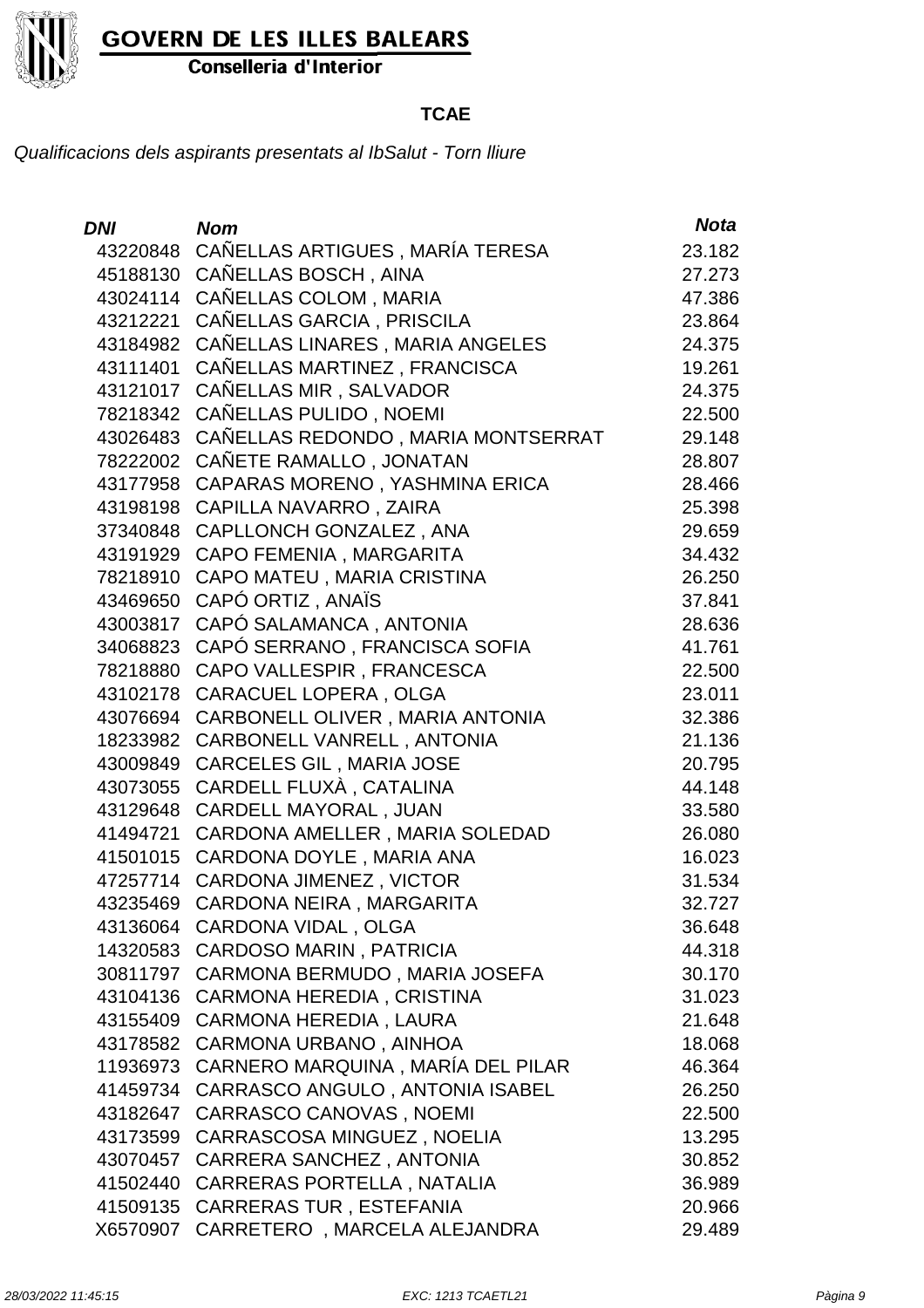GOVERN DE LES ILLES BALEARS

Conselleria d'Interior

**TCAE**

*Qualificacions dels aspirants presentats al IbSalut - Torn lliure*

| *DNI* | *Nom* | *Nota* |
|---|---|---|
| 43220848 | CAÑELLAS ARTIGUES , MARÍA TERESA | 23.182 |
| 45188130 | CAÑELLAS BOSCH , AINA | 27.273 |
| 43024114 | CAÑELLAS COLOM , MARIA | 47.386 |
| 43212221 | CAÑELLAS GARCIA , PRISCILA | 23.864 |
| 43184982 | CAÑELLAS LINARES , MARIA ANGELES | 24.375 |
| 43111401 | CAÑELLAS MARTINEZ , FRANCISCA | 19.261 |
| 43121017 | CAÑELLAS MIR , SALVADOR | 24.375 |
| 78218342 | CAÑELLAS PULIDO , NOEMI | 22.500 |
| 43026483 | CAÑELLAS REDONDO , MARIA MONTSERRAT | 29.148 |
| 78222002 | CAÑETE RAMALLO , JONATAN | 28.807 |
| 43177958 | CAPARAS MORENO , YASHMINA ERICA | 28.466 |
| 43198198 | CAPILLA NAVARRO , ZAIRA | 25.398 |
| 37340848 | CAPLLONCH GONZALEZ , ANA | 29.659 |
| 43191929 | CAPO FEMENIA , MARGARITA | 34.432 |
| 78218910 | CAPO MATEU , MARIA CRISTINA | 26.250 |
| 43469650 | CAPÓ ORTIZ , ANAÏS | 37.841 |
| 43003817 | CAPÓ SALAMANCA , ANTONIA | 28.636 |
| 34068823 | CAPÓ SERRANO , FRANCISCA SOFIA | 41.761 |
| 78218880 | CAPO VALLESPIR , FRANCESCA | 22.500 |
| 43102178 | CARACUEL LOPERA , OLGA | 23.011 |
| 43076694 | CARBONELL OLIVER , MARIA ANTONIA | 32.386 |
| 18233982 | CARBONELL VANRELL , ANTONIA | 21.136 |
| 43009849 | CARCELES GIL , MARIA JOSE | 20.795 |
| 43073055 | CARDELL FLUXÀ , CATALINA | 44.148 |
| 43129648 | CARDELL MAYORAL , JUAN | 33.580 |
| 41494721 | CARDONA AMELLER , MARIA SOLEDAD | 26.080 |
| 41501015 | CARDONA DOYLE , MARIA ANA | 16.023 |
| 47257714 | CARDONA JIMENEZ , VICTOR | 31.534 |
| 43235469 | CARDONA NEIRA , MARGARITA | 32.727 |
| 43136064 | CARDONA VIDAL , OLGA | 36.648 |
| 14320583 | CARDOSO MARIN , PATRICIA | 44.318 |
| 30811797 | CARMONA BERMUDO , MARIA JOSEFA | 30.170 |
| 43104136 | CARMONA HEREDIA , CRISTINA | 31.023 |
| 43155409 | CARMONA HEREDIA , LAURA | 21.648 |
| 43178582 | CARMONA URBANO , AINHOA | 18.068 |
| 11936973 | CARNERO MARQUINA , MARÍA DEL PILAR | 46.364 |
| 41459734 | CARRASCO ANGULO , ANTONIA ISABEL | 26.250 |
| 43182647 | CARRASCO CANOVAS , NOEMI | 22.500 |
| 43173599 | CARRASCOSA MINGUEZ , NOELIA | 13.295 |
| 43070457 | CARRERA SANCHEZ , ANTONIA | 30.852 |
| 41502440 | CARRERAS PORTELLA , NATALIA | 36.989 |
| 41509135 | CARRERAS TUR , ESTEFANIA | 20.966 |
| X6570907 | CARRETERO , MARCELA ALEJANDRA | 29.489 |

*28/03/2022 11:45:15* *EXC: 1213 TCAETL21*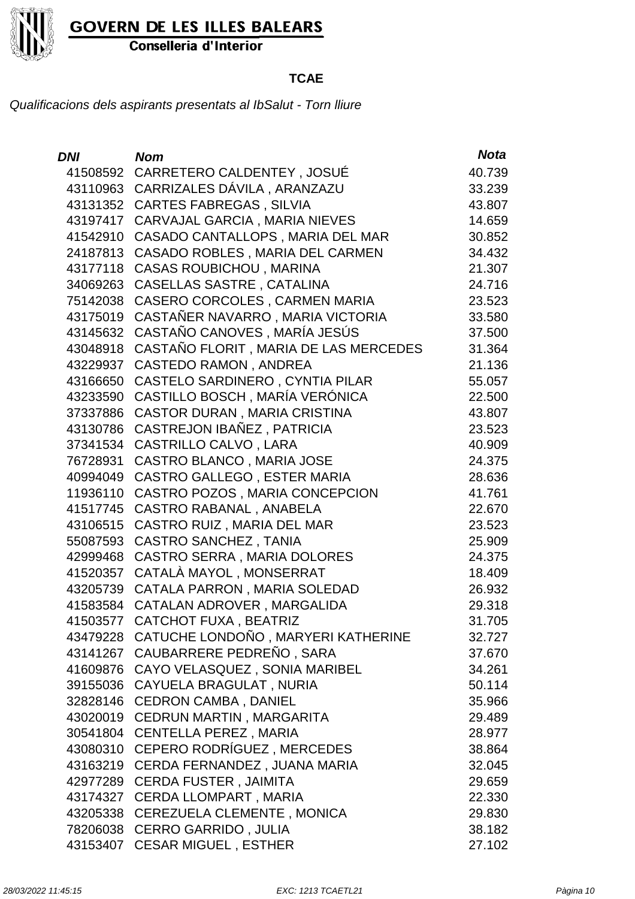GOVERN DE LES ILLES BALEARS

Conselleria d'Interior

**TCAE**

*Qualificacions dels aspirants presentats al IbSalut - Torn lliure*

| *DNI* | *Nom* | *Nota* |
|---|---|---|
| 41508592 | CARRETERO CALDENTEY , JOSUÉ | 40.739 |
| 43110963 | CARRIZALES DÁVILA , ARANZAZU | 33.239 |
| 43131352 | CARTES FABREGAS , SILVIA | 43.807 |
| 43197417 | CARVAJAL GARCIA , MARIA NIEVES | 14.659 |
| 41542910 | CASADO CANTALLOPS , MARIA DEL MAR | 30.852 |
| 24187813 | CASADO ROBLES , MARIA DEL CARMEN | 34.432 |
| 43177118 | CASAS ROUBICHOU , MARINA | 21.307 |
| 34069263 | CASELLAS SASTRE , CATALINA | 24.716 |
| 75142038 | CASERO CORCOLES , CARMEN MARIA | 23.523 |
| 43175019 | CASTAÑER NAVARRO , MARIA VICTORIA | 33.580 |
| 43145632 | CASTAÑO CANOVES , MARÍA JESÚS | 37.500 |
| 43048918 | CASTAÑO FLORIT , MARIA DE LAS MERCEDES | 31.364 |
| 43229937 | CASTEDO RAMON , ANDREA | 21.136 |
| 43166650 | CASTELO SARDINERO , CYNTIA PILAR | 55.057 |
| 43233590 | CASTILLO BOSCH , MARÍA VERÓNICA | 22.500 |
| 37337886 | CASTOR DURAN , MARIA CRISTINA | 43.807 |
| 43130786 | CASTREJON IBAÑEZ , PATRICIA | 23.523 |
| 37341534 | CASTRILLO CALVO , LARA | 40.909 |
| 76728931 | CASTRO BLANCO , MARIA JOSE | 24.375 |
| 40994049 | CASTRO GALLEGO , ESTER MARIA | 28.636 |
| 11936110 | CASTRO POZOS , MARIA CONCEPCION | 41.761 |
| 41517745 | CASTRO RABANAL , ANABELA | 22.670 |
| 43106515 | CASTRO RUIZ , MARIA DEL MAR | 23.523 |
| 55087593 | CASTRO SANCHEZ , TANIA | 25.909 |
| 42999468 | CASTRO SERRA , MARIA DOLORES | 24.375 |
| 41520357 | CATALÀ MAYOL , MONSERRAT | 18.409 |
| 43205739 | CATALA PARRON , MARIA SOLEDAD | 26.932 |
| 41583584 | CATALAN ADROVER , MARGALIDA | 29.318 |
| 41503577 | CATCHOT FUXA , BEATRIZ | 31.705 |
| 43479228 | CATUCHE LONDOÑO , MARYERI KATHERINE | 32.727 |
| 43141267 | CAUBARRERE PEDREÑO , SARA | 37.670 |
| 41609876 | CAYO VELASQUEZ , SONIA MARIBEL | 34.261 |
| 39155036 | CAYUELA BRAGULAT , NURIA | 50.114 |
| 32828146 | CEDRON CAMBA , DANIEL | 35.966 |
| 43020019 | CEDRUN MARTIN , MARGARITA | 29.489 |
| 30541804 | CENTELLA PEREZ , MARIA | 28.977 |
| 43080310 | CEPERO RODRÍGUEZ , MERCEDES | 38.864 |
| 43163219 | CERDA FERNANDEZ , JUANA MARIA | 32.045 |
| 42977289 | CERDA FUSTER , JAIMITA | 29.659 |
| 43174327 | CERDA LLOMPART , MARIA | 22.330 |
| 43205338 | CEREZUELA CLEMENTE , MONICA | 29.830 |
| 78206038 | CERRO GARRIDO , JULIA | 38.182 |
| 43153407 | CESAR MIGUEL , ESTHER | 27.102 |

*28/03/2022 11:45:15* *EXC: 1213 TCAETL21*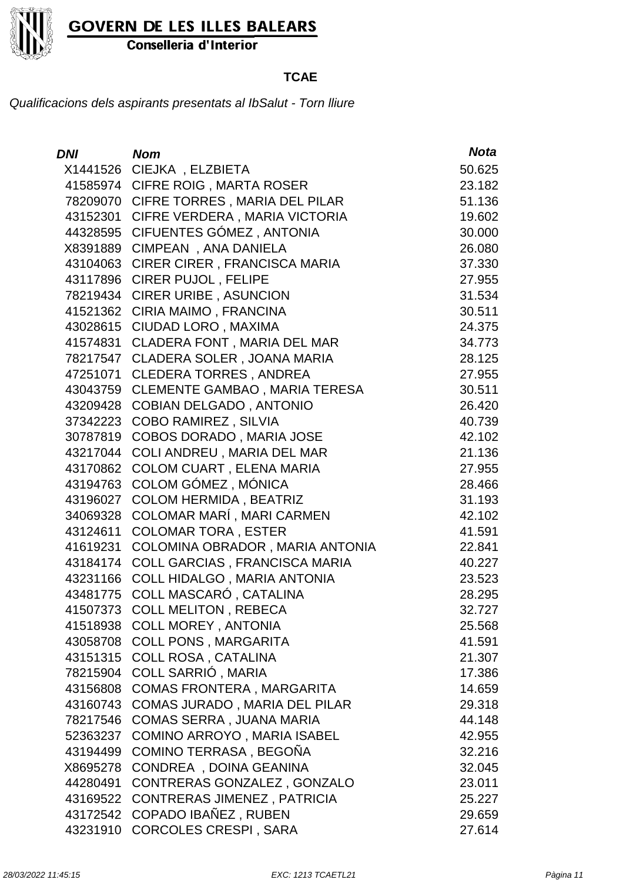**GOVERN DE LES ILLES BALEARS**
**Conselleria d'Interior**

**TCAE**

*Qualificacions dels aspirants presentats al IbSalut - Torn lliure*

| *DNI* | *Nom* | *Nota* |
|---|---|---|
| X1441526 | CIEJKA , ELZBIETA | 50.625 |
| 41585974 | CIFRE ROIG , MARTA ROSER | 23.182 |
| 78209070 | CIFRE TORRES , MARIA DEL PILAR | 51.136 |
| 43152301 | CIFRE VERDERA , MARIA VICTORIA | 19.602 |
| 44328595 | CIFUENTES GÓMEZ , ANTONIA | 30.000 |
| X8391889 | CIMPEAN , ANA DANIELA | 26.080 |
| 43104063 | CIRER CIRER , FRANCISCA MARIA | 37.330 |
| 43117896 | CIRER PUJOL , FELIPE | 27.955 |
| 78219434 | CIRER URIBE , ASUNCION | 31.534 |
| 41521362 | CIRIA MAIMO , FRANCINA | 30.511 |
| 43028615 | CIUDAD LORO , MAXIMA | 24.375 |
| 41574831 | CLADERA FONT , MARIA DEL MAR | 34.773 |
| 78217547 | CLADERA SOLER , JOANA MARIA | 28.125 |
| 47251071 | CLEDERA TORRES , ANDREA | 27.955 |
| 43043759 | CLEMENTE GAMBAO , MARIA TERESA | 30.511 |
| 43209428 | COBIAN DELGADO , ANTONIO | 26.420 |
| 37342223 | COBO RAMIREZ , SILVIA | 40.739 |
| 30787819 | COBOS DORADO , MARIA JOSE | 42.102 |
| 43217044 | COLI ANDREU , MARIA DEL MAR | 21.136 |
| 43170862 | COLOM CUART , ELENA MARIA | 27.955 |
| 43194763 | COLOM GÓMEZ , MÓNICA | 28.466 |
| 43196027 | COLOM HERMIDA , BEATRIZ | 31.193 |
| 34069328 | COLOMAR MARÍ , MARI CARMEN | 42.102 |
| 43124611 | COLOMAR TORA , ESTER | 41.591 |
| 41619231 | COLOMINA OBRADOR , MARIA ANTONIA | 22.841 |
| 43184174 | COLL GARCIAS , FRANCISCA MARIA | 40.227 |
| 43231166 | COLL HIDALGO , MARIA ANTONIA | 23.523 |
| 43481775 | COLL MASCARÓ , CATALINA | 28.295 |
| 41507373 | COLL MELITON , REBECA | 32.727 |
| 41518938 | COLL MOREY , ANTONIA | 25.568 |
| 43058708 | COLL PONS , MARGARITA | 41.591 |
| 43151315 | COLL ROSA , CATALINA | 21.307 |
| 78215904 | COLL SARRIÓ , MARIA | 17.386 |
| 43156808 | COMAS FRONTERA , MARGARITA | 14.659 |
| 43160743 | COMAS JURADO , MARIA DEL PILAR | 29.318 |
| 78217546 | COMAS SERRA , JUANA MARIA | 44.148 |
| 52363237 | COMINO ARROYO , MARIA ISABEL | 42.955 |
| 43194499 | COMINO TERRASA , BEGOÑA | 32.216 |
| X8695278 | CONDREA , DOINA GEANINA | 32.045 |
| 44280491 | CONTRERAS GONZALEZ , GONZALO | 23.011 |
| 43169522 | CONTRERAS JIMENEZ , PATRICIA | 25.227 |
| 43172542 | COPADO IBAÑEZ , RUBEN | 29.659 |
| 43231910 | CORCOLES CRESPI , SARA | 27.614 |

*28/03/2022 11:45:15* *EXC: 1213 TCAETL21*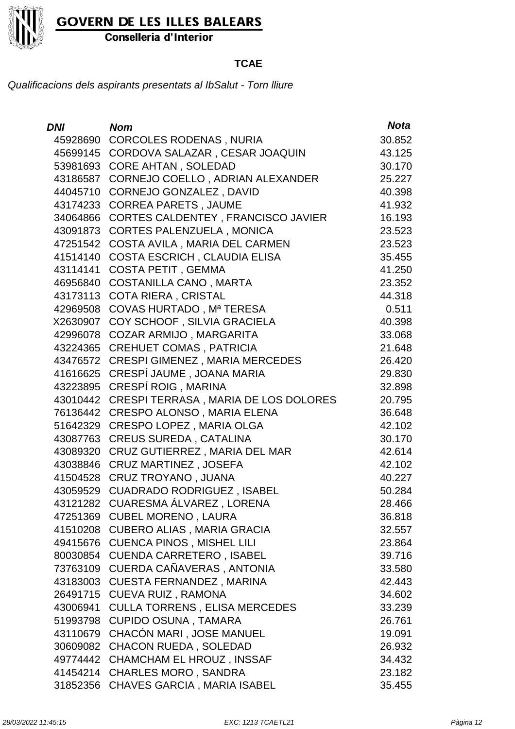**TCAE**

*Qualificacions dels aspirants presentats al IbSalut - Torn lliure*

| *DNI* | *Nom* | *Nota* |
|---|---|---|
| 45928690 | CORCOLES RODENAS , NURIA | 30.852 |
| 45699145 | CORDOVA SALAZAR , CESAR JOAQUIN | 43.125 |
| 53981693 | CORE AHTAN , SOLEDAD | 30.170 |
| 43186587 | CORNEJO COELLO , ADRIAN ALEXANDER | 25.227 |
| 44045710 | CORNEJO GONZALEZ , DAVID | 40.398 |
| 43174233 | CORREA PARETS , JAUME | 41.932 |
| 34064866 | CORTES CALDENTEY , FRANCISCO JAVIER | 16.193 |
| 43091873 | CORTES PALENZUELA , MONICA | 23.523 |
| 47251542 | COSTA AVILA , MARIA DEL CARMEN | 23.523 |
| 41514140 | COSTA ESCRICH , CLAUDIA ELISA | 35.455 |
| 43114141 | COSTA PETIT , GEMMA | 41.250 |
| 46956840 | COSTANILLA CANO , MARTA | 23.352 |
| 43173113 | COTA RIERA , CRISTAL | 44.318 |
| 42969508 | COVAS HURTADO , Mª TERESA | 0.511 |
| X2630907 | COY SCHOOF , SILVIA GRACIELA | 40.398 |
| 42996078 | COZAR ARMIJO , MARGARITA | 33.068 |
| 43224365 | CREHUET COMAS , PATRICIA | 21.648 |
| 43476572 | CRESPI GIMENEZ , MARIA MERCEDES | 26.420 |
| 41616625 | CRESPÍ JAUME , JOANA MARIA | 29.830 |
| 43223895 | CRESPÍ ROIG , MARINA | 32.898 |
| 43010442 | CRESPI TERRASA , MARIA DE LOS DOLORES | 20.795 |
| 76136442 | CRESPO ALONSO , MARIA ELENA | 36.648 |
| 51642329 | CRESPO LOPEZ , MARIA OLGA | 42.102 |
| 43087763 | CREUS SUREDA , CATALINA | 30.170 |
| 43089320 | CRUZ GUTIERREZ , MARIA DEL MAR | 42.614 |
| 43038846 | CRUZ MARTINEZ , JOSEFA | 42.102 |
| 41504528 | CRUZ TROYANO , JUANA | 40.227 |
| 43059529 | CUADRADO RODRIGUEZ , ISABEL | 50.284 |
| 43121282 | CUARESMA ÁLVAREZ , LORENA | 28.466 |
| 47251369 | CUBEL MORENO , LAURA | 36.818 |
| 41510208 | CUBERO ALIAS , MARIA GRACIA | 32.557 |
| 49415676 | CUENCA PINOS , MISHEL LILI | 23.864 |
| 80030854 | CUENDA CARRETERO , ISABEL | 39.716 |
| 73763109 | CUERDA CAÑAVERAS , ANTONIA | 33.580 |
| 43183003 | CUESTA FERNANDEZ , MARINA | 42.443 |
| 26491715 | CUEVA RUIZ , RAMONA | 34.602 |
| 43006941 | CULLA TORRENS , ELISA MERCEDES | 33.239 |
| 51993798 | CUPIDO OSUNA , TAMARA | 26.761 |
| 43110679 | CHACÓN MARI , JOSE MANUEL | 19.091 |
| 30609082 | CHACON RUEDA , SOLEDAD | 26.932 |
| 49774442 | CHAMCHAM EL HROUZ , INSSAF | 34.432 |
| 41454214 | CHARLES MORO , SANDRA | 23.182 |
| 31852356 | CHAVES GARCIA , MARIA ISABEL | 35.455 |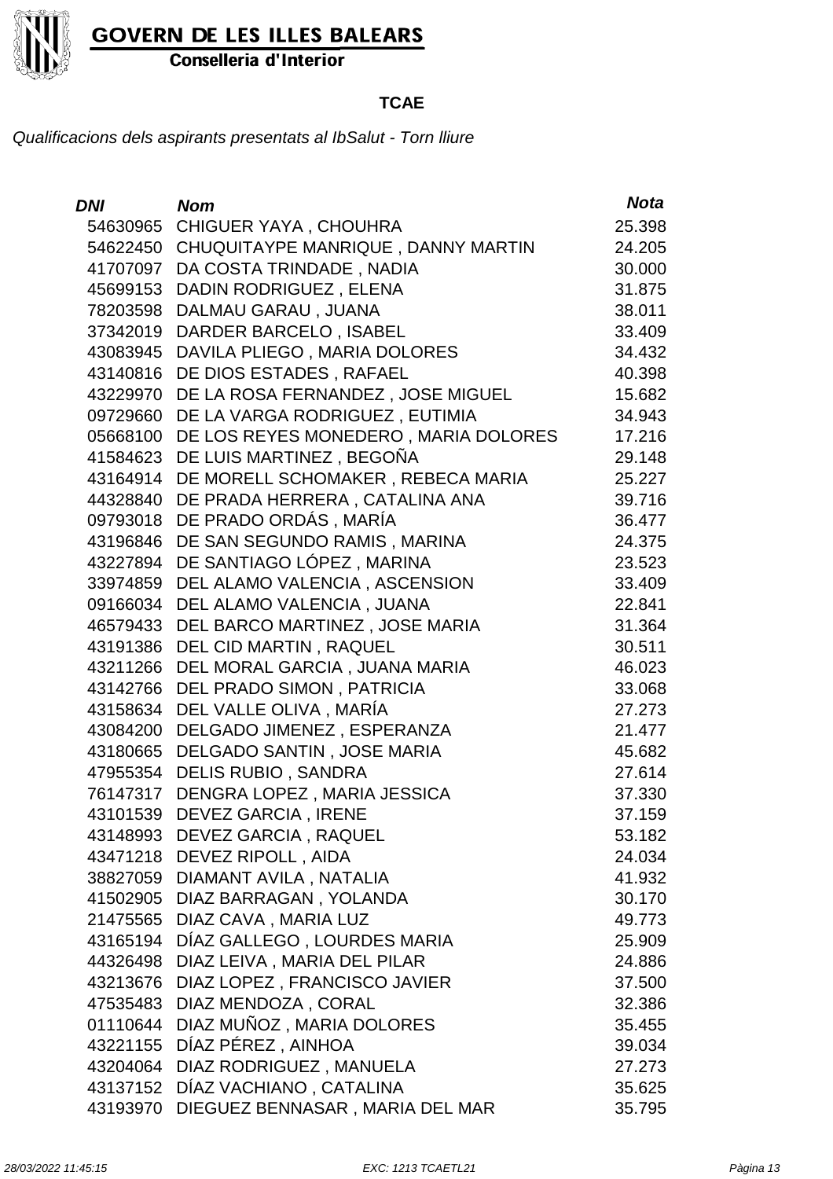**GOVERN DE LES ILLES BALEARS**

**Conselleria d'Interior**

## TCAE

*Qualificacions dels aspirants presentats al IbSalut - Torn lliure*

| *DNI* | *Nom* | *Nota* |
|---|---|---|
| 54630965 | CHIGUER YAYA , CHOUHRA | 25.398 |
| 54622450 | CHUQUITAYPE MANRIQUE , DANNY MARTIN | 24.205 |
| 41707097 | DA COSTA TRINDADE , NADIA | 30.000 |
| 45699153 | DADIN RODRIGUEZ , ELENA | 31.875 |
| 78203598 | DALMAU GARAU , JUANA | 38.011 |
| 37342019 | DARDER BARCELO , ISABEL | 33.409 |
| 43083945 | DAVILA PLIEGO , MARIA DOLORES | 34.432 |
| 43140816 | DE DIOS ESTADES , RAFAEL | 40.398 |
| 43229970 | DE LA ROSA FERNANDEZ , JOSE MIGUEL | 15.682 |
| 09729660 | DE LA VARGA RODRIGUEZ , EUTIMIA | 34.943 |
| 05668100 | DE LOS REYES MONEDERO , MARIA DOLORES | 17.216 |
| 41584623 | DE LUIS MARTINEZ , BEGOÑA | 29.148 |
| 43164914 | DE MORELL SCHOMAKER , REBECA MARIA | 25.227 |
| 44328840 | DE PRADA HERRERA , CATALINA ANA | 39.716 |
| 09793018 | DE PRADO ORDÁS , MARÍA | 36.477 |
| 43196846 | DE SAN SEGUNDO RAMIS , MARINA | 24.375 |
| 43227894 | DE SANTIAGO LÓPEZ , MARINA | 23.523 |
| 33974859 | DEL ALAMO VALENCIA , ASCENSION | 33.409 |
| 09166034 | DEL ALAMO VALENCIA , JUANA | 22.841 |
| 46579433 | DEL BARCO MARTINEZ , JOSE MARIA | 31.364 |
| 43191386 | DEL CID MARTIN , RAQUEL | 30.511 |
| 43211266 | DEL MORAL GARCIA , JUANA MARIA | 46.023 |
| 43142766 | DEL PRADO SIMON , PATRICIA | 33.068 |
| 43158634 | DEL VALLE OLIVA , MARÍA | 27.273 |
| 43084200 | DELGADO JIMENEZ , ESPERANZA | 21.477 |
| 43180665 | DELGADO SANTIN , JOSE MARIA | 45.682 |
| 47955354 | DELIS RUBIO , SANDRA | 27.614 |
| 76147317 | DENGRA LOPEZ , MARIA JESSICA | 37.330 |
| 43101539 | DEVEZ GARCIA , IRENE | 37.159 |
| 43148993 | DEVEZ GARCIA , RAQUEL | 53.182 |
| 43471218 | DEVEZ RIPOLL , AIDA | 24.034 |
| 38827059 | DIAMANT AVILA , NATALIA | 41.932 |
| 41502905 | DIAZ BARRAGAN , YOLANDA | 30.170 |
| 21475565 | DIAZ CAVA , MARIA LUZ | 49.773 |
| 43165194 | DÍAZ GALLEGO , LOURDES MARIA | 25.909 |
| 44326498 | DIAZ LEIVA , MARIA DEL PILAR | 24.886 |
| 43213676 | DIAZ LOPEZ , FRANCISCO JAVIER | 37.500 |
| 47535483 | DIAZ MENDOZA , CORAL | 32.386 |
| 01110644 | DIAZ MUÑOZ , MARIA DOLORES | 35.455 |
| 43221155 | DÍAZ PÉREZ , AINHOA | 39.034 |
| 43204064 | DIAZ RODRIGUEZ , MANUELA | 27.273 |
| 43137152 | DÍAZ VACHIANO , CATALINA | 35.625 |
| 43193970 | DIEGUEZ BENNASAR , MARIA DEL MAR | 35.795 |

*28/03/2022 11:45:15* *EXC: 1213 TCAETL21*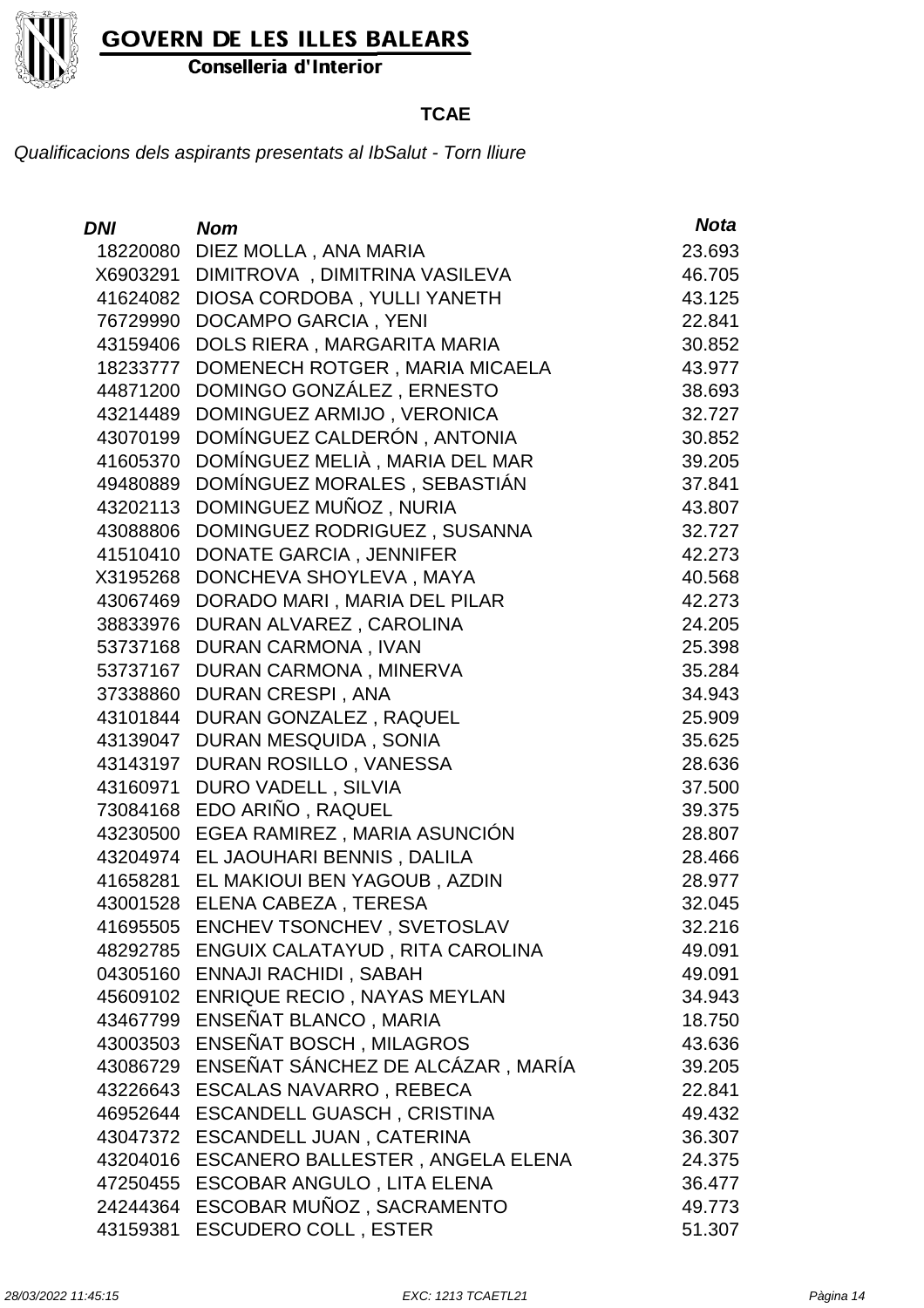GOVERN DE LES ILLES BALEARS

Conselleria d'Interior

**TCAE**

*Qualificacions dels aspirants presentats al IbSalut - Torn lliure*

| *DNI* | *Nom* | *Nota* |
|---|---|---|
| 18220080 | DIEZ MOLLA , ANA MARIA | 23.693 |
| X6903291 | DIMITROVA , DIMITRINA VASILEVA | 46.705 |
| 41624082 | DIOSA CORDOBA , YULLI YANETH | 43.125 |
| 76729990 | DOCAMPO GARCIA , YENI | 22.841 |
| 43159406 | DOLS RIERA , MARGARITA MARIA | 30.852 |
| 18233777 | DOMENECH ROTGER , MARIA MICAELA | 43.977 |
| 44871200 | DOMINGO GONZÁLEZ , ERNESTO | 38.693 |
| 43214489 | DOMINGUEZ ARMIJO , VERONICA | 32.727 |
| 43070199 | DOMÍNGUEZ CALDERÓN , ANTONIA | 30.852 |
| 41605370 | DOMÍNGUEZ MELIÀ , MARIA DEL MAR | 39.205 |
| 49480889 | DOMÍNGUEZ MORALES , SEBASTIÁN | 37.841 |
| 43202113 | DOMINGUEZ MUÑOZ , NURIA | 43.807 |
| 43088806 | DOMINGUEZ RODRIGUEZ , SUSANNA | 32.727 |
| 41510410 | DONATE GARCIA , JENNIFER | 42.273 |
| X3195268 | DONCHEVA SHOYLEVA , MAYA | 40.568 |
| 43067469 | DORADO MARI , MARIA DEL PILAR | 42.273 |
| 38833976 | DURAN ALVAREZ , CAROLINA | 24.205 |
| 53737168 | DURAN CARMONA , IVAN | 25.398 |
| 53737167 | DURAN CARMONA , MINERVA | 35.284 |
| 37338860 | DURAN CRESPI , ANA | 34.943 |
| 43101844 | DURAN GONZALEZ , RAQUEL | 25.909 |
| 43139047 | DURAN MESQUIDA , SONIA | 35.625 |
| 43143197 | DURAN ROSILLO , VANESSA | 28.636 |
| 43160971 | DURO VADELL , SILVIA | 37.500 |
| 73084168 | EDO ARIÑO , RAQUEL | 39.375 |
| 43230500 | EGEA RAMIREZ , MARIA ASUNCIÓN | 28.807 |
| 43204974 | EL JAOUHARI BENNIS , DALILA | 28.466 |
| 41658281 | EL MAKIOUI BEN YAGOUB , AZDIN | 28.977 |
| 43001528 | ELENA CABEZA , TERESA | 32.045 |
| 41695505 | ENCHEV TSONCHEV , SVETOSLAV | 32.216 |
| 48292785 | ENGUIX CALATAYUD , RITA CAROLINA | 49.091 |
| 04305160 | ENNAJI RACHIDI , SABAH | 49.091 |
| 45609102 | ENRIQUE RECIO , NAYAS MEYLAN | 34.943 |
| 43467799 | ENSEÑAT BLANCO , MARIA | 18.750 |
| 43003503 | ENSEÑAT BOSCH , MILAGROS | 43.636 |
| 43086729 | ENSEÑAT SÁNCHEZ DE ALCÁZAR , MARÍA | 39.205 |
| 43226643 | ESCALAS NAVARRO , REBECA | 22.841 |
| 46952644 | ESCANDELL GUASCH , CRISTINA | 49.432 |
| 43047372 | ESCANDELL JUAN , CATERINA | 36.307 |
| 43204016 | ESCANERO BALLESTER , ANGELA ELENA | 24.375 |
| 47250455 | ESCOBAR ANGULO , LITA ELENA | 36.477 |
| 24244364 | ESCOBAR MUÑOZ , SACRAMENTO | 49.773 |
| 43159381 | ESCUDERO COLL , ESTER | 51.307 |

*28/03/2022 11:45:15* *EXC: 1213 TCAETL21*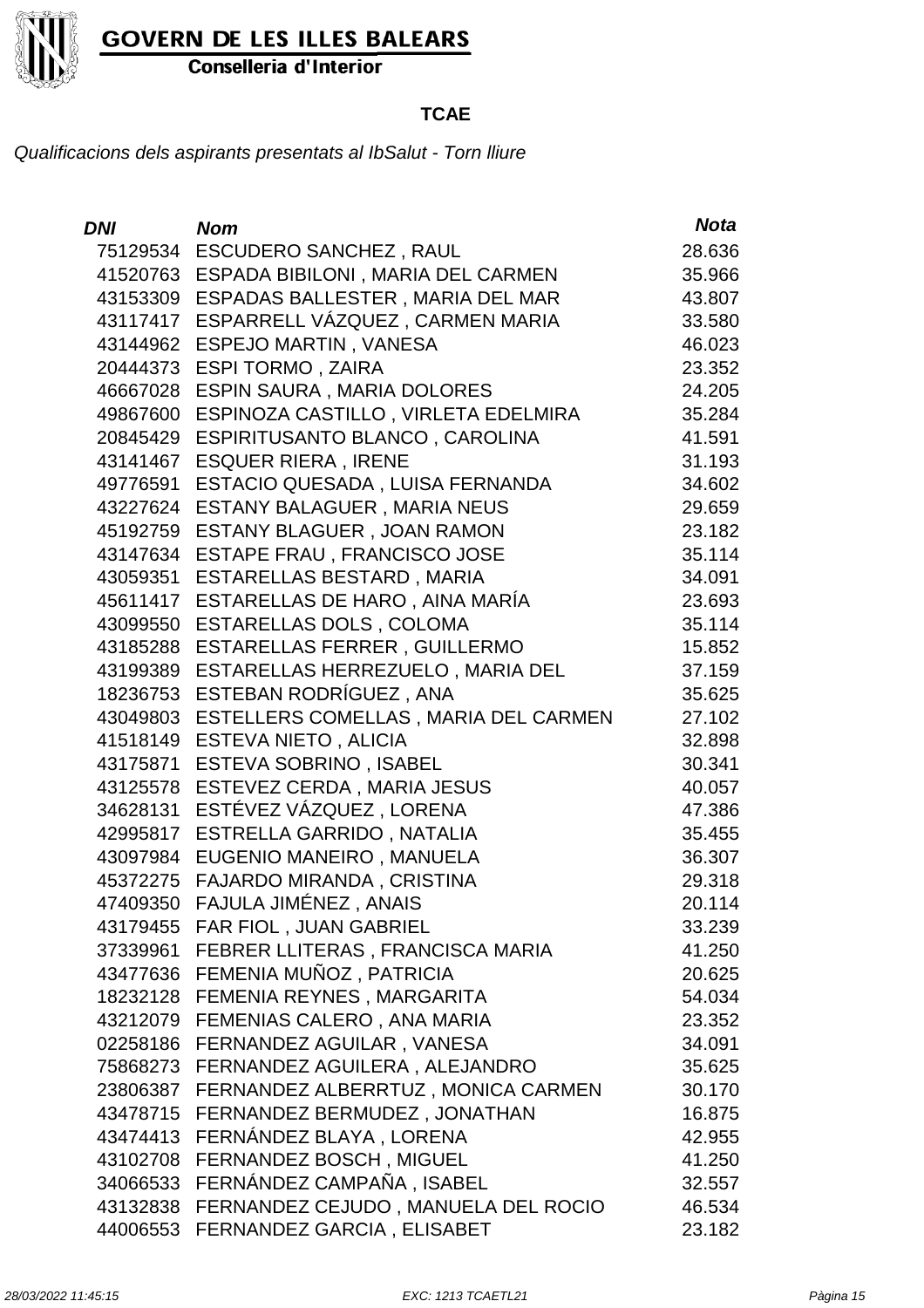**GOVERN DE LES ILLES BALEARS**
**Conselleria d'Interior**

## TCAE

*Qualificacions dels aspirants presentats al IbSalut - Torn lliure*

| *DNI* | *Nom* | *Nota* |
|---|---|---|
| 75129534 | ESCUDERO SANCHEZ , RAUL | 28.636 |
| 41520763 | ESPADA BIBILONI , MARIA DEL CARMEN | 35.966 |
| 43153309 | ESPADAS BALLESTER , MARIA DEL MAR | 43.807 |
| 43117417 | ESPARRELL VÁZQUEZ , CARMEN MARIA | 33.580 |
| 43144962 | ESPEJO MARTIN , VANESA | 46.023 |
| 20444373 | ESPI TORMO , ZAIRA | 23.352 |
| 46667028 | ESPIN SAURA , MARIA DOLORES | 24.205 |
| 49867600 | ESPINOZA CASTILLO , VIRLETA EDELMIRA | 35.284 |
| 20845429 | ESPIRITUSANTO BLANCO , CAROLINA | 41.591 |
| 43141467 | ESQUER RIERA , IRENE | 31.193 |
| 49776591 | ESTACIO QUESADA , LUISA FERNANDA | 34.602 |
| 43227624 | ESTANY BALAGUER , MARIA NEUS | 29.659 |
| 45192759 | ESTANY BLAGUER , JOAN RAMON | 23.182 |
| 43147634 | ESTAPE FRAU , FRANCISCO JOSE | 35.114 |
| 43059351 | ESTARELLAS BESTARD , MARIA | 34.091 |
| 45611417 | ESTARELLAS DE HARO , AINA MARÍA | 23.693 |
| 43099550 | ESTARELLAS DOLS , COLOMA | 35.114 |
| 43185288 | ESTARELLAS FERRER , GUILLERMO | 15.852 |
| 43199389 | ESTARELLAS HERREZUELO , MARIA DEL | 37.159 |
| 18236753 | ESTEBAN RODRÍGUEZ , ANA | 35.625 |
| 43049803 | ESTELLERS COMELLAS , MARIA DEL CARMEN | 27.102 |
| 41518149 | ESTEVA NIETO , ALICIA | 32.898 |
| 43175871 | ESTEVA SOBRINO , ISABEL | 30.341 |
| 43125578 | ESTEVEZ CERDA , MARIA JESUS | 40.057 |
| 34628131 | ESTÉVEZ VÁZQUEZ , LORENA | 47.386 |
| 42995817 | ESTRELLA GARRIDO , NATALIA | 35.455 |
| 43097984 | EUGENIO MANEIRO , MANUELA | 36.307 |
| 45372275 | FAJARDO MIRANDA , CRISTINA | 29.318 |
| 47409350 | FAJULA JIMÉNEZ , ANAIS | 20.114 |
| 43179455 | FAR FIOL , JUAN GABRIEL | 33.239 |
| 37339961 | FEBRER LLITERAS , FRANCISCA MARIA | 41.250 |
| 43477636 | FEMENIA MUÑOZ , PATRICIA | 20.625 |
| 18232128 | FEMENIA REYNES , MARGARITA | 54.034 |
| 43212079 | FEMENIAS CALERO , ANA MARIA | 23.352 |
| 02258186 | FERNANDEZ AGUILAR , VANESA | 34.091 |
| 75868273 | FERNANDEZ AGUILERA , ALEJANDRO | 35.625 |
| 23806387 | FERNANDEZ ALBERRTUZ , MONICA CARMEN | 30.170 |
| 43478715 | FERNANDEZ BERMUDEZ , JONATHAN | 16.875 |
| 43474413 | FERNÁNDEZ BLAYA , LORENA | 42.955 |
| 43102708 | FERNANDEZ BOSCH , MIGUEL | 41.250 |
| 34066533 | FERNÁNDEZ CAMPAÑA , ISABEL | 32.557 |
| 43132838 | FERNANDEZ CEJUDO , MANUELA DEL ROCIO | 46.534 |
| 44006553 | FERNANDEZ GARCIA , ELISABET | 23.182 |

*28/03/2022 11:45:15* *EXC: 1213 TCAETL21*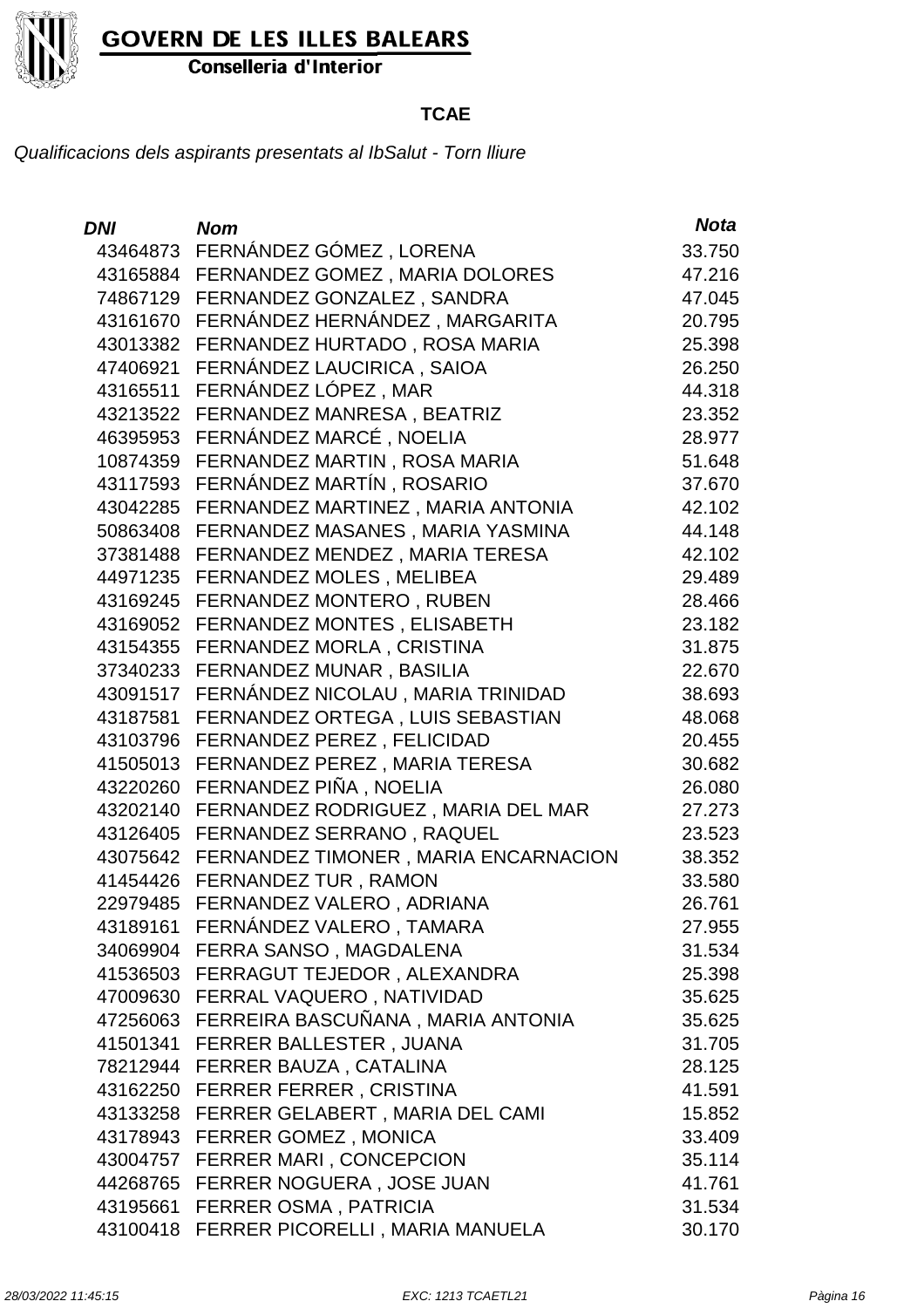**GOVERN DE LES ILLES BALEARS**
**Conselleria d'Interior**

## TCAE

*Qualificacions dels aspirants presentats al IbSalut - Torn lliure*

| *DNI* | *Nom* | *Nota* |
|---|---|---|
| 43464873 | FERNÁNDEZ GÓMEZ , LORENA | 33.750 |
| 43165884 | FERNANDEZ GOMEZ , MARIA DOLORES | 47.216 |
| 74867129 | FERNANDEZ GONZALEZ , SANDRA | 47.045 |
| 43161670 | FERNÁNDEZ HERNÁNDEZ , MARGARITA | 20.795 |
| 43013382 | FERNANDEZ HURTADO , ROSA MARIA | 25.398 |
| 47406921 | FERNÁNDEZ LAUCIRICA , SAIOA | 26.250 |
| 43165511 | FERNÁNDEZ LÓPEZ , MAR | 44.318 |
| 43213522 | FERNANDEZ MANRESA , BEATRIZ | 23.352 |
| 46395953 | FERNÁNDEZ MARCÉ , NOELIA | 28.977 |
| 10874359 | FERNANDEZ MARTIN , ROSA MARIA | 51.648 |
| 43117593 | FERNÁNDEZ MARTÍN , ROSARIO | 37.670 |
| 43042285 | FERNANDEZ MARTINEZ , MARIA ANTONIA | 42.102 |
| 50863408 | FERNANDEZ MASANES , MARIA YASMINA | 44.148 |
| 37381488 | FERNANDEZ MENDEZ , MARIA TERESA | 42.102 |
| 44971235 | FERNANDEZ MOLES , MELIBEA | 29.489 |
| 43169245 | FERNANDEZ MONTERO , RUBEN | 28.466 |
| 43169052 | FERNANDEZ MONTES , ELISABETH | 23.182 |
| 43154355 | FERNANDEZ MORLA , CRISTINA | 31.875 |
| 37340233 | FERNANDEZ MUNAR , BASILIA | 22.670 |
| 43091517 | FERNÁNDEZ NICOLAU , MARIA TRINIDAD | 38.693 |
| 43187581 | FERNANDEZ ORTEGA , LUIS SEBASTIAN | 48.068 |
| 43103796 | FERNANDEZ PEREZ , FELICIDAD | 20.455 |
| 41505013 | FERNANDEZ PEREZ , MARIA TERESA | 30.682 |
| 43220260 | FERNANDEZ PIÑA , NOELIA | 26.080 |
| 43202140 | FERNANDEZ RODRIGUEZ , MARIA DEL MAR | 27.273 |
| 43126405 | FERNANDEZ SERRANO , RAQUEL | 23.523 |
| 43075642 | FERNANDEZ TIMONER , MARIA ENCARNACION | 38.352 |
| 41454426 | FERNANDEZ TUR , RAMON | 33.580 |
| 22979485 | FERNANDEZ VALERO , ADRIANA | 26.761 |
| 43189161 | FERNÁNDEZ VALERO , TAMARA | 27.955 |
| 34069904 | FERRA SANSO , MAGDALENA | 31.534 |
| 41536503 | FERRAGUT TEJEDOR , ALEXANDRA | 25.398 |
| 47009630 | FERRAL VAQUERO , NATIVIDAD | 35.625 |
| 47256063 | FERREIRA BASCUÑANA , MARIA ANTONIA | 35.625 |
| 41501341 | FERRER BALLESTER , JUANA | 31.705 |
| 78212944 | FERRER BAUZA , CATALINA | 28.125 |
| 43162250 | FERRER FERRER , CRISTINA | 41.591 |
| 43133258 | FERRER GELABERT , MARIA DEL CAMI | 15.852 |
| 43178943 | FERRER GOMEZ , MONICA | 33.409 |
| 43004757 | FERRER MARI , CONCEPCION | 35.114 |
| 44268765 | FERRER NOGUERA , JOSE JUAN | 41.761 |
| 43195661 | FERRER OSMA , PATRICIA | 31.534 |
| 43100418 | FERRER PICORELLI , MARIA MANUELA | 30.170 |

*28/03/2022 11:45:15* *EXC: 1213 TCAETL21*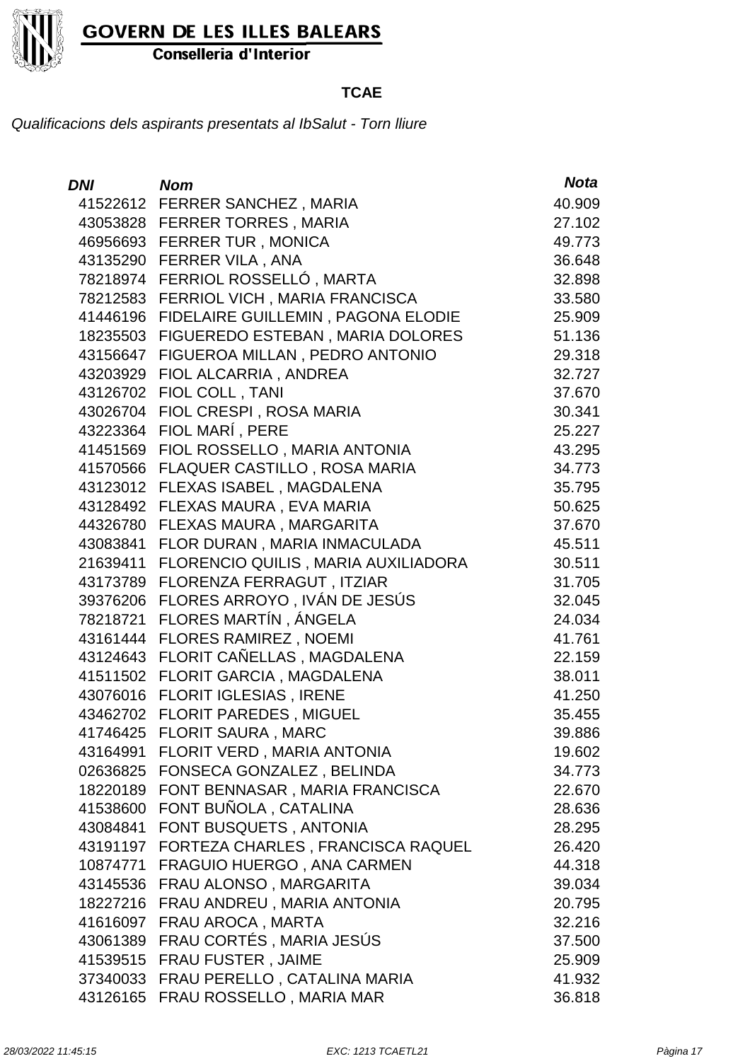**GOVERN DE LES ILLES BALEARS**
**Conselleria d'Interior**

### TCAE

*Qualificacions dels aspirants presentats al IbSalut - Torn lliure*

| *DNI* | *Nom* | *Nota* |
|---|---|---|
| 41522612 | FERRER SANCHEZ , MARIA | 40.909 |
| 43053828 | FERRER TORRES , MARIA | 27.102 |
| 46956693 | FERRER TUR , MONICA | 49.773 |
| 43135290 | FERRER VILA , ANA | 36.648 |
| 78218974 | FERRIOL ROSSELLÓ , MARTA | 32.898 |
| 78212583 | FERRIOL VICH , MARIA FRANCISCA | 33.580 |
| 41446196 | FIDELAIRE GUILLEMIN , PAGONA ELODIE | 25.909 |
| 18235503 | FIGUEREDO ESTEBAN , MARIA DOLORES | 51.136 |
| 43156647 | FIGUEROA MILLAN , PEDRO ANTONIO | 29.318 |
| 43203929 | FIOL ALCARRIA , ANDREA | 32.727 |
| 43126702 | FIOL COLL , TANI | 37.670 |
| 43026704 | FIOL CRESPI , ROSA MARIA | 30.341 |
| 43223364 | FIOL MARÍ , PERE | 25.227 |
| 41451569 | FIOL ROSSELLO , MARIA ANTONIA | 43.295 |
| 41570566 | FLAQUER CASTILLO , ROSA MARIA | 34.773 |
| 43123012 | FLEXAS ISABEL , MAGDALENA | 35.795 |
| 43128492 | FLEXAS MAURA , EVA MARIA | 50.625 |
| 44326780 | FLEXAS MAURA , MARGARITA | 37.670 |
| 43083841 | FLOR DURAN , MARIA INMACULADA | 45.511 |
| 21639411 | FLORENCIO QUILIS , MARIA AUXILIADORA | 30.511 |
| 43173789 | FLORENZA FERRAGUT , ITZIAR | 31.705 |
| 39376206 | FLORES ARROYO , IVÁN DE JESÚS | 32.045 |
| 78218721 | FLORES MARTÍN , ÁNGELA | 24.034 |
| 43161444 | FLORES RAMIREZ , NOEMI | 41.761 |
| 43124643 | FLORIT CAÑELLAS , MAGDALENA | 22.159 |
| 41511502 | FLORIT GARCIA , MAGDALENA | 38.011 |
| 43076016 | FLORIT IGLESIAS , IRENE | 41.250 |
| 43462702 | FLORIT PAREDES , MIGUEL | 35.455 |
| 41746425 | FLORIT SAURA , MARC | 39.886 |
| 43164991 | FLORIT VERD , MARIA ANTONIA | 19.602 |
| 02636825 | FONSECA GONZALEZ , BELINDA | 34.773 |
| 18220189 | FONT BENNASAR , MARIA FRANCISCA | 22.670 |
| 41538600 | FONT BUÑOLA , CATALINA | 28.636 |
| 43084841 | FONT BUSQUETS , ANTONIA | 28.295 |
| 43191197 | FORTEZA CHARLES , FRANCISCA RAQUEL | 26.420 |
| 10874771 | FRAGUIO HUERGO , ANA CARMEN | 44.318 |
| 43145536 | FRAU ALONSO , MARGARITA | 39.034 |
| 18227216 | FRAU ANDREU , MARIA ANTONIA | 20.795 |
| 41616097 | FRAU AROCA , MARTA | 32.216 |
| 43061389 | FRAU CORTÉS , MARIA JESÚS | 37.500 |
| 41539515 | FRAU FUSTER , JAIME | 25.909 |
| 37340033 | FRAU PERELLO , CATALINA MARIA | 41.932 |
| 43126165 | FRAU ROSSELLO , MARIA MAR | 36.818 |

*28/03/2022 11:45:15* *EXC: 1213 TCAETL21*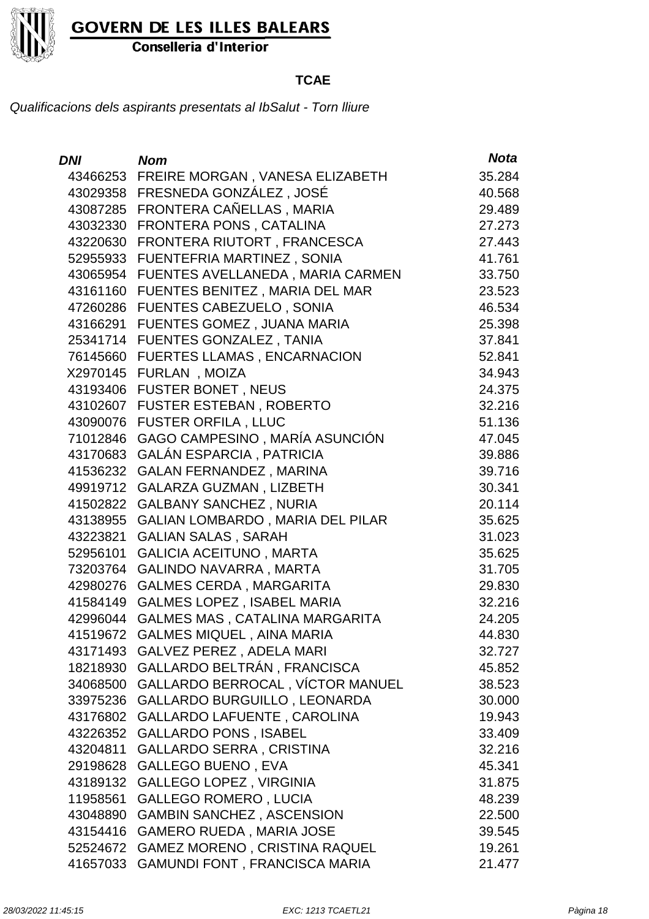**GOVERN DE LES ILLES BALEARS**
**Conselleria d'Interior**

**TCAE**

*Qualificacions dels aspirants presentats al IbSalut - Torn lliure*

| *DNI* | *Nom* | *Nota* |
|---|---|---|
| 43466253 | FREIRE MORGAN , VANESA ELIZABETH | 35.284 |
| 43029358 | FRESNEDA GONZÁLEZ , JOSÉ | 40.568 |
| 43087285 | FRONTERA CAÑELLAS , MARIA | 29.489 |
| 43032330 | FRONTERA PONS , CATALINA | 27.273 |
| 43220630 | FRONTERA RIUTORT , FRANCESCA | 27.443 |
| 52955933 | FUENTEFRIA MARTINEZ , SONIA | 41.761 |
| 43065954 | FUENTES AVELLANEDA , MARIA CARMEN | 33.750 |
| 43161160 | FUENTES BENITEZ , MARIA DEL MAR | 23.523 |
| 47260286 | FUENTES CABEZUELO , SONIA | 46.534 |
| 43166291 | FUENTES GOMEZ , JUANA MARIA | 25.398 |
| 25341714 | FUENTES GONZALEZ , TANIA | 37.841 |
| 76145660 | FUERTES LLAMAS , ENCARNACION | 52.841 |
| X2970145 | FURLAN , MOIZA | 34.943 |
| 43193406 | FUSTER BONET , NEUS | 24.375 |
| 43102607 | FUSTER ESTEBAN , ROBERTO | 32.216 |
| 43090076 | FUSTER ORFILA , LLUC | 51.136 |
| 71012846 | GAGO CAMPESINO , MARÍA ASUNCIÓN | 47.045 |
| 43170683 | GALÁN ESPARCIA , PATRICIA | 39.886 |
| 41536232 | GALAN FERNANDEZ , MARINA | 39.716 |
| 49919712 | GALARZA GUZMAN , LIZBETH | 30.341 |
| 41502822 | GALBANY SANCHEZ , NURIA | 20.114 |
| 43138955 | GALIAN LOMBARDO , MARIA DEL PILAR | 35.625 |
| 43223821 | GALIAN SALAS , SARAH | 31.023 |
| 52956101 | GALICIA ACEITUNO , MARTA | 35.625 |
| 73203764 | GALINDO NAVARRA , MARTA | 31.705 |
| 42980276 | GALMES CERDA , MARGARITA | 29.830 |
| 41584149 | GALMES LOPEZ , ISABEL MARIA | 32.216 |
| 42996044 | GALMES MAS , CATALINA MARGARITA | 24.205 |
| 41519672 | GALMES MIQUEL , AINA MARIA | 44.830 |
| 43171493 | GALVEZ PEREZ , ADELA MARI | 32.727 |
| 18218930 | GALLARDO BELTRÁN , FRANCISCA | 45.852 |
| 34068500 | GALLARDO BERROCAL , VÍCTOR MANUEL | 38.523 |
| 33975236 | GALLARDO BURGUILLO , LEONARDA | 30.000 |
| 43176802 | GALLARDO LAFUENTE , CAROLINA | 19.943 |
| 43226352 | GALLARDO PONS , ISABEL | 33.409 |
| 43204811 | GALLARDO SERRA , CRISTINA | 32.216 |
| 29198628 | GALLEGO BUENO , EVA | 45.341 |
| 43189132 | GALLEGO LOPEZ , VIRGINIA | 31.875 |
| 11958561 | GALLEGO ROMERO , LUCIA | 48.239 |
| 43048890 | GAMBIN SANCHEZ , ASCENSION | 22.500 |
| 43154416 | GAMERO RUEDA , MARIA JOSE | 39.545 |
| 52524672 | GAMEZ MORENO , CRISTINA RAQUEL | 19.261 |
| 41657033 | GAMUNDI FONT , FRANCISCA MARIA | 21.477 |

*28/03/2022 11:45:15* *EXC: 1213 TCAETL21*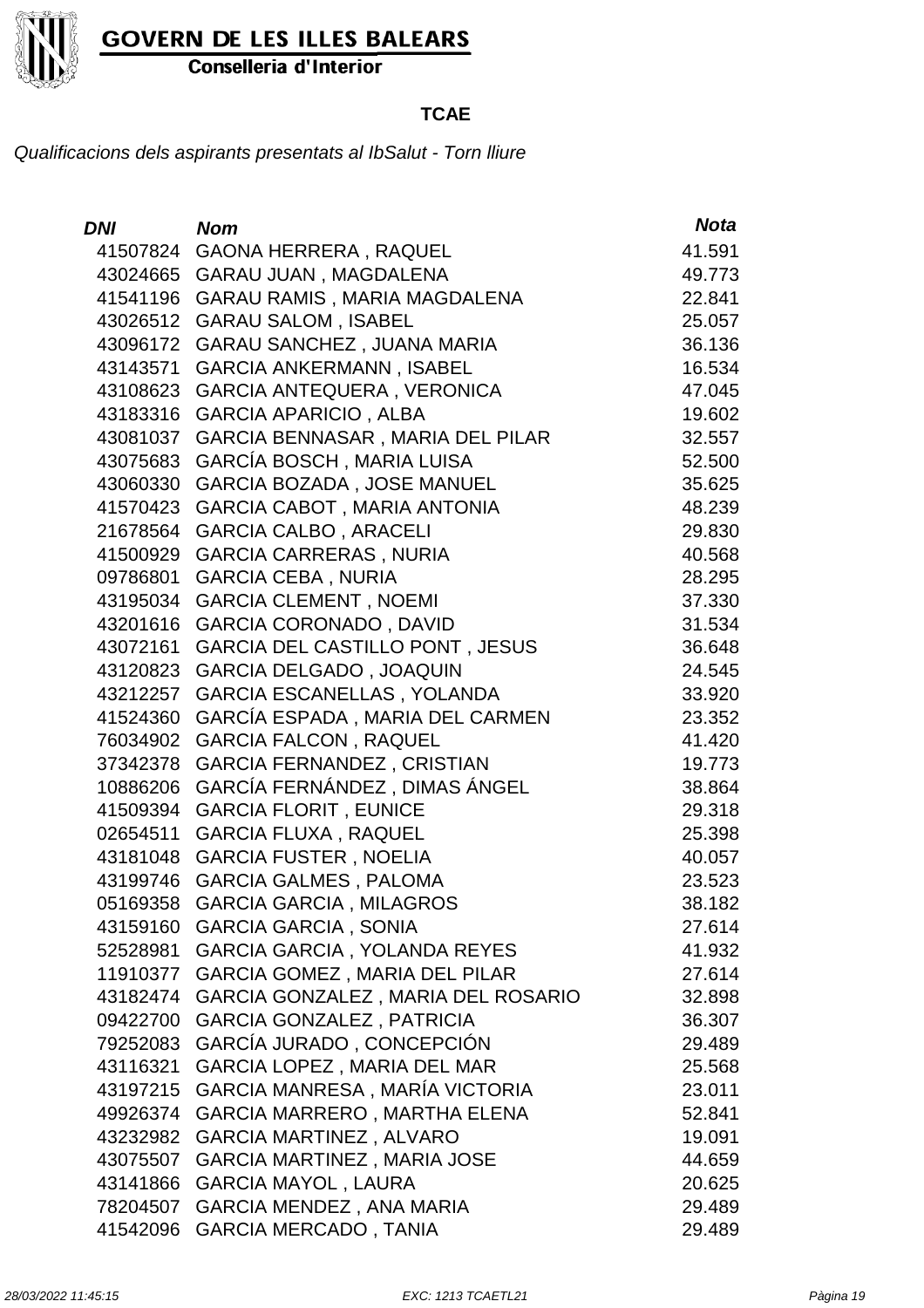**GOVERN DE LES ILLES BALEARS**

**Conselleria d'Interior**

**TCAE**

*Qualificacions dels aspirants presentats al IbSalut - Torn lliure*

| *DNI* | *Nom* | *Nota* |
|---|---|---|
| 41507824 | GAONA HERRERA , RAQUEL | 41.591 |
| 43024665 | GARAU JUAN , MAGDALENA | 49.773 |
| 41541196 | GARAU RAMIS , MARIA MAGDALENA | 22.841 |
| 43026512 | GARAU SALOM , ISABEL | 25.057 |
| 43096172 | GARAU SANCHEZ , JUANA MARIA | 36.136 |
| 43143571 | GARCIA ANKERMANN , ISABEL | 16.534 |
| 43108623 | GARCIA ANTEQUERA , VERONICA | 47.045 |
| 43183316 | GARCIA APARICIO , ALBA | 19.602 |
| 43081037 | GARCIA BENNASAR , MARIA DEL PILAR | 32.557 |
| 43075683 | GARCÍA BOSCH , MARIA LUISA | 52.500 |
| 43060330 | GARCIA BOZADA , JOSE MANUEL | 35.625 |
| 41570423 | GARCIA CABOT , MARIA ANTONIA | 48.239 |
| 21678564 | GARCIA CALBO , ARACELI | 29.830 |
| 41500929 | GARCIA CARRERAS , NURIA | 40.568 |
| 09786801 | GARCIA CEBA , NURIA | 28.295 |
| 43195034 | GARCIA CLEMENT , NOEMI | 37.330 |
| 43201616 | GARCIA CORONADO , DAVID | 31.534 |
| 43072161 | GARCIA DEL CASTILLO PONT , JESUS | 36.648 |
| 43120823 | GARCIA DELGADO , JOAQUIN | 24.545 |
| 43212257 | GARCIA ESCANELLAS , YOLANDA | 33.920 |
| 41524360 | GARCÍA ESPADA , MARIA DEL CARMEN | 23.352 |
| 76034902 | GARCIA FALCON , RAQUEL | 41.420 |
| 37342378 | GARCIA FERNANDEZ , CRISTIAN | 19.773 |
| 10886206 | GARCÍA FERNÁNDEZ , DIMAS ÁNGEL | 38.864 |
| 41509394 | GARCIA FLORIT , EUNICE | 29.318 |
| 02654511 | GARCIA FLUXA , RAQUEL | 25.398 |
| 43181048 | GARCIA FUSTER , NOELIA | 40.057 |
| 43199746 | GARCIA GALMES , PALOMA | 23.523 |
| 05169358 | GARCIA GARCIA , MILAGROS | 38.182 |
| 43159160 | GARCIA GARCIA , SONIA | 27.614 |
| 52528981 | GARCIA GARCIA , YOLANDA REYES | 41.932 |
| 11910377 | GARCIA GOMEZ , MARIA DEL PILAR | 27.614 |
| 43182474 | GARCIA GONZALEZ , MARIA DEL ROSARIO | 32.898 |
| 09422700 | GARCIA GONZALEZ , PATRICIA | 36.307 |
| 79252083 | GARCÍA JURADO , CONCEPCIÓN | 29.489 |
| 43116321 | GARCIA LOPEZ , MARIA DEL MAR | 25.568 |
| 43197215 | GARCIA MANRESA , MARÍA VICTORIA | 23.011 |
| 49926374 | GARCIA MARRERO , MARTHA ELENA | 52.841 |
| 43232982 | GARCIA MARTINEZ , ALVARO | 19.091 |
| 43075507 | GARCIA MARTINEZ , MARIA JOSE | 44.659 |
| 43141866 | GARCIA MAYOL , LAURA | 20.625 |
| 78204507 | GARCIA MENDEZ , ANA MARIA | 29.489 |
| 41542096 | GARCIA MERCADO , TANIA | 29.489 |

*28/03/2022 11:45:15* *EXC: 1213 TCAETL21*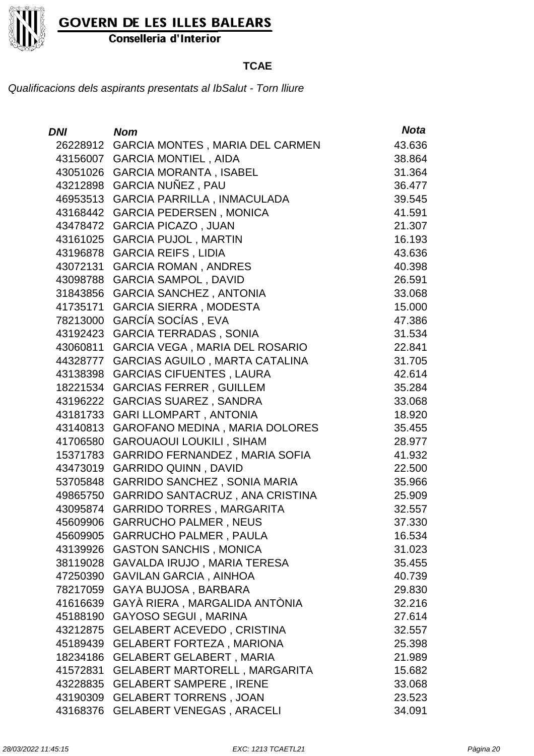**GOVERN DE LES ILLES BALEARS**
**Conselleria d'Interior**

## TCAE

*Qualificacions dels aspirants presentats al IbSalut - Torn lliure*

| *DNI* | *Nom* | *Nota* |
|---|---|---|
| 26228912 | GARCIA MONTES , MARIA DEL CARMEN | 43.636 |
| 43156007 | GARCIA MONTIEL , AIDA | 38.864 |
| 43051026 | GARCIA MORANTA , ISABEL | 31.364 |
| 43212898 | GARCIA NUÑEZ , PAU | 36.477 |
| 46953513 | GARCIA PARRILLA , INMACULADA | 39.545 |
| 43168442 | GARCIA PEDERSEN , MONICA | 41.591 |
| 43478472 | GARCIA PICAZO , JUAN | 21.307 |
| 43161025 | GARCIA PUJOL , MARTIN | 16.193 |
| 43196878 | GARCIA REIFS , LIDIA | 43.636 |
| 43072131 | GARCIA ROMAN , ANDRES | 40.398 |
| 43098788 | GARCIA SAMPOL , DAVID | 26.591 |
| 31843856 | GARCIA SANCHEZ , ANTONIA | 33.068 |
| 41735171 | GARCIA SIERRA , MODESTA | 15.000 |
| 78213000 | GARCÍA SOCÍAS , EVA | 47.386 |
| 43192423 | GARCIA TERRADAS , SONIA | 31.534 |
| 43060811 | GARCIA VEGA , MARIA DEL ROSARIO | 22.841 |
| 44328777 | GARCIAS AGUILO , MARTA CATALINA | 31.705 |
| 43138398 | GARCIAS CIFUENTES , LAURA | 42.614 |
| 18221534 | GARCIAS FERRER , GUILLEM | 35.284 |
| 43196222 | GARCIAS SUAREZ , SANDRA | 33.068 |
| 43181733 | GARI LLOMPART , ANTONIA | 18.920 |
| 43140813 | GAROFANO MEDINA , MARIA DOLORES | 35.455 |
| 41706580 | GAROUAOUI LOUKILI , SIHAM | 28.977 |
| 15371783 | GARRIDO FERNANDEZ , MARIA SOFIA | 41.932 |
| 43473019 | GARRIDO QUINN , DAVID | 22.500 |
| 53705848 | GARRIDO SANCHEZ , SONIA MARIA | 35.966 |
| 49865750 | GARRIDO SANTACRUZ , ANA CRISTINA | 25.909 |
| 43095874 | GARRIDO TORRES , MARGARITA | 32.557 |
| 45609906 | GARRUCHO PALMER , NEUS | 37.330 |
| 45609905 | GARRUCHO PALMER , PAULA | 16.534 |
| 43139926 | GASTON SANCHIS , MONICA | 31.023 |
| 38119028 | GAVALDA IRUJO , MARIA TERESA | 35.455 |
| 47250390 | GAVILAN GARCIA , AINHOA | 40.739 |
| 78217059 | GAYA BUJOSA , BARBARA | 29.830 |
| 41616639 | GAYÀ RIERA , MARGALIDA ANTÒNIA | 32.216 |
| 45188190 | GAYOSO SEGUI , MARINA | 27.614 |
| 43212875 | GELABERT ACEVEDO , CRISTINA | 32.557 |
| 45189439 | GELABERT FORTEZA , MARIONA | 25.398 |
| 18234186 | GELABERT GELABERT , MARIA | 21.989 |
| 41572831 | GELABERT MARTORELL , MARGARITA | 15.682 |
| 43228835 | GELABERT SAMPERE , IRENE | 33.068 |
| 43190309 | GELABERT TORRENS , JOAN | 23.523 |
| 43168376 | GELABERT VENEGAS , ARACELI | 34.091 |

*28/03/2022 11:45:15* *EXC: 1213 TCAETL21*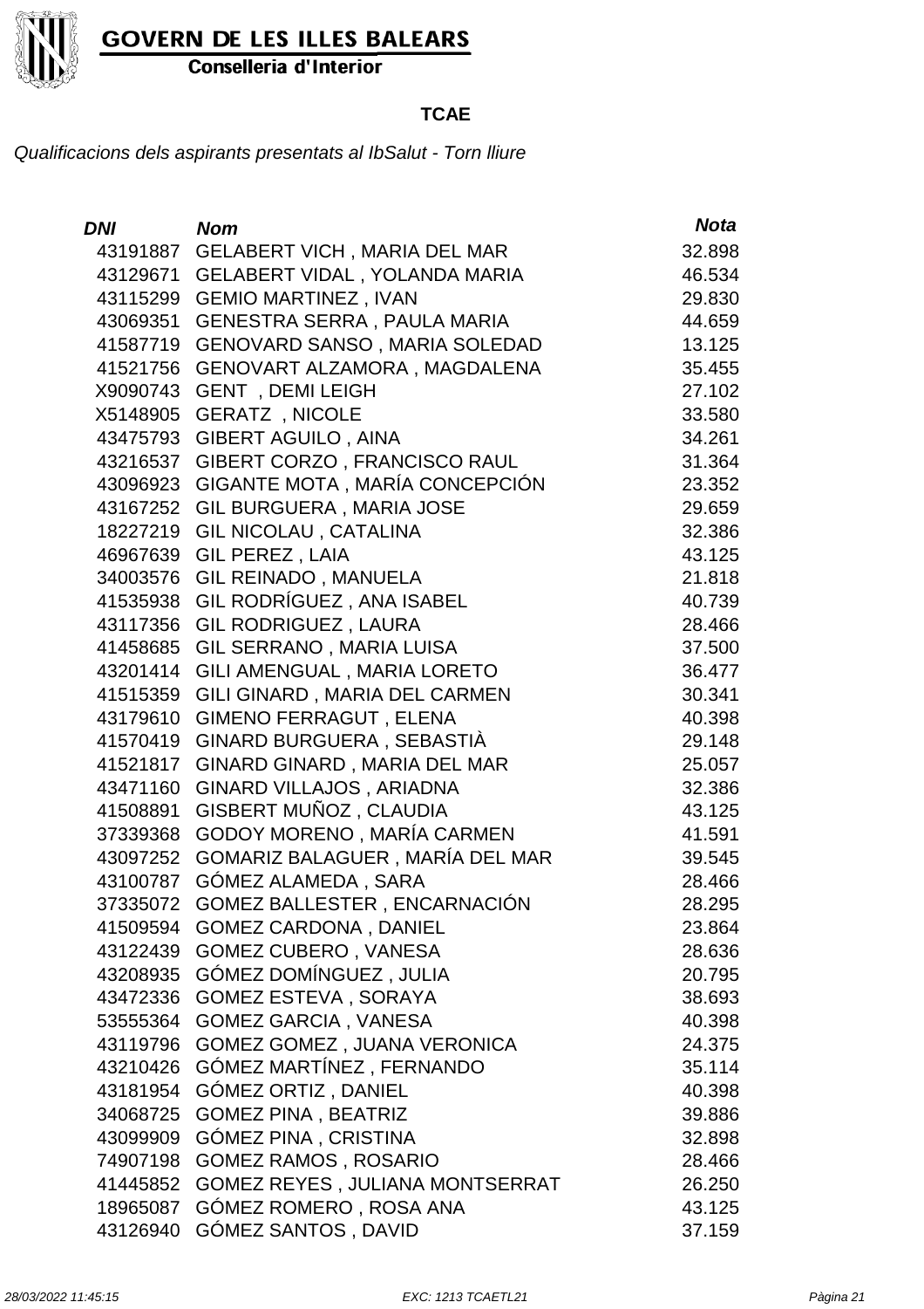GOVERN DE LES ILLES BALEARS

Conselleria d'Interior

**TCAE**

*Qualificacions dels aspirants presentats al IbSalut - Torn lliure*

| *DNI* | *Nom* | *Nota* |
|---|---|---|
| 43191887 | GELABERT VICH , MARIA DEL MAR | 32.898 |
| 43129671 | GELABERT VIDAL , YOLANDA MARIA | 46.534 |
| 43115299 | GEMIO MARTINEZ , IVAN | 29.830 |
| 43069351 | GENESTRA SERRA , PAULA MARIA | 44.659 |
| 41587719 | GENOVARD SANSO , MARIA SOLEDAD | 13.125 |
| 41521756 | GENOVART ALZAMORA , MAGDALENA | 35.455 |
| X9090743 | GENT , DEMI LEIGH | 27.102 |
| X5148905 | GERATZ , NICOLE | 33.580 |
| 43475793 | GIBERT AGUILO , AINA | 34.261 |
| 43216537 | GIBERT CORZO , FRANCISCO RAUL | 31.364 |
| 43096923 | GIGANTE MOTA , MARÍA CONCEPCIÓN | 23.352 |
| 43167252 | GIL BURGUERA , MARIA JOSE | 29.659 |
| 18227219 | GIL NICOLAU , CATALINA | 32.386 |
| 46967639 | GIL PEREZ , LAIA | 43.125 |
| 34003576 | GIL REINADO , MANUELA | 21.818 |
| 41535938 | GIL RODRÍGUEZ , ANA ISABEL | 40.739 |
| 43117356 | GIL RODRIGUEZ , LAURA | 28.466 |
| 41458685 | GIL SERRANO , MARIA LUISA | 37.500 |
| 43201414 | GILI AMENGUAL , MARIA LORETO | 36.477 |
| 41515359 | GILI GINARD , MARIA DEL CARMEN | 30.341 |
| 43179610 | GIMENO FERRAGUT , ELENA | 40.398 |
| 41570419 | GINARD BURGUERA , SEBASTIÀ | 29.148 |
| 41521817 | GINARD GINARD , MARIA DEL MAR | 25.057 |
| 43471160 | GINARD VILLAJOS , ARIADNA | 32.386 |
| 41508891 | GISBERT MUÑOZ , CLAUDIA | 43.125 |
| 37339368 | GODOY MORENO , MARÍA CARMEN | 41.591 |
| 43097252 | GOMARIZ BALAGUER , MARÍA DEL MAR | 39.545 |
| 43100787 | GÓMEZ ALAMEDA , SARA | 28.466 |
| 37335072 | GOMEZ BALLESTER , ENCARNACIÓN | 28.295 |
| 41509594 | GOMEZ CARDONA , DANIEL | 23.864 |
| 43122439 | GOMEZ CUBERO , VANESA | 28.636 |
| 43208935 | GÓMEZ DOMÍNGUEZ , JULIA | 20.795 |
| 43472336 | GOMEZ ESTEVA , SORAYA | 38.693 |
| 53555364 | GOMEZ GARCIA , VANESA | 40.398 |
| 43119796 | GOMEZ GOMEZ , JUANA VERONICA | 24.375 |
| 43210426 | GÓMEZ MARTÍNEZ , FERNANDO | 35.114 |
| 43181954 | GÓMEZ ORTIZ , DANIEL | 40.398 |
| 34068725 | GOMEZ PINA , BEATRIZ | 39.886 |
| 43099909 | GÓMEZ PINA , CRISTINA | 32.898 |
| 74907198 | GOMEZ RAMOS , ROSARIO | 28.466 |
| 41445852 | GOMEZ REYES , JULIANA MONTSERRAT | 26.250 |
| 18965087 | GÓMEZ ROMERO , ROSA ANA | 43.125 |
| 43126940 | GÓMEZ SANTOS , DAVID | 37.159 |

*28/03/2022 11:45:15* *EXC: 1213 TCAETL21*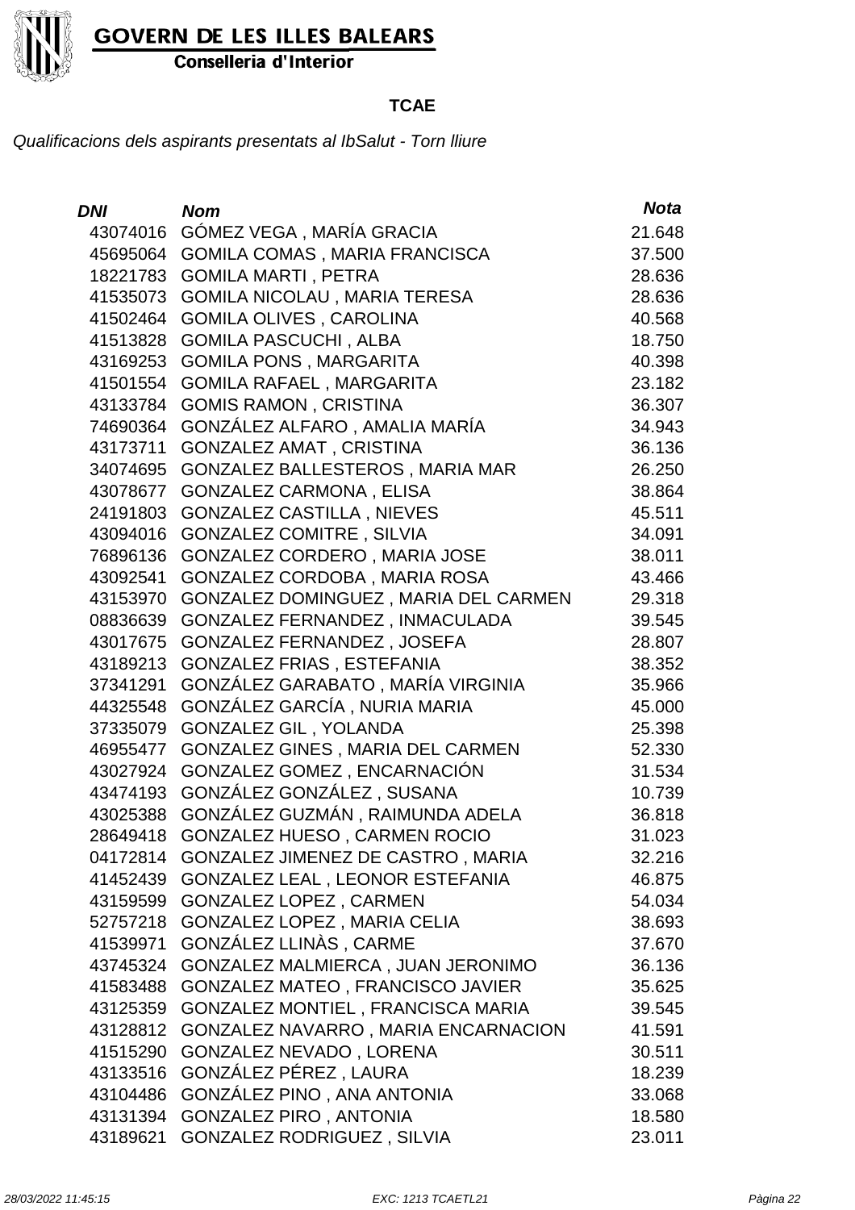GOVERN DE LES ILLES BALEARS

Conselleria d'Interior

**TCAE**

*Qualificacions dels aspirants presentats al IbSalut - Torn lliure*

| *DNI* | *Nom* | *Nota* |
|---|---|---|
| 43074016 | GÓMEZ VEGA , MARÍA GRACIA | 21.648 |
| 45695064 | GOMILA COMAS , MARIA FRANCISCA | 37.500 |
| 18221783 | GOMILA MARTI , PETRA | 28.636 |
| 41535073 | GOMILA NICOLAU , MARIA TERESA | 28.636 |
| 41502464 | GOMILA OLIVES , CAROLINA | 40.568 |
| 41513828 | GOMILA PASCUCHI , ALBA | 18.750 |
| 43169253 | GOMILA PONS , MARGARITA | 40.398 |
| 41501554 | GOMILA RAFAEL , MARGARITA | 23.182 |
| 43133784 | GOMIS RAMON , CRISTINA | 36.307 |
| 74690364 | GONZÁLEZ ALFARO , AMALIA MARÍA | 34.943 |
| 43173711 | GONZALEZ AMAT , CRISTINA | 36.136 |
| 34074695 | GONZALEZ BALLESTEROS , MARIA MAR | 26.250 |
| 43078677 | GONZALEZ CARMONA , ELISA | 38.864 |
| 24191803 | GONZALEZ CASTILLA , NIEVES | 45.511 |
| 43094016 | GONZALEZ COMITRE , SILVIA | 34.091 |
| 76896136 | GONZALEZ CORDERO , MARIA JOSE | 38.011 |
| 43092541 | GONZALEZ CORDOBA , MARIA ROSA | 43.466 |
| 43153970 | GONZALEZ DOMINGUEZ , MARIA DEL CARMEN | 29.318 |
| 08836639 | GONZALEZ FERNANDEZ , INMACULADA | 39.545 |
| 43017675 | GONZALEZ FERNANDEZ , JOSEFA | 28.807 |
| 43189213 | GONZALEZ FRIAS , ESTEFANIA | 38.352 |
| 37341291 | GONZÁLEZ GARABATO , MARÍA VIRGINIA | 35.966 |
| 44325548 | GONZÁLEZ GARCÍA , NURIA MARIA | 45.000 |
| 37335079 | GONZALEZ GIL , YOLANDA | 25.398 |
| 46955477 | GONZALEZ GINES , MARIA DEL CARMEN | 52.330 |
| 43027924 | GONZALEZ GOMEZ , ENCARNACIÓN | 31.534 |
| 43474193 | GONZÁLEZ GONZÁLEZ , SUSANA | 10.739 |
| 43025388 | GONZÁLEZ GUZMÁN , RAIMUNDA ADELA | 36.818 |
| 28649418 | GONZALEZ HUESO , CARMEN ROCIO | 31.023 |
| 04172814 | GONZALEZ JIMENEZ DE CASTRO , MARIA | 32.216 |
| 41452439 | GONZALEZ LEAL , LEONOR ESTEFANIA | 46.875 |
| 43159599 | GONZALEZ LOPEZ , CARMEN | 54.034 |
| 52757218 | GONZALEZ LOPEZ , MARIA CELIA | 38.693 |
| 41539971 | GONZÁLEZ LLINÀS , CARME | 37.670 |
| 43745324 | GONZALEZ MALMIERCA , JUAN JERONIMO | 36.136 |
| 41583488 | GONZALEZ MATEO , FRANCISCO JAVIER | 35.625 |
| 43125359 | GONZALEZ MONTIEL , FRANCISCA MARIA | 39.545 |
| 43128812 | GONZALEZ NAVARRO , MARIA ENCARNACION | 41.591 |
| 41515290 | GONZALEZ NEVADO , LORENA | 30.511 |
| 43133516 | GONZÁLEZ PÉREZ , LAURA | 18.239 |
| 43104486 | GONZÁLEZ PINO , ANA ANTONIA | 33.068 |
| 43131394 | GONZALEZ PIRO , ANTONIA | 18.580 |
| 43189621 | GONZALEZ RODRIGUEZ , SILVIA | 23.011 |

*28/03/2022 11:45:15* *EXC: 1213 TCAETL21*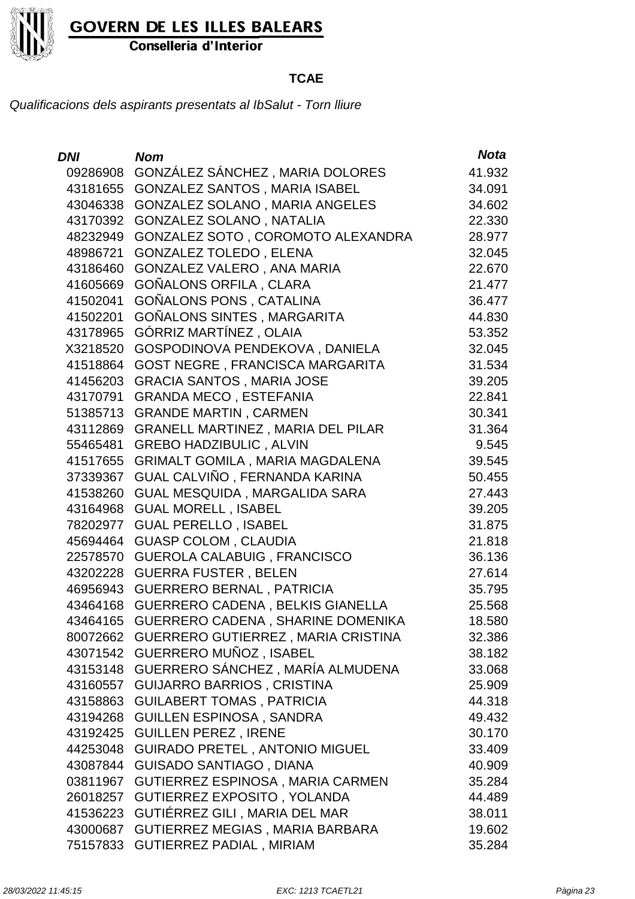GOVERN DE LES ILLES BALEARS
Conselleria d'Interior

**TCAE**

*Qualificacions dels aspirants presentats al IbSalut - Torn lliure*

| DNI | Nom | Nota |
|---|---|---|
| 09286908 | GONZÁLEZ SÁNCHEZ , MARIA DOLORES | 41.932 |
| 43181655 | GONZALEZ SANTOS , MARIA ISABEL | 34.091 |
| 43046338 | GONZALEZ SOLANO , MARIA ANGELES | 34.602 |
| 43170392 | GONZALEZ SOLANO , NATALIA | 22.330 |
| 48232949 | GONZALEZ SOTO , COROMOTO ALEXANDRA | 28.977 |
| 48986721 | GONZALEZ TOLEDO , ELENA | 32.045 |
| 43186460 | GONZALEZ VALERO , ANA MARIA | 22.670 |
| 41605669 | GOÑALONS ORFILA , CLARA | 21.477 |
| 41502041 | GOÑALONS PONS , CATALINA | 36.477 |
| 41502201 | GOÑALONS SINTES , MARGARITA | 44.830 |
| 43178965 | GÓRRIZ MARTÍNEZ , OLAIA | 53.352 |
| X3218520 | GOSPODINOVA PENDEKOVA , DANIELA | 32.045 |
| 41518864 | GOST NEGRE , FRANCISCA MARGARITA | 31.534 |
| 41456203 | GRACIA SANTOS , MARIA JOSE | 39.205 |
| 43170791 | GRANDA MECO , ESTEFANIA | 22.841 |
| 51385713 | GRANDE MARTIN , CARMEN | 30.341 |
| 43112869 | GRANELL MARTINEZ , MARIA DEL PILAR | 31.364 |
| 55465481 | GREBO HADZIBULIC , ALVIN | 9.545 |
| 41517655 | GRIMALT GOMILA , MARIA MAGDALENA | 39.545 |
| 37339367 | GUAL CALVIÑO , FERNANDA KARINA | 50.455 |
| 41538260 | GUAL MESQUIDA , MARGALIDA SARA | 27.443 |
| 43164968 | GUAL MORELL , ISABEL | 39.205 |
| 78202977 | GUAL PERELLO , ISABEL | 31.875 |
| 45694464 | GUASP COLOM , CLAUDIA | 21.818 |
| 22578570 | GUEROLA CALABUIG , FRANCISCO | 36.136 |
| 43202228 | GUERRA FUSTER , BELEN | 27.614 |
| 46956943 | GUERRERO BERNAL , PATRICIA | 35.795 |
| 43464168 | GUERRERO CADENA , BELKIS GIANELLA | 25.568 |
| 43464165 | GUERRERO CADENA , SHARINE DOMENIKA | 18.580 |
| 80072662 | GUERRERO GUTIERREZ , MARIA CRISTINA | 32.386 |
| 43071542 | GUERRERO MUÑOZ , ISABEL | 38.182 |
| 43153148 | GUERRERO SÁNCHEZ , MARÍA ALMUDENA | 33.068 |
| 43160557 | GUIJARRO BARRIOS , CRISTINA | 25.909 |
| 43158863 | GUILABERT TOMAS , PATRICIA | 44.318 |
| 43194268 | GUILLEN ESPINOSA , SANDRA | 49.432 |
| 43192425 | GUILLEN PEREZ , IRENE | 30.170 |
| 44253048 | GUIRADO PRETEL , ANTONIO MIGUEL | 33.409 |
| 43087844 | GUISADO SANTIAGO , DIANA | 40.909 |
| 03811967 | GUTIERREZ ESPINOSA , MARIA CARMEN | 35.284 |
| 26018257 | GUTIERREZ EXPOSITO , YOLANDA | 44.489 |
| 41536223 | GUTIÉRREZ GILI , MARIA DEL MAR | 38.011 |
| 43000687 | GUTIERREZ MEGIAS , MARIA BARBARA | 19.602 |
| 75157833 | GUTIERREZ PADIAL , MIRIAM | 35.284 |

*28/03/2022 11:45:15* *EXC: 1213 TCAETL21*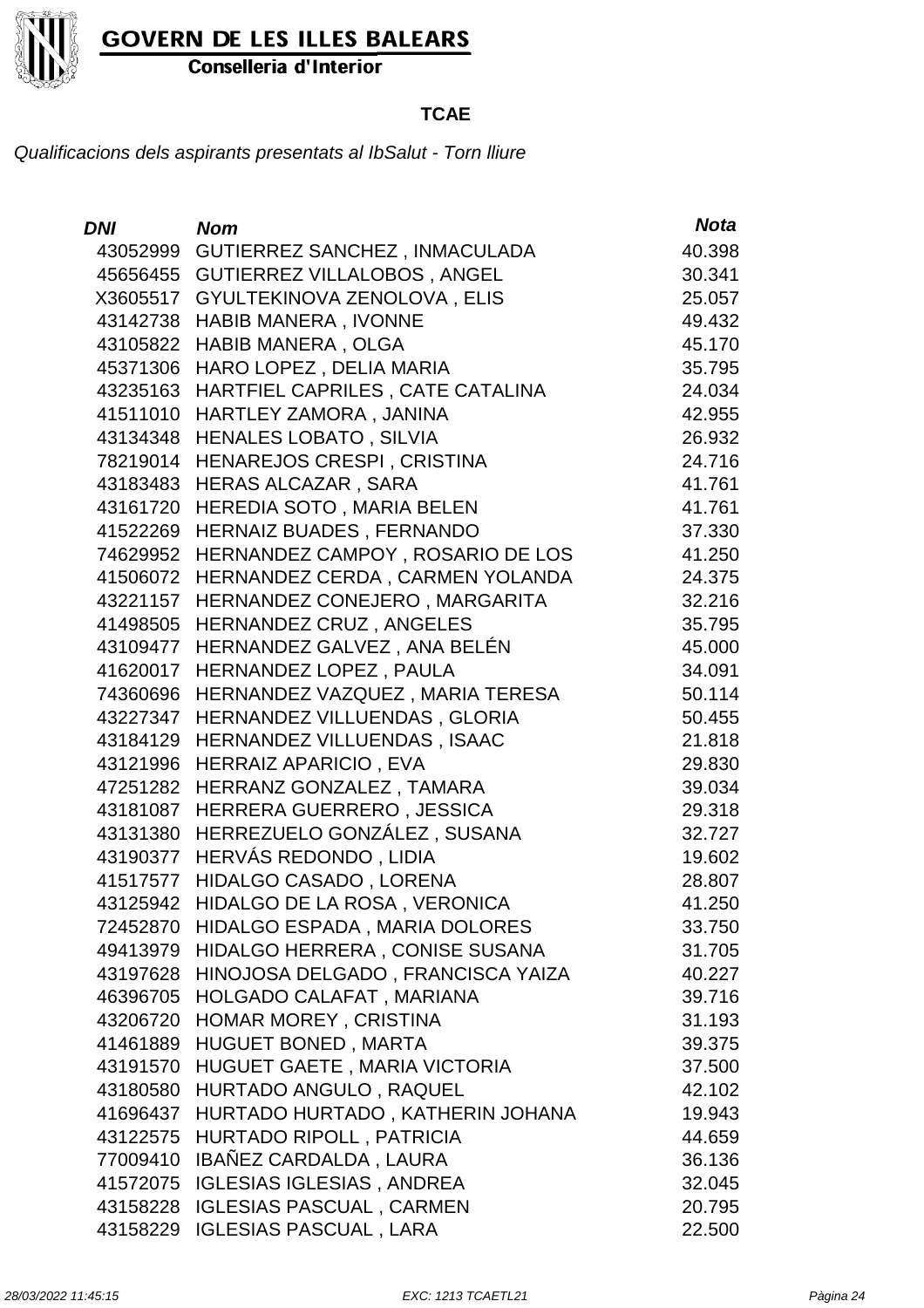**GOVERN DE LES ILLES BALEARS**

**Conselleria d'Interior**

**TCAE**

*Qualificacions dels aspirants presentats al IbSalut - Torn lliure*

| *DNI* | *Nom* | *Nota* |
|---|---|---|
| 43052999 | GUTIERREZ SANCHEZ , INMACULADA | 40.398 |
| 45656455 | GUTIERREZ VILLALOBOS , ANGEL | 30.341 |
| X3605517 | GYULTEKINOVA ZENOLOVA , ELIS | 25.057 |
| 43142738 | HABIB MANERA , IVONNE | 49.432 |
| 43105822 | HABIB MANERA , OLGA | 45.170 |
| 45371306 | HARO LOPEZ , DELIA MARIA | 35.795 |
| 43235163 | HARTFIEL CAPRILES , CATE CATALINA | 24.034 |
| 41511010 | HARTLEY ZAMORA , JANINA | 42.955 |
| 43134348 | HENALES LOBATO , SILVIA | 26.932 |
| 78219014 | HENAREJOS CRESPI , CRISTINA | 24.716 |
| 43183483 | HERAS ALCAZAR , SARA | 41.761 |
| 43161720 | HEREDIA SOTO , MARIA BELEN | 41.761 |
| 41522269 | HERNAIZ BUADES , FERNANDO | 37.330 |
| 74629952 | HERNANDEZ CAMPOY , ROSARIO DE LOS | 41.250 |
| 41506072 | HERNANDEZ CERDA , CARMEN YOLANDA | 24.375 |
| 43221157 | HERNANDEZ CONEJERO , MARGARITA | 32.216 |
| 41498505 | HERNANDEZ CRUZ , ANGELES | 35.795 |
| 43109477 | HERNANDEZ GALVEZ , ANA BELÉN | 45.000 |
| 41620017 | HERNANDEZ LOPEZ , PAULA | 34.091 |
| 74360696 | HERNANDEZ VAZQUEZ , MARIA TERESA | 50.114 |
| 43227347 | HERNANDEZ VILLUENDAS , GLORIA | 50.455 |
| 43184129 | HERNANDEZ VILLUENDAS , ISAAC | 21.818 |
| 43121996 | HERRAIZ APARICIO , EVA | 29.830 |
| 47251282 | HERRANZ GONZALEZ , TAMARA | 39.034 |
| 43181087 | HERRERA GUERRERO , JESSICA | 29.318 |
| 43131380 | HERREZUELO GONZÁLEZ , SUSANA | 32.727 |
| 43190377 | HERVÁS REDONDO , LIDIA | 19.602 |
| 41517577 | HIDALGO CASADO , LORENA | 28.807 |
| 43125942 | HIDALGO DE LA ROSA , VERONICA | 41.250 |
| 72452870 | HIDALGO ESPADA , MARIA DOLORES | 33.750 |
| 49413979 | HIDALGO HERRERA , CONISE SUSANA | 31.705 |
| 43197628 | HINOJOSA DELGADO , FRANCISCA YAIZA | 40.227 |
| 46396705 | HOLGADO CALAFAT , MARIANA | 39.716 |
| 43206720 | HOMAR MOREY , CRISTINA | 31.193 |
| 41461889 | HUGUET BONED , MARTA | 39.375 |
| 43191570 | HUGUET GAETE , MARIA VICTORIA | 37.500 |
| 43180580 | HURTADO ANGULO , RAQUEL | 42.102 |
| 41696437 | HURTADO HURTADO , KATHERIN JOHANA | 19.943 |
| 43122575 | HURTADO RIPOLL , PATRICIA | 44.659 |
| 77009410 | IBAÑEZ CARDALDA , LAURA | 36.136 |
| 41572075 | IGLESIAS IGLESIAS , ANDREA | 32.045 |
| 43158228 | IGLESIAS PASCUAL , CARMEN | 20.795 |
| 43158229 | IGLESIAS PASCUAL , LARA | 22.500 |

*28/03/2022 11:45:15* *EXC: 1213 TCAETL21*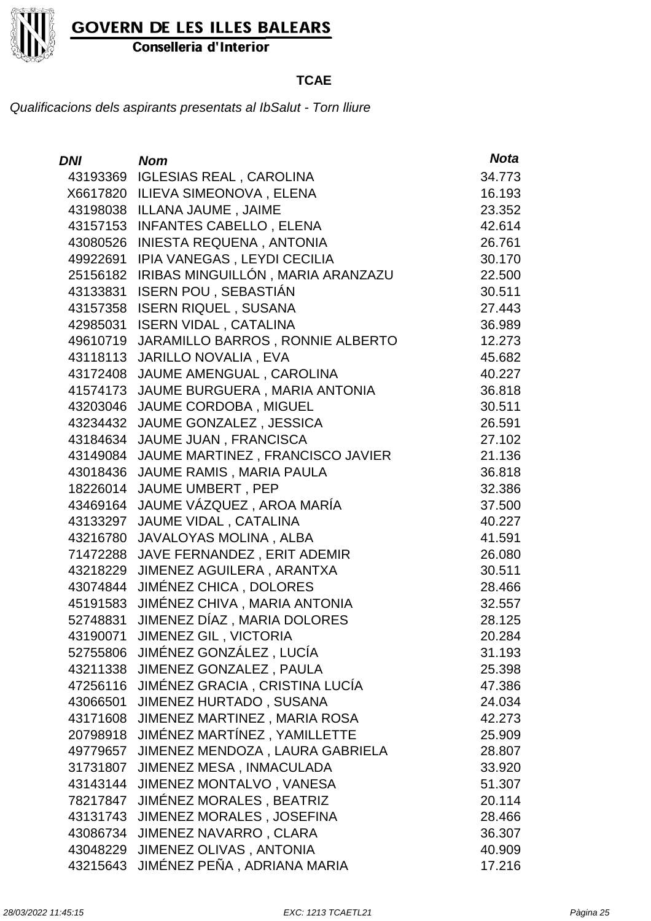**GOVERN DE LES ILLES BALEARS**
**Conselleria d'Interior**

**TCAE**

*Qualificacions dels aspirants presentats al IbSalut - Torn lliure*

| *DNI* | *Nom* | *Nota* |
|---|---|---|
| 43193369 | IGLESIAS REAL , CAROLINA | 34.773 |
| X6617820 | ILIEVA SIMEONOVA , ELENA | 16.193 |
| 43198038 | ILLANA JAUME , JAIME | 23.352 |
| 43157153 | INFANTES CABELLO , ELENA | 42.614 |
| 43080526 | INIESTA REQUENA , ANTONIA | 26.761 |
| 49922691 | IPIA VANEGAS , LEYDI CECILIA | 30.170 |
| 25156182 | IRIBAS MINGUILLÓN , MARIA ARANZAZU | 22.500 |
| 43133831 | ISERN POU , SEBASTIÁN | 30.511 |
| 43157358 | ISERN RIQUEL , SUSANA | 27.443 |
| 42985031 | ISERN VIDAL , CATALINA | 36.989 |
| 49610719 | JARAMILLO BARROS , RONNIE ALBERTO | 12.273 |
| 43118113 | JARILLO NOVALIA , EVA | 45.682 |
| 43172408 | JAUME AMENGUAL , CAROLINA | 40.227 |
| 41574173 | JAUME BURGUERA , MARIA ANTONIA | 36.818 |
| 43203046 | JAUME CORDOBA , MIGUEL | 30.511 |
| 43234432 | JAUME GONZALEZ , JESSICA | 26.591 |
| 43184634 | JAUME JUAN , FRANCISCA | 27.102 |
| 43149084 | JAUME MARTINEZ , FRANCISCO JAVIER | 21.136 |
| 43018436 | JAUME RAMIS , MARIA PAULA | 36.818 |
| 18226014 | JAUME UMBERT , PEP | 32.386 |
| 43469164 | JAUME VÁZQUEZ , AROA MARÍA | 37.500 |
| 43133297 | JAUME VIDAL , CATALINA | 40.227 |
| 43216780 | JAVALOYAS MOLINA , ALBA | 41.591 |
| 71472288 | JAVE FERNANDEZ , ERIT ADEMIR | 26.080 |
| 43218229 | JIMENEZ AGUILERA , ARANTXA | 30.511 |
| 43074844 | JIMÉNEZ CHICA , DOLORES | 28.466 |
| 45191583 | JIMÉNEZ CHIVA , MARIA ANTONIA | 32.557 |
| 52748831 | JIMENEZ DÍAZ , MARIA DOLORES | 28.125 |
| 43190071 | JIMENEZ GIL , VICTORIA | 20.284 |
| 52755806 | JIMÉNEZ GONZÁLEZ , LUCÍA | 31.193 |
| 43211338 | JIMENEZ GONZALEZ , PAULA | 25.398 |
| 47256116 | JIMÉNEZ GRACIA , CRISTINA LUCÍA | 47.386 |
| 43066501 | JIMENEZ HURTADO , SUSANA | 24.034 |
| 43171608 | JIMENEZ MARTINEZ , MARIA ROSA | 42.273 |
| 20798918 | JIMÉNEZ MARTÍNEZ , YAMILLETTE | 25.909 |
| 49779657 | JIMENEZ MENDOZA , LAURA GABRIELA | 28.807 |
| 31731807 | JIMENEZ MESA , INMACULADA | 33.920 |
| 43143144 | JIMENEZ MONTALVO , VANESA | 51.307 |
| 78217847 | JIMÉNEZ MORALES , BEATRIZ | 20.114 |
| 43131743 | JIMENEZ MORALES , JOSEFINA | 28.466 |
| 43086734 | JIMENEZ NAVARRO , CLARA | 36.307 |
| 43048229 | JIMENEZ OLIVAS , ANTONIA | 40.909 |
| 43215643 | JIMÉNEZ PEÑA , ADRIANA MARIA | 17.216 |

*28/03/2022 11:45:15* *EXC: 1213 TCAETL21*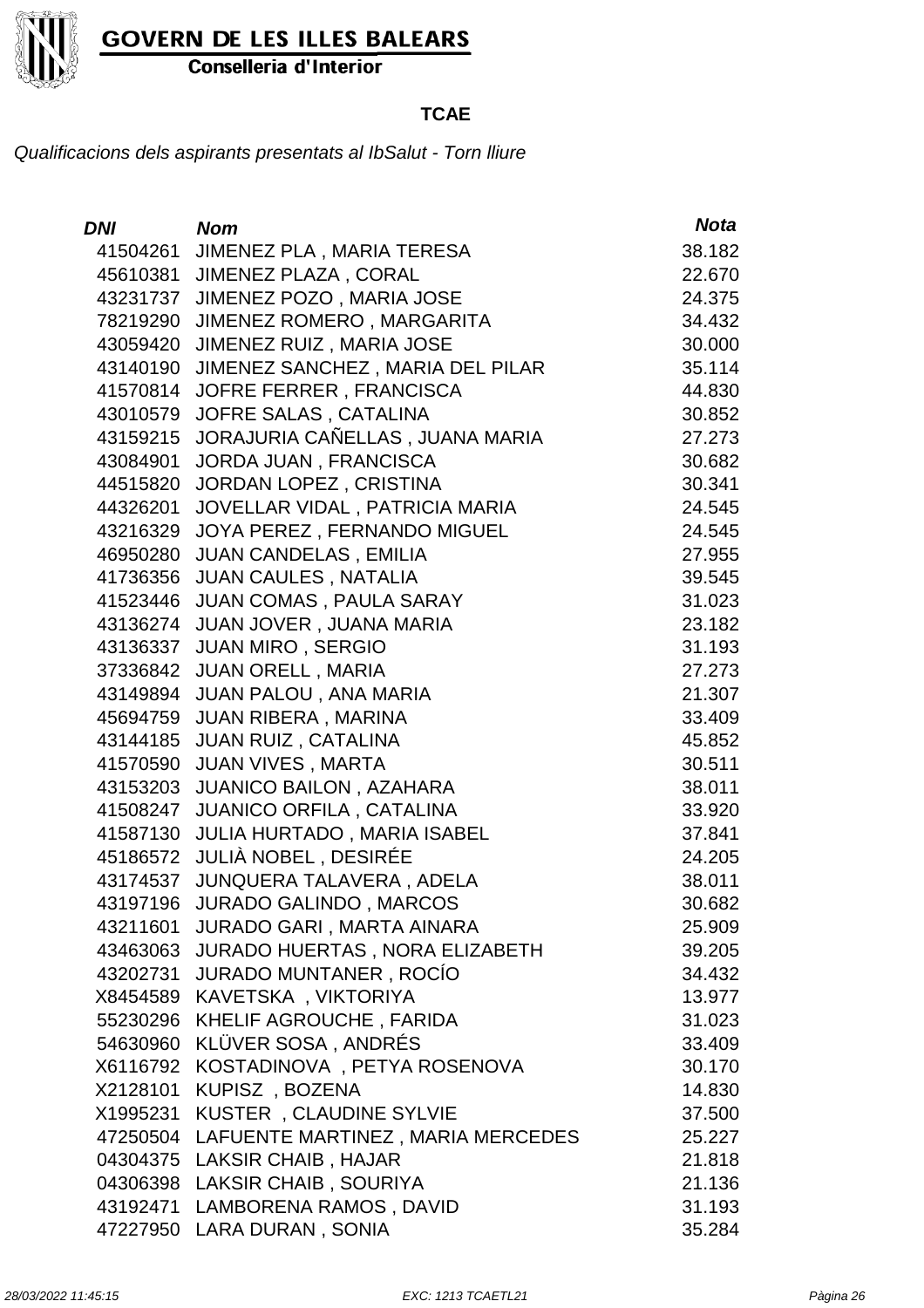**GOVERN DE LES ILLES BALEARS**
**Conselleria d'Interior**

**TCAE**

*Qualificacions dels aspirants presentats al IbSalut - Torn lliure*

| *DNI* | *Nom* | *Nota* |
|---|---|---|
| 41504261 | JIMENEZ PLA , MARIA TERESA | 38.182 |
| 45610381 | JIMENEZ PLAZA , CORAL | 22.670 |
| 43231737 | JIMENEZ POZO , MARIA JOSE | 24.375 |
| 78219290 | JIMENEZ ROMERO , MARGARITA | 34.432 |
| 43059420 | JIMENEZ RUIZ , MARIA JOSE | 30.000 |
| 43140190 | JIMENEZ SANCHEZ , MARIA DEL PILAR | 35.114 |
| 41570814 | JOFRE FERRER , FRANCISCA | 44.830 |
| 43010579 | JOFRE SALAS , CATALINA | 30.852 |
| 43159215 | JORAJURIA CAÑELLAS , JUANA MARIA | 27.273 |
| 43084901 | JORDA JUAN , FRANCISCA | 30.682 |
| 44515820 | JORDAN LOPEZ , CRISTINA | 30.341 |
| 44326201 | JOVELLAR VIDAL , PATRICIA MARIA | 24.545 |
| 43216329 | JOYA PEREZ , FERNANDO MIGUEL | 24.545 |
| 46950280 | JUAN CANDELAS , EMILIA | 27.955 |
| 41736356 | JUAN CAULES , NATALIA | 39.545 |
| 41523446 | JUAN COMAS , PAULA SARAY | 31.023 |
| 43136274 | JUAN JOVER , JUANA MARIA | 23.182 |
| 43136337 | JUAN MIRO , SERGIO | 31.193 |
| 37336842 | JUAN ORELL , MARIA | 27.273 |
| 43149894 | JUAN PALOU , ANA MARIA | 21.307 |
| 45694759 | JUAN RIBERA , MARINA | 33.409 |
| 43144185 | JUAN RUIZ , CATALINA | 45.852 |
| 41570590 | JUAN VIVES , MARTA | 30.511 |
| 43153203 | JUANICO BAILON , AZAHARA | 38.011 |
| 41508247 | JUANICO ORFILA , CATALINA | 33.920 |
| 41587130 | JULIA HURTADO , MARIA ISABEL | 37.841 |
| 45186572 | JULIÀ NOBEL , DESIRÉE | 24.205 |
| 43174537 | JUNQUERA TALAVERA , ADELA | 38.011 |
| 43197196 | JURADO GALINDO , MARCOS | 30.682 |
| 43211601 | JURADO GARI , MARTA AINARA | 25.909 |
| 43463063 | JURADO HUERTAS , NORA ELIZABETH | 39.205 |
| 43202731 | JURADO MUNTANER , ROCÍO | 34.432 |
| X8454589 | KAVETSKA , VIKTORIYA | 13.977 |
| 55230296 | KHELIF AGROUCHE , FARIDA | 31.023 |
| 54630960 | KLÜVER SOSA , ANDRÉS | 33.409 |
| X6116792 | KOSTADINOVA , PETYA ROSENOVA | 30.170 |
| X2128101 | KUPISZ , BOZENA | 14.830 |
| X1995231 | KUSTER , CLAUDINE SYLVIE | 37.500 |
| 47250504 | LAFUENTE MARTINEZ , MARIA MERCEDES | 25.227 |
| 04304375 | LAKSIR CHAIB , HAJAR | 21.818 |
| 04306398 | LAKSIR CHAIB , SOURIYA | 21.136 |
| 43192471 | LAMBORENA RAMOS , DAVID | 31.193 |
| 47227950 | LARA DURAN , SONIA | 35.284 |

*28/03/2022 11:45:15* *EXC: 1213 TCAETL21*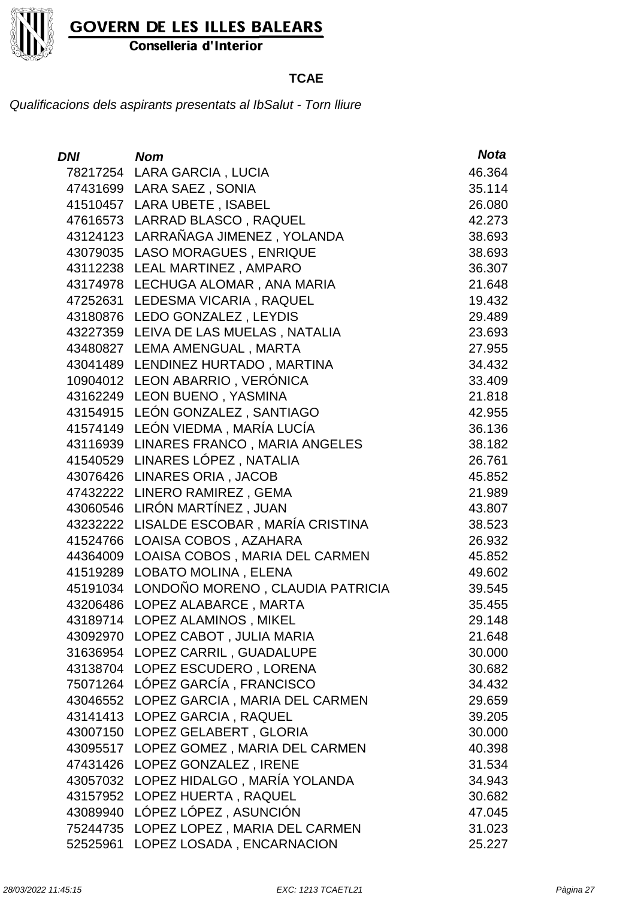**GOVERN DE LES ILLES BALEARS**
**Conselleria d'Interior**

**TCAE**

*Qualificacions dels aspirants presentats al IbSalut - Torn lliure*

| *DNI* | *Nom* | *Nota* |
|---|---|---|
| 78217254 | LARA GARCIA , LUCIA | 46.364 |
| 47431699 | LARA SAEZ , SONIA | 35.114 |
| 41510457 | LARA UBETE , ISABEL | 26.080 |
| 47616573 | LARRAD BLASCO , RAQUEL | 42.273 |
| 43124123 | LARRAÑAGA JIMENEZ , YOLANDA | 38.693 |
| 43079035 | LASO MORAGUES , ENRIQUE | 38.693 |
| 43112238 | LEAL MARTINEZ , AMPARO | 36.307 |
| 43174978 | LECHUGA ALOMAR , ANA MARIA | 21.648 |
| 47252631 | LEDESMA VICARIA , RAQUEL | 19.432 |
| 43180876 | LEDO GONZALEZ , LEYDIS | 29.489 |
| 43227359 | LEIVA DE LAS MUELAS , NATALIA | 23.693 |
| 43480827 | LEMA AMENGUAL , MARTA | 27.955 |
| 43041489 | LENDINEZ HURTADO , MARTINA | 34.432 |
| 10904012 | LEON ABARRIO , VERÓNICA | 33.409 |
| 43162249 | LEON BUENO , YASMINA | 21.818 |
| 43154915 | LEÓN GONZALEZ , SANTIAGO | 42.955 |
| 41574149 | LEÓN VIEDMA , MARÍA LUCÍA | 36.136 |
| 43116939 | LINARES FRANCO , MARIA ANGELES | 38.182 |
| 41540529 | LINARES LÓPEZ , NATALIA | 26.761 |
| 43076426 | LINARES ORIA , JACOB | 45.852 |
| 47432222 | LINERO RAMIREZ , GEMA | 21.989 |
| 43060546 | LIRÓN MARTÍNEZ , JUAN | 43.807 |
| 43232222 | LISALDE ESCOBAR , MARÍA CRISTINA | 38.523 |
| 41524766 | LOAISA COBOS , AZAHARA | 26.932 |
| 44364009 | LOAISA COBOS , MARIA DEL CARMEN | 45.852 |
| 41519289 | LOBATO MOLINA , ELENA | 49.602 |
| 45191034 | LONDOÑO MORENO , CLAUDIA PATRICIA | 39.545 |
| 43206486 | LOPEZ ALABARCE , MARTA | 35.455 |
| 43189714 | LOPEZ ALAMINOS , MIKEL | 29.148 |
| 43092970 | LOPEZ CABOT , JULIA MARIA | 21.648 |
| 31636954 | LOPEZ CARRIL , GUADALUPE | 30.000 |
| 43138704 | LOPEZ ESCUDERO , LORENA | 30.682 |
| 75071264 | LÓPEZ GARCÍA , FRANCISCO | 34.432 |
| 43046552 | LOPEZ GARCIA , MARIA DEL CARMEN | 29.659 |
| 43141413 | LOPEZ GARCIA , RAQUEL | 39.205 |
| 43007150 | LOPEZ GELABERT , GLORIA | 30.000 |
| 43095517 | LOPEZ GOMEZ , MARIA DEL CARMEN | 40.398 |
| 47431426 | LOPEZ GONZALEZ , IRENE | 31.534 |
| 43057032 | LOPEZ HIDALGO , MARÍA YOLANDA | 34.943 |
| 43157952 | LOPEZ HUERTA , RAQUEL | 30.682 |
| 43089940 | LÓPEZ LÓPEZ , ASUNCIÓN | 47.045 |
| 75244735 | LOPEZ LOPEZ , MARIA DEL CARMEN | 31.023 |
| 52525961 | LOPEZ LOSADA , ENCARNACION | 25.227 |

*28/03/2022 11:45:15* *EXC: 1213 TCAETL21*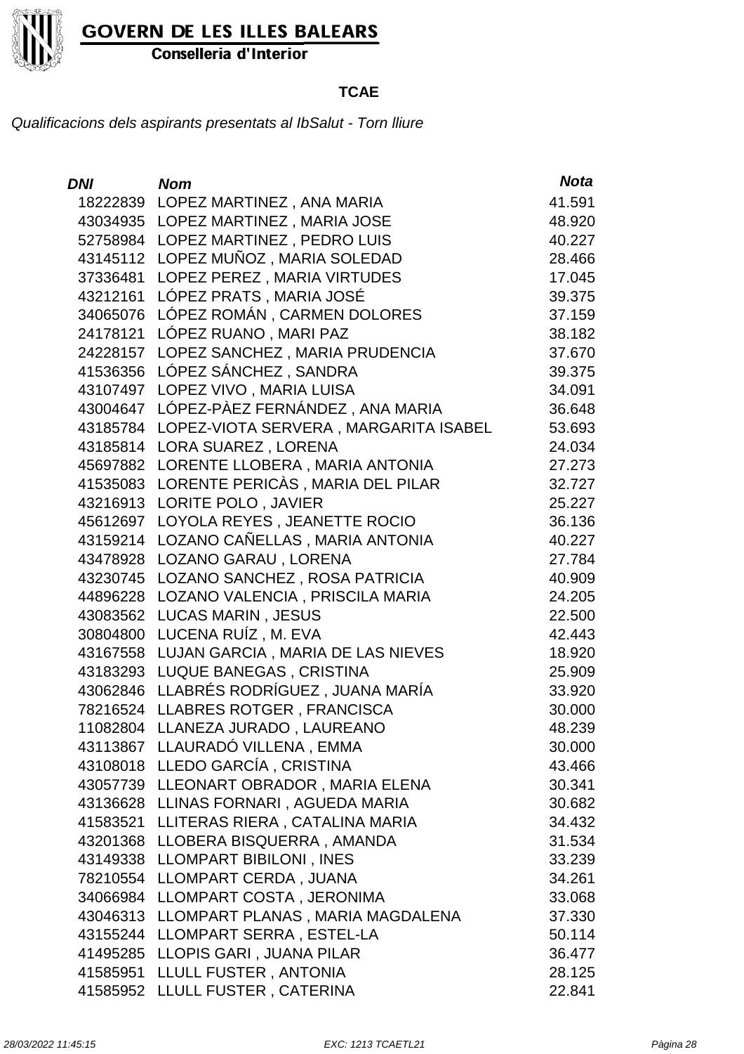**GOVERN DE LES ILLES BALEARS**

**Conselleria d'Interior**

## TCAE

*Qualificacions dels aspirants presentats al IbSalut - Torn lliure*

| DNI | Nom | Nota |
|---|---|---|
| 18222839 | LOPEZ MARTINEZ , ANA MARIA | 41.591 |
| 43034935 | LOPEZ MARTINEZ , MARIA JOSE | 48.920 |
| 52758984 | LOPEZ MARTINEZ , PEDRO LUIS | 40.227 |
| 43145112 | LOPEZ MUÑOZ , MARIA SOLEDAD | 28.466 |
| 37336481 | LOPEZ PEREZ , MARIA VIRTUDES | 17.045 |
| 43212161 | LÓPEZ PRATS , MARIA JOSÉ | 39.375 |
| 34065076 | LÓPEZ ROMÁN , CARMEN DOLORES | 37.159 |
| 24178121 | LÓPEZ RUANO , MARI PAZ | 38.182 |
| 24228157 | LOPEZ SANCHEZ , MARIA PRUDENCIA | 37.670 |
| 41536356 | LÓPEZ SÁNCHEZ , SANDRA | 39.375 |
| 43107497 | LOPEZ VIVO , MARIA LUISA | 34.091 |
| 43004647 | LÓPEZ-PÀEZ FERNÁNDEZ , ANA MARIA | 36.648 |
| 43185784 | LOPEZ-VIOTA SERVERA , MARGARITA ISABEL | 53.693 |
| 43185814 | LORA SUAREZ , LORENA | 24.034 |
| 45697882 | LORENTE LLOBERA , MARIA ANTONIA | 27.273 |
| 41535083 | LORENTE PERICÀS , MARIA DEL PILAR | 32.727 |
| 43216913 | LORITE POLO , JAVIER | 25.227 |
| 45612697 | LOYOLA REYES , JEANETTE ROCIO | 36.136 |
| 43159214 | LOZANO CAÑELLAS , MARIA ANTONIA | 40.227 |
| 43478928 | LOZANO GARAU , LORENA | 27.784 |
| 43230745 | LOZANO SANCHEZ , ROSA PATRICIA | 40.909 |
| 44896228 | LOZANO VALENCIA , PRISCILA MARIA | 24.205 |
| 43083562 | LUCAS MARIN , JESUS | 22.500 |
| 30804800 | LUCENA RUÍZ , M. EVA | 42.443 |
| 43167558 | LUJAN GARCIA , MARIA DE LAS NIEVES | 18.920 |
| 43183293 | LUQUE BANEGAS , CRISTINA | 25.909 |
| 43062846 | LLABRÉS RODRÍGUEZ , JUANA MARÍA | 33.920 |
| 78216524 | LLABRES ROTGER , FRANCISCA | 30.000 |
| 11082804 | LLANEZA JURADO , LAUREANO | 48.239 |
| 43113867 | LLAURADÓ VILLENA , EMMA | 30.000 |
| 43108018 | LLEDO GARCÍA , CRISTINA | 43.466 |
| 43057739 | LLEONART OBRADOR , MARIA ELENA | 30.341 |
| 43136628 | LLINAS FORNARI , AGUEDA MARIA | 30.682 |
| 41583521 | LLITERAS RIERA , CATALINA MARIA | 34.432 |
| 43201368 | LLOBERA BISQUERRA , AMANDA | 31.534 |
| 43149338 | LLOMPART BIBILONI , INES | 33.239 |
| 78210554 | LLOMPART CERDA , JUANA | 34.261 |
| 34066984 | LLOMPART COSTA , JERONIMA | 33.068 |
| 43046313 | LLOMPART PLANAS , MARIA MAGDALENA | 37.330 |
| 43155244 | LLOMPART SERRA , ESTEL-LA | 50.114 |
| 41495285 | LLOPIS GARI , JUANA PILAR | 36.477 |
| 41585951 | LLULL FUSTER , ANTONIA | 28.125 |
| 41585952 | LLULL FUSTER , CATERINA | 22.841 |

*28/03/2022 11:45:15* *EXC: 1213 TCAETL21*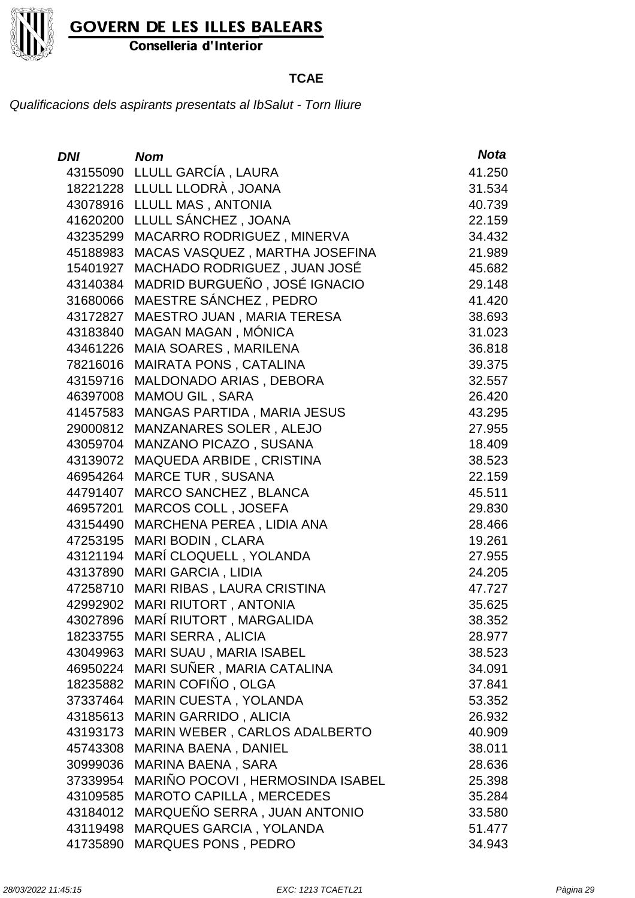**GOVERN DE LES ILLES BALEARS**
**Conselleria d'Interior**

**TCAE**

*Qualificacions dels aspirants presentats al IbSalut - Torn lliure*

| ***DNI*** | ***Nom*** | ***Nota*** |
|---|---|---|
| 43155090 | LLULL GARCÍA , LAURA | 41.250 |
| 18221228 | LLULL LLODRÀ , JOANA | 31.534 |
| 43078916 | LLULL MAS , ANTONIA | 40.739 |
| 41620200 | LLULL SÁNCHEZ , JOANA | 22.159 |
| 43235299 | MACARRO RODRIGUEZ , MINERVA | 34.432 |
| 45188983 | MACAS VASQUEZ , MARTHA JOSEFINA | 21.989 |
| 15401927 | MACHADO RODRIGUEZ , JUAN JOSÉ | 45.682 |
| 43140384 | MADRID BURGUEÑO , JOSÉ IGNACIO | 29.148 |
| 31680066 | MAESTRE SÁNCHEZ , PEDRO | 41.420 |
| 43172827 | MAESTRO JUAN , MARIA TERESA | 38.693 |
| 43183840 | MAGAN MAGAN , MÓNICA | 31.023 |
| 43461226 | MAIA SOARES , MARILENA | 36.818 |
| 78216016 | MAIRATA PONS , CATALINA | 39.375 |
| 43159716 | MALDONADO ARIAS , DEBORA | 32.557 |
| 46397008 | MAMOU GIL , SARA | 26.420 |
| 41457583 | MANGAS PARTIDA , MARIA JESUS | 43.295 |
| 29000812 | MANZANARES SOLER , ALEJO | 27.955 |
| 43059704 | MANZANO PICAZO , SUSANA | 18.409 |
| 43139072 | MAQUEDA ARBIDE , CRISTINA | 38.523 |
| 46954264 | MARCE TUR , SUSANA | 22.159 |
| 44791407 | MARCO SANCHEZ , BLANCA | 45.511 |
| 46957201 | MARCOS COLL , JOSEFA | 29.830 |
| 43154490 | MARCHENA PEREA , LIDIA ANA | 28.466 |
| 47253195 | MARI BODIN , CLARA | 19.261 |
| 43121194 | MARÍ CLOQUELL , YOLANDA | 27.955 |
| 43137890 | MARI GARCIA , LIDIA | 24.205 |
| 47258710 | MARI RIBAS , LAURA CRISTINA | 47.727 |
| 42992902 | MARI RIUTORT , ANTONIA | 35.625 |
| 43027896 | MARÍ RIUTORT , MARGALIDA | 38.352 |
| 18233755 | MARI SERRA , ALICIA | 28.977 |
| 43049963 | MARI SUAU , MARIA ISABEL | 38.523 |
| 46950224 | MARI SUÑER , MARIA CATALINA | 34.091 |
| 18235882 | MARIN COFIÑO , OLGA | 37.841 |
| 37337464 | MARIN CUESTA , YOLANDA | 53.352 |
| 43185613 | MARIN GARRIDO , ALICIA | 26.932 |
| 43193173 | MARIN WEBER , CARLOS ADALBERTO | 40.909 |
| 45743308 | MARINA BAENA , DANIEL | 38.011 |
| 30999036 | MARINA BAENA , SARA | 28.636 |
| 37339954 | MARIÑO POCOVI , HERMOSINDA ISABEL | 25.398 |
| 43109585 | MAROTO CAPILLA , MERCEDES | 35.284 |
| 43184012 | MARQUEÑO SERRA , JUAN ANTONIO | 33.580 |
| 43119498 | MARQUES GARCIA , YOLANDA | 51.477 |
| 41735890 | MARQUES PONS , PEDRO | 34.943 |

*28/03/2022 11:45:15* *EXC: 1213 TCAETL21*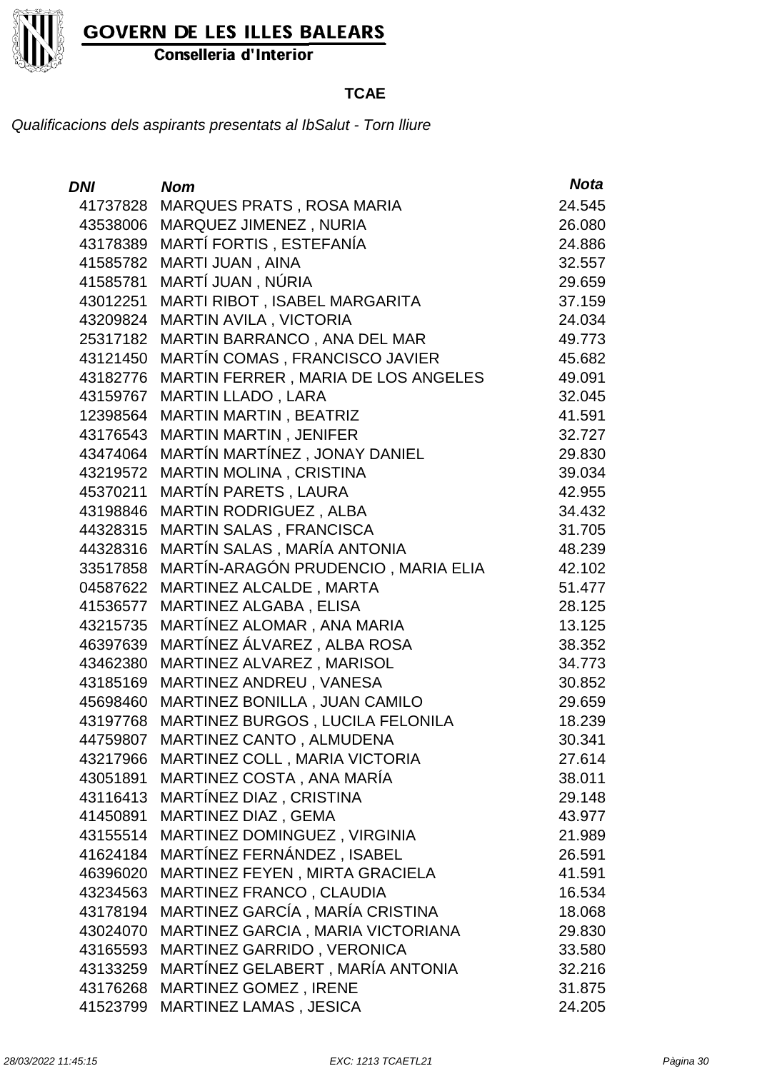**GOVERN DE LES ILLES BALEARS**
**Conselleria d'Interior**

## TCAE

*Qualificacions dels aspirants presentats al IbSalut - Torn lliure*

| *DNI* | *Nom* | *Nota* |
|---|---|---|
| 41737828 | MARQUES PRATS , ROSA MARIA | 24.545 |
| 43538006 | MARQUEZ JIMENEZ , NURIA | 26.080 |
| 43178389 | MARTÍ FORTIS , ESTEFANÍA | 24.886 |
| 41585782 | MARTI JUAN , AINA | 32.557 |
| 41585781 | MARTÍ JUAN , NÚRIA | 29.659 |
| 43012251 | MARTI RIBOT , ISABEL MARGARITA | 37.159 |
| 43209824 | MARTIN AVILA , VICTORIA | 24.034 |
| 25317182 | MARTIN BARRANCO , ANA DEL MAR | 49.773 |
| 43121450 | MARTÍN COMAS , FRANCISCO JAVIER | 45.682 |
| 43182776 | MARTIN FERRER , MARIA DE LOS ANGELES | 49.091 |
| 43159767 | MARTIN LLADO , LARA | 32.045 |
| 12398564 | MARTIN MARTIN , BEATRIZ | 41.591 |
| 43176543 | MARTIN MARTIN , JENIFER | 32.727 |
| 43474064 | MARTÍN MARTÍNEZ , JONAY DANIEL | 29.830 |
| 43219572 | MARTIN MOLINA , CRISTINA | 39.034 |
| 45370211 | MARTÍN PARETS , LAURA | 42.955 |
| 43198846 | MARTIN RODRIGUEZ , ALBA | 34.432 |
| 44328315 | MARTIN SALAS , FRANCISCA | 31.705 |
| 44328316 | MARTÍN SALAS , MARÍA ANTONIA | 48.239 |
| 33517858 | MARTÍN-ARAGÓN PRUDENCIO , MARIA ELIA | 42.102 |
| 04587622 | MARTINEZ ALCALDE , MARTA | 51.477 |
| 41536577 | MARTINEZ ALGABA , ELISA | 28.125 |
| 43215735 | MARTÍNEZ ALOMAR , ANA MARIA | 13.125 |
| 46397639 | MARTÍNEZ ÁLVAREZ , ALBA ROSA | 38.352 |
| 43462380 | MARTINEZ ALVAREZ , MARISOL | 34.773 |
| 43185169 | MARTINEZ ANDREU , VANESA | 30.852 |
| 45698460 | MARTINEZ BONILLA , JUAN CAMILO | 29.659 |
| 43197768 | MARTINEZ BURGOS , LUCILA FELONILA | 18.239 |
| 44759807 | MARTINEZ CANTO , ALMUDENA | 30.341 |
| 43217966 | MARTINEZ COLL , MARIA VICTORIA | 27.614 |
| 43051891 | MARTINEZ COSTA , ANA MARÍA | 38.011 |
| 43116413 | MARTÍNEZ DIAZ , CRISTINA | 29.148 |
| 41450891 | MARTINEZ DIAZ , GEMA | 43.977 |
| 43155514 | MARTINEZ DOMINGUEZ , VIRGINIA | 21.989 |
| 41624184 | MARTÍNEZ FERNÁNDEZ , ISABEL | 26.591 |
| 46396020 | MARTINEZ FEYEN , MIRTA GRACIELA | 41.591 |
| 43234563 | MARTINEZ FRANCO , CLAUDIA | 16.534 |
| 43178194 | MARTINEZ GARCÍA , MARÍA CRISTINA | 18.068 |
| 43024070 | MARTINEZ GARCIA , MARIA VICTORIANA | 29.830 |
| 43165593 | MARTINEZ GARRIDO , VERONICA | 33.580 |
| 43133259 | MARTÍNEZ GELABERT , MARÍA ANTONIA | 32.216 |
| 43176268 | MARTINEZ GOMEZ , IRENE | 31.875 |
| 41523799 | MARTINEZ LAMAS , JESICA | 24.205 |

*28/03/2022 11:45:15* *EXC: 1213 TCAETL21*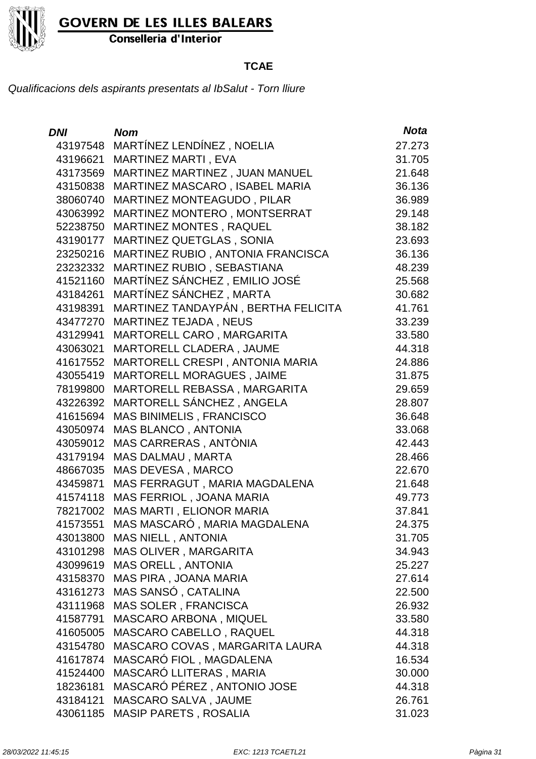**GOVERN DE LES ILLES BALEARS**
**Conselleria d'Interior**

**TCAE**

*Qualificacions dels aspirants presentats al IbSalut - Torn lliure*

| *DNI* | *Nom* | *Nota* |
|---|---|---|
| 43197548 | MARTÍNEZ LENDÍNEZ , NOELIA | 27.273 |
| 43196621 | MARTINEZ MARTI , EVA | 31.705 |
| 43173569 | MARTINEZ MARTINEZ , JUAN MANUEL | 21.648 |
| 43150838 | MARTINEZ MASCARO , ISABEL MARIA | 36.136 |
| 38060740 | MARTINEZ MONTEAGUDO , PILAR | 36.989 |
| 43063992 | MARTINEZ MONTERO , MONTSERRAT | 29.148 |
| 52238750 | MARTINEZ MONTES , RAQUEL | 38.182 |
| 43190177 | MARTINEZ QUETGLAS , SONIA | 23.693 |
| 23250216 | MARTINEZ RUBIO , ANTONIA FRANCISCA | 36.136 |
| 23232332 | MARTINEZ RUBIO , SEBASTIANA | 48.239 |
| 41521160 | MARTÍNEZ SÁNCHEZ , EMILIO JOSÉ | 25.568 |
| 43184261 | MARTÍNEZ SÁNCHEZ , MARTA | 30.682 |
| 43198391 | MARTINEZ TANDAYPÁN , BERTHA FELICITA | 41.761 |
| 43477270 | MARTINEZ TEJADA , NEUS | 33.239 |
| 43129941 | MARTORELL CARO , MARGARITA | 33.580 |
| 43063021 | MARTORELL CLADERA , JAUME | 44.318 |
| 41617552 | MARTORELL CRESPI , ANTONIA MARIA | 24.886 |
| 43055419 | MARTORELL MORAGUES , JAIME | 31.875 |
| 78199800 | MARTORELL REBASSA , MARGARITA | 29.659 |
| 43226392 | MARTORELL SÁNCHEZ , ANGELA | 28.807 |
| 41615694 | MAS BINIMELIS , FRANCISCO | 36.648 |
| 43050974 | MAS BLANCO , ANTONIA | 33.068 |
| 43059012 | MAS CARRERAS , ANTÒNIA | 42.443 |
| 43179194 | MAS DALMAU , MARTA | 28.466 |
| 48667035 | MAS DEVESA , MARCO | 22.670 |
| 43459871 | MAS FERRAGUT , MARIA MAGDALENA | 21.648 |
| 41574118 | MAS FERRIOL , JOANA MARIA | 49.773 |
| 78217002 | MAS MARTI , ELIONOR MARIA | 37.841 |
| 41573551 | MAS MASCARÓ , MARIA MAGDALENA | 24.375 |
| 43013800 | MAS NIELL , ANTONIA | 31.705 |
| 43101298 | MAS OLIVER , MARGARITA | 34.943 |
| 43099619 | MAS ORELL , ANTONIA | 25.227 |
| 43158370 | MAS PIRA , JOANA MARIA | 27.614 |
| 43161273 | MAS SANSÓ , CATALINA | 22.500 |
| 43111968 | MAS SOLER , FRANCISCA | 26.932 |
| 41587791 | MASCARO ARBONA , MIQUEL | 33.580 |
| 41605005 | MASCARO CABELLO , RAQUEL | 44.318 |
| 43154780 | MASCARO COVAS , MARGARITA LAURA | 44.318 |
| 41617874 | MASCARÓ FIOL , MAGDALENA | 16.534 |
| 41524400 | MASCARÓ LLITERAS , MARIA | 30.000 |
| 18236181 | MASCARÓ PÉREZ , ANTONIO JOSE | 44.318 |
| 43184121 | MASCARO SALVA , JAUME | 26.761 |
| 43061185 | MASIP PARETS , ROSALIA | 31.023 |

*28/03/2022 11:45:15* *EXC: 1213 TCAETL21*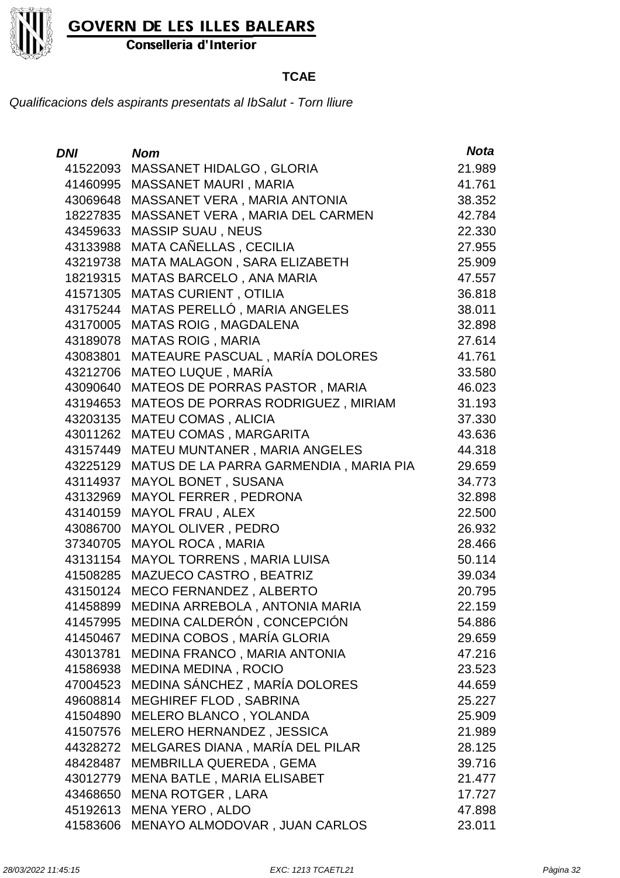**GOVERN DE LES ILLES BALEARS**

**Conselleria d'Interior**

**TCAE**

*Qualificacions dels aspirants presentats al IbSalut - Torn lliure*

| *DNI* | *Nom* | *Nota* |
|---|---|---|
| 41522093 | MASSANET HIDALGO , GLORIA | 21.989 |
| 41460995 | MASSANET MAURI , MARIA | 41.761 |
| 43069648 | MASSANET VERA , MARIA ANTONIA | 38.352 |
| 18227835 | MASSANET VERA , MARIA DEL CARMEN | 42.784 |
| 43459633 | MASSIP SUAU , NEUS | 22.330 |
| 43133988 | MATA CAÑELLAS , CECILIA | 27.955 |
| 43219738 | MATA MALAGON , SARA ELIZABETH | 25.909 |
| 18219315 | MATAS BARCELO , ANA MARIA | 47.557 |
| 41571305 | MATAS CURIENT , OTILIA | 36.818 |
| 43175244 | MATAS PERELLÓ , MARIA ANGELES | 38.011 |
| 43170005 | MATAS ROIG , MAGDALENA | 32.898 |
| 43189078 | MATAS ROIG , MARIA | 27.614 |
| 43083801 | MATEAURE PASCUAL , MARÍA DOLORES | 41.761 |
| 43212706 | MATEO LUQUE , MARÍA | 33.580 |
| 43090640 | MATEOS DE PORRAS PASTOR , MARIA | 46.023 |
| 43194653 | MATEOS DE PORRAS RODRIGUEZ , MIRIAM | 31.193 |
| 43203135 | MATEU COMAS , ALICIA | 37.330 |
| 43011262 | MATEU COMAS , MARGARITA | 43.636 |
| 43157449 | MATEU MUNTANER , MARIA ANGELES | 44.318 |
| 43225129 | MATUS DE LA PARRA GARMENDIA , MARIA PIA | 29.659 |
| 43114937 | MAYOL BONET , SUSANA | 34.773 |
| 43132969 | MAYOL FERRER , PEDRONA | 32.898 |
| 43140159 | MAYOL FRAU , ALEX | 22.500 |
| 43086700 | MAYOL OLIVER , PEDRO | 26.932 |
| 37340705 | MAYOL ROCA , MARIA | 28.466 |
| 43131154 | MAYOL TORRENS , MARIA LUISA | 50.114 |
| 41508285 | MAZUECO CASTRO , BEATRIZ | 39.034 |
| 43150124 | MECO FERNANDEZ , ALBERTO | 20.795 |
| 41458899 | MEDINA ARREBOLA , ANTONIA MARIA | 22.159 |
| 41457995 | MEDINA CALDERÓN , CONCEPCIÓN | 54.886 |
| 41450467 | MEDINA COBOS , MARÍA GLORIA | 29.659 |
| 43013781 | MEDINA FRANCO , MARIA ANTONIA | 47.216 |
| 41586938 | MEDINA MEDINA , ROCIO | 23.523 |
| 47004523 | MEDINA SÁNCHEZ , MARÍA DOLORES | 44.659 |
| 49608814 | MEGHIREF FLOD , SABRINA | 25.227 |
| 41504890 | MELERO BLANCO , YOLANDA | 25.909 |
| 41507576 | MELERO HERNANDEZ , JESSICA | 21.989 |
| 44328272 | MELGARES DIANA , MARÍA DEL PILAR | 28.125 |
| 48428487 | MEMBRILLA QUEREDA , GEMA | 39.716 |
| 43012779 | MENA BATLE , MARIA ELISABET | 21.477 |
| 43468650 | MENA ROTGER , LARA | 17.727 |
| 45192613 | MENA YERO , ALDO | 47.898 |
| 41583606 | MENAYO ALMODOVAR , JUAN CARLOS | 23.011 |

*28/03/2022 11:45:15* *EXC: 1213 TCAETL21*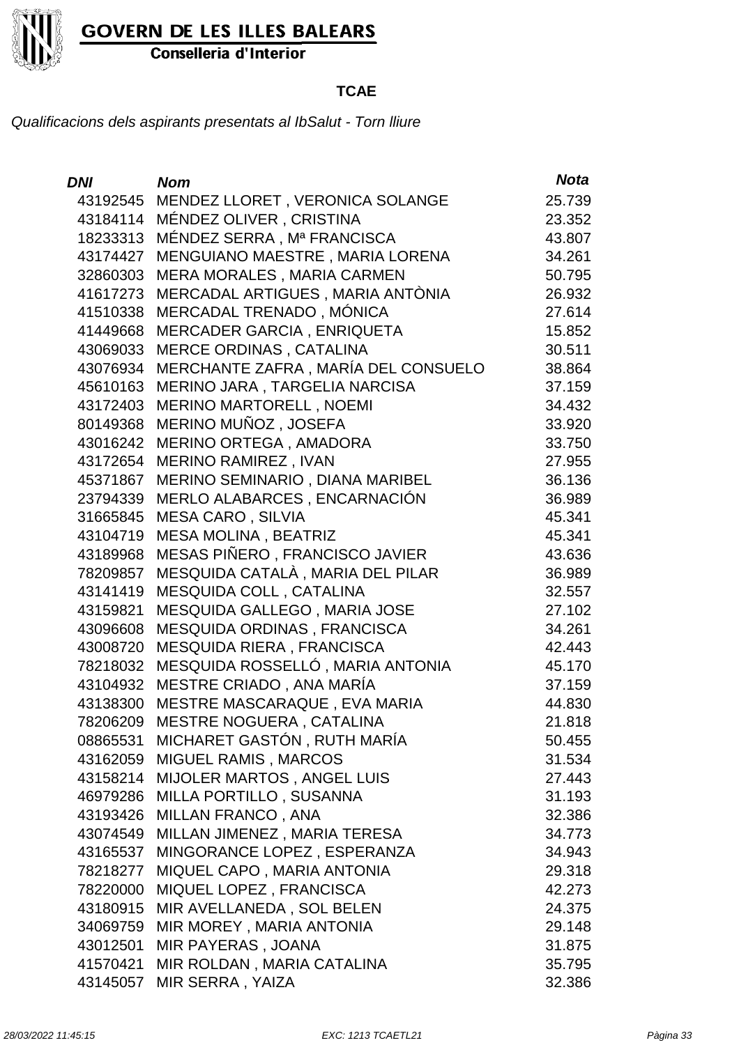**GOVERN DE LES ILLES BALEARS**
**Conselleria d'Interior**

## TCAE

*Qualificacions dels aspirants presentats al IbSalut - Torn lliure*

| DNI | Nom | Nota |
|---|---|---|
| 43192545 | MENDEZ LLORET , VERONICA SOLANGE | 25.739 |
| 43184114 | MÉNDEZ OLIVER , CRISTINA | 23.352 |
| 18233313 | MÉNDEZ SERRA , Mª FRANCISCA | 43.807 |
| 43174427 | MENGUIANO MAESTRE , MARIA LORENA | 34.261 |
| 32860303 | MERA MORALES , MARIA CARMEN | 50.795 |
| 41617273 | MERCADAL ARTIGUES , MARIA ANTÒNIA | 26.932 |
| 41510338 | MERCADAL TRENADO , MÓNICA | 27.614 |
| 41449668 | MERCADER GARCIA , ENRIQUETA | 15.852 |
| 43069033 | MERCE ORDINAS , CATALINA | 30.511 |
| 43076934 | MERCHANTE ZAFRA , MARÍA DEL CONSUELO | 38.864 |
| 45610163 | MERINO JARA , TARGELIA NARCISA | 37.159 |
| 43172403 | MERINO MARTORELL , NOEMI | 34.432 |
| 80149368 | MERINO MUÑOZ , JOSEFA | 33.920 |
| 43016242 | MERINO ORTEGA , AMADORA | 33.750 |
| 43172654 | MERINO RAMIREZ , IVAN | 27.955 |
| 45371867 | MERINO SEMINARIO , DIANA MARIBEL | 36.136 |
| 23794339 | MERLO ALABARCES , ENCARNACIÓN | 36.989 |
| 31665845 | MESA CARO , SILVIA | 45.341 |
| 43104719 | MESA MOLINA , BEATRIZ | 45.341 |
| 43189968 | MESAS PIÑERO , FRANCISCO JAVIER | 43.636 |
| 78209857 | MESQUIDA CATALÀ , MARIA DEL PILAR | 36.989 |
| 43141419 | MESQUIDA COLL , CATALINA | 32.557 |
| 43159821 | MESQUIDA GALLEGO , MARIA JOSE | 27.102 |
| 43096608 | MESQUIDA ORDINAS , FRANCISCA | 34.261 |
| 43008720 | MESQUIDA RIERA , FRANCISCA | 42.443 |
| 78218032 | MESQUIDA ROSSELLÓ , MARIA ANTONIA | 45.170 |
| 43104932 | MESTRE CRIADO , ANA MARÍA | 37.159 |
| 43138300 | MESTRE MASCARAQUE , EVA MARIA | 44.830 |
| 78206209 | MESTRE NOGUERA , CATALINA | 21.818 |
| 08865531 | MICHARET GASTÓN , RUTH MARÍA | 50.455 |
| 43162059 | MIGUEL RAMIS , MARCOS | 31.534 |
| 43158214 | MIJOLER MARTOS , ANGEL LUIS | 27.443 |
| 46979286 | MILLA PORTILLO , SUSANNA | 31.193 |
| 43193426 | MILLAN FRANCO , ANA | 32.386 |
| 43074549 | MILLAN JIMENEZ , MARIA TERESA | 34.773 |
| 43165537 | MINGORANCE LOPEZ , ESPERANZA | 34.943 |
| 78218277 | MIQUEL CAPO , MARIA ANTONIA | 29.318 |
| 78220000 | MIQUEL LOPEZ , FRANCISCA | 42.273 |
| 43180915 | MIR AVELLANEDA , SOL BELEN | 24.375 |
| 34069759 | MIR MOREY , MARIA ANTONIA | 29.148 |
| 43012501 | MIR PAYERAS , JOANA | 31.875 |
| 41570421 | MIR ROLDAN , MARIA CATALINA | 35.795 |
| 43145057 | MIR SERRA , YAIZA | 32.386 |

*28/03/2022 11:45:15* *EXC: 1213 TCAETL21*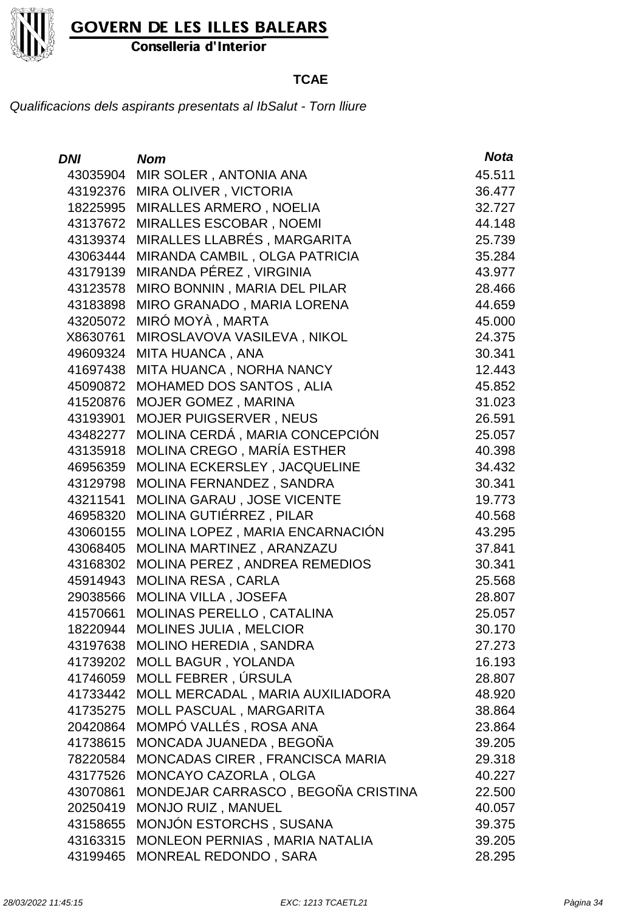**GOVERN DE LES ILLES BALEARS**

**Conselleria d'Interior**

## TCAE

*Qualificacions dels aspirants presentats al IbSalut - Torn lliure*

| DNI | Nom | Nota |
|---|---|---|
| 43035904 | MIR SOLER , ANTONIA ANA | 45.511 |
| 43192376 | MIRA OLIVER , VICTORIA | 36.477 |
| 18225995 | MIRALLES ARMERO , NOELIA | 32.727 |
| 43137672 | MIRALLES ESCOBAR , NOEMI | 44.148 |
| 43139374 | MIRALLES LLABRÉS , MARGARITA | 25.739 |
| 43063444 | MIRANDA CAMBIL , OLGA PATRICIA | 35.284 |
| 43179139 | MIRANDA PÉREZ , VIRGINIA | 43.977 |
| 43123578 | MIRO BONNIN , MARIA DEL PILAR | 28.466 |
| 43183898 | MIRO GRANADO , MARIA LORENA | 44.659 |
| 43205072 | MIRÓ MOYÀ , MARTA | 45.000 |
| X8630761 | MIROSLAVOVA VASILEVA , NIKOL | 24.375 |
| 49609324 | MITA HUANCA , ANA | 30.341 |
| 41697438 | MITA HUANCA , NORHA NANCY | 12.443 |
| 45090872 | MOHAMED DOS SANTOS , ALIA | 45.852 |
| 41520876 | MOJER GOMEZ , MARINA | 31.023 |
| 43193901 | MOJER PUIGSERVER , NEUS | 26.591 |
| 43482277 | MOLINA CERDÁ , MARIA CONCEPCIÓN | 25.057 |
| 43135918 | MOLINA CREGO , MARÍA ESTHER | 40.398 |
| 46956359 | MOLINA ECKERSLEY , JACQUELINE | 34.432 |
| 43129798 | MOLINA FERNANDEZ , SANDRA | 30.341 |
| 43211541 | MOLINA GARAU , JOSE VICENTE | 19.773 |
| 46958320 | MOLINA GUTIÉRREZ , PILAR | 40.568 |
| 43060155 | MOLINA LOPEZ , MARIA ENCARNACIÓN | 43.295 |
| 43068405 | MOLINA MARTINEZ , ARANZAZU | 37.841 |
| 43168302 | MOLINA PEREZ , ANDREA REMEDIOS | 30.341 |
| 45914943 | MOLINA RESA , CARLA | 25.568 |
| 29038566 | MOLINA VILLA , JOSEFA | 28.807 |
| 41570661 | MOLINAS PERELLO , CATALINA | 25.057 |
| 18220944 | MOLINES JULIA , MELCIOR | 30.170 |
| 43197638 | MOLINO HEREDIA , SANDRA | 27.273 |
| 41739202 | MOLL BAGUR , YOLANDA | 16.193 |
| 41746059 | MOLL FEBRER , ÚRSULA | 28.807 |
| 41733442 | MOLL MERCADAL , MARIA AUXILIADORA | 48.920 |
| 41735275 | MOLL PASCUAL , MARGARITA | 38.864 |
| 20420864 | MOMPÓ VALLÉS , ROSA ANA | 23.864 |
| 41738615 | MONCADA JUANEDA , BEGOÑA | 39.205 |
| 78220584 | MONCADAS CIRER , FRANCISCA MARIA | 29.318 |
| 43177526 | MONCAYO CAZORLA , OLGA | 40.227 |
| 43070861 | MONDEJAR CARRASCO , BEGOÑA CRISTINA | 22.500 |
| 20250419 | MONJO RUIZ , MANUEL | 40.057 |
| 43158655 | MONJÓN ESTORCHS , SUSANA | 39.375 |
| 43163315 | MONLEON PERNIAS , MARIA NATALIA | 39.205 |
| 43199465 | MONREAL REDONDO , SARA | 28.295 |

*28/03/2022 11:45:15* *EXC: 1213 TCAETL21*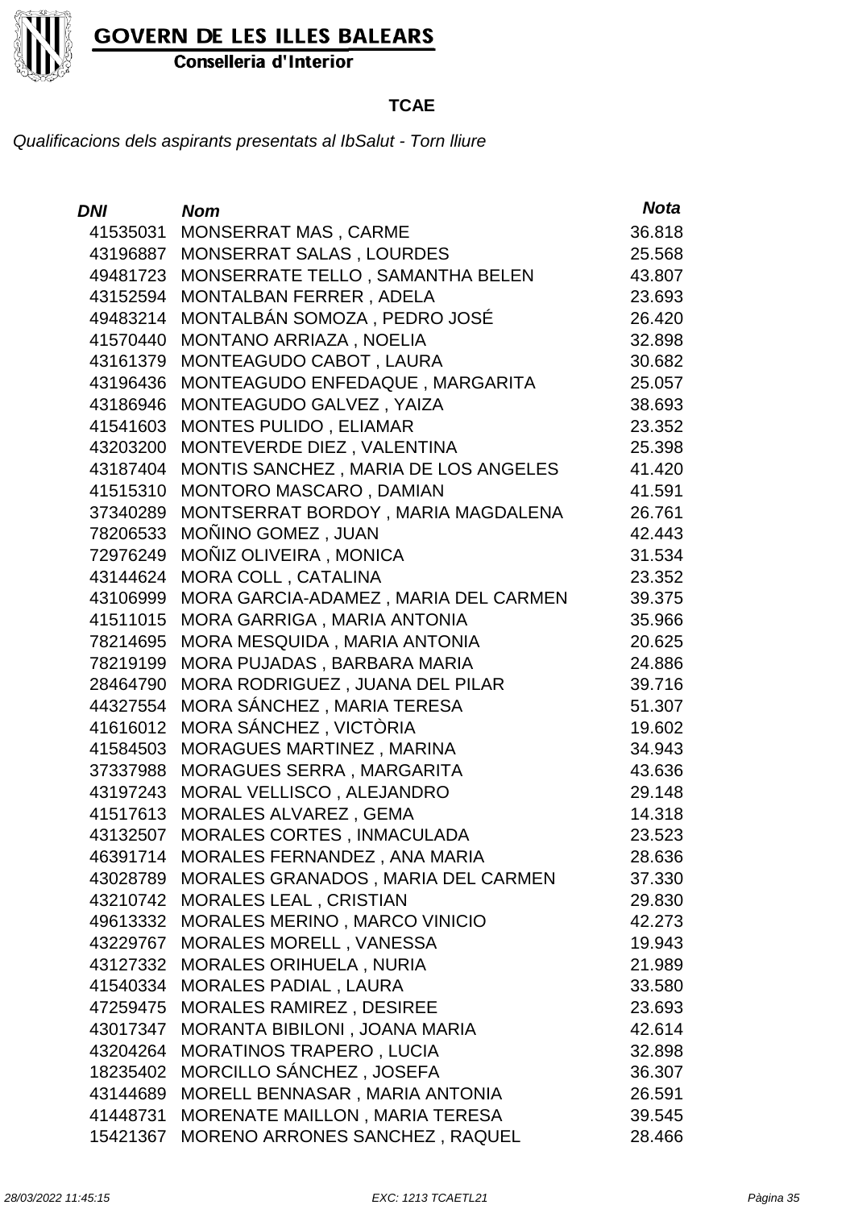GOVERN DE LES ILLES BALEARS

Conselleria d'Interior

**TCAE**

*Qualificacions dels aspirants presentats al IbSalut - Torn lliure*

| *DNI* | *Nom* | *Nota* |
|---|---|---|
| 41535031 | MONSERRAT MAS , CARME | 36.818 |
| 43196887 | MONSERRAT SALAS , LOURDES | 25.568 |
| 49481723 | MONSERRATE TELLO , SAMANTHA BELEN | 43.807 |
| 43152594 | MONTALBAN FERRER , ADELA | 23.693 |
| 49483214 | MONTALBÁN SOMOZA , PEDRO JOSÉ | 26.420 |
| 41570440 | MONTANO ARRIAZA , NOELIA | 32.898 |
| 43161379 | MONTEAGUDO CABOT , LAURA | 30.682 |
| 43196436 | MONTEAGUDO ENFEDAQUE , MARGARITA | 25.057 |
| 43186946 | MONTEAGUDO GALVEZ , YAIZA | 38.693 |
| 41541603 | MONTES PULIDO , ELIAMAR | 23.352 |
| 43203200 | MONTEVERDE DIEZ , VALENTINA | 25.398 |
| 43187404 | MONTIS SANCHEZ , MARIA DE LOS ANGELES | 41.420 |
| 41515310 | MONTORO MASCARO , DAMIAN | 41.591 |
| 37340289 | MONTSERRAT BORDOY , MARIA MAGDALENA | 26.761 |
| 78206533 | MOÑINO GOMEZ , JUAN | 42.443 |
| 72976249 | MOÑIZ OLIVEIRA , MONICA | 31.534 |
| 43144624 | MORA COLL , CATALINA | 23.352 |
| 43106999 | MORA GARCIA-ADAMEZ , MARIA DEL CARMEN | 39.375 |
| 41511015 | MORA GARRIGA , MARIA ANTONIA | 35.966 |
| 78214695 | MORA MESQUIDA , MARIA ANTONIA | 20.625 |
| 78219199 | MORA PUJADAS , BARBARA MARIA | 24.886 |
| 28464790 | MORA RODRIGUEZ , JUANA DEL PILAR | 39.716 |
| 44327554 | MORA SÁNCHEZ , MARIA TERESA | 51.307 |
| 41616012 | MORA SÁNCHEZ , VICTÒRIA | 19.602 |
| 41584503 | MORAGUES MARTINEZ , MARINA | 34.943 |
| 37337988 | MORAGUES SERRA , MARGARITA | 43.636 |
| 43197243 | MORAL VELLISCO , ALEJANDRO | 29.148 |
| 41517613 | MORALES ALVAREZ , GEMA | 14.318 |
| 43132507 | MORALES CORTES , INMACULADA | 23.523 |
| 46391714 | MORALES FERNANDEZ , ANA MARIA | 28.636 |
| 43028789 | MORALES GRANADOS , MARIA DEL CARMEN | 37.330 |
| 43210742 | MORALES LEAL , CRISTIAN | 29.830 |
| 49613332 | MORALES MERINO , MARCO VINICIO | 42.273 |
| 43229767 | MORALES MORELL , VANESSA | 19.943 |
| 43127332 | MORALES ORIHUELA , NURIA | 21.989 |
| 41540334 | MORALES PADIAL , LAURA | 33.580 |
| 47259475 | MORALES RAMIREZ , DESIREE | 23.693 |
| 43017347 | MORANTA BIBILONI , JOANA MARIA | 42.614 |
| 43204264 | MORATINOS TRAPERO , LUCIA | 32.898 |
| 18235402 | MORCILLO SÁNCHEZ , JOSEFA | 36.307 |
| 43144689 | MORELL BENNASAR , MARIA ANTONIA | 26.591 |
| 41448731 | MORENATE MAILLON , MARIA TERESA | 39.545 |
| 15421367 | MORENO ARRONES SANCHEZ , RAQUEL | 28.466 |

*28/03/2022 11:45:15* *EXC: 1213 TCAETL21*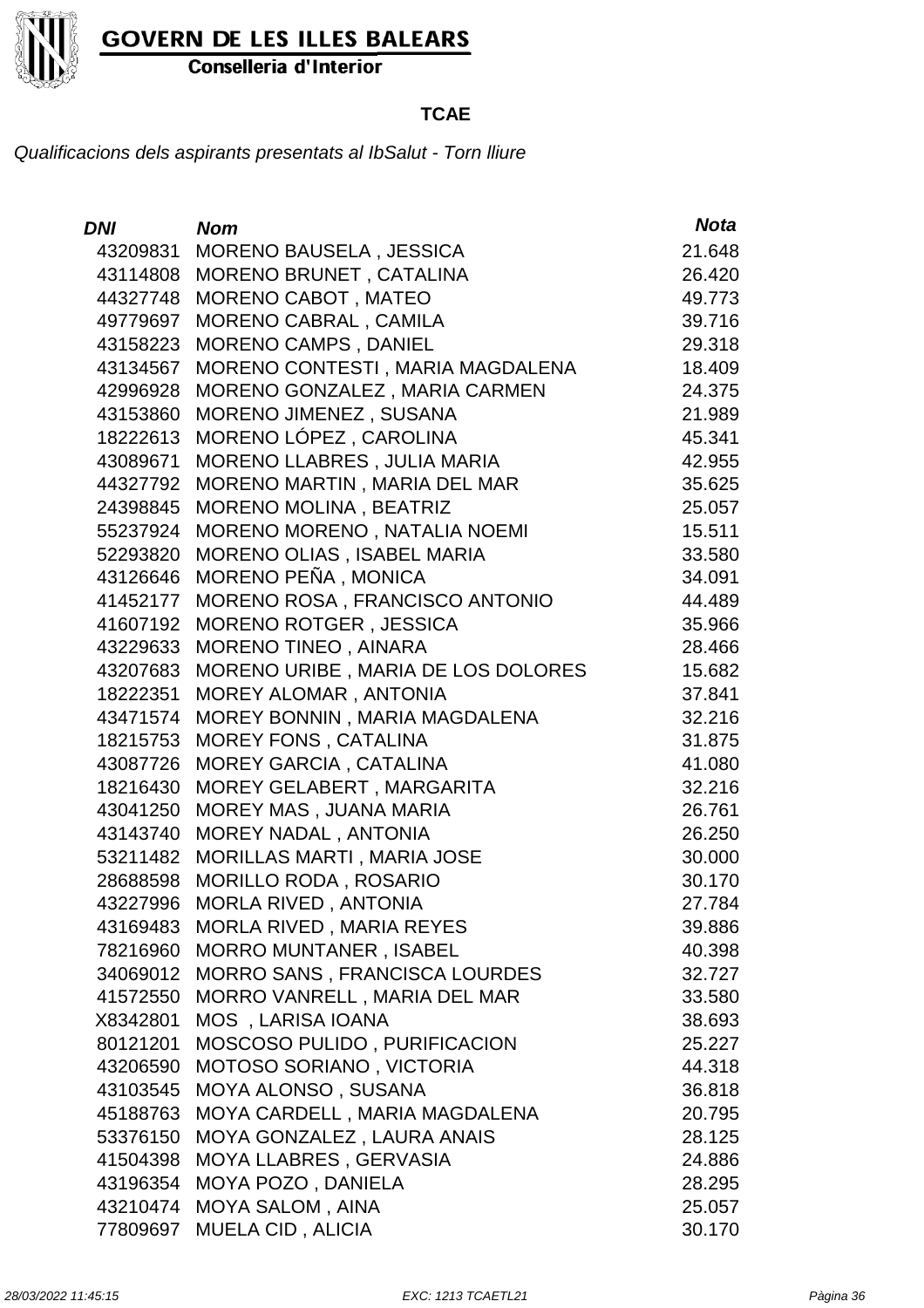GOVERN DE LES ILLES BALEARS

Conselleria d'Interior

**TCAE**

*Qualificacions dels aspirants presentats al IbSalut - Torn lliure*

| *DNI* | *Nom* | *Nota* |
|---|---|---|
| 43209831 | MORENO BAUSELA , JESSICA | 21.648 |
| 43114808 | MORENO BRUNET , CATALINA | 26.420 |
| 44327748 | MORENO CABOT , MATEO | 49.773 |
| 49779697 | MORENO CABRAL , CAMILA | 39.716 |
| 43158223 | MORENO CAMPS , DANIEL | 29.318 |
| 43134567 | MORENO CONTESTI , MARIA MAGDALENA | 18.409 |
| 42996928 | MORENO GONZALEZ , MARIA CARMEN | 24.375 |
| 43153860 | MORENO JIMENEZ , SUSANA | 21.989 |
| 18222613 | MORENO LÓPEZ , CAROLINA | 45.341 |
| 43089671 | MORENO LLABRES , JULIA MARIA | 42.955 |
| 44327792 | MORENO MARTIN , MARIA DEL MAR | 35.625 |
| 24398845 | MORENO MOLINA , BEATRIZ | 25.057 |
| 55237924 | MORENO MORENO , NATALIA NOEMI | 15.511 |
| 52293820 | MORENO OLIAS , ISABEL MARIA | 33.580 |
| 43126646 | MORENO PEÑA , MONICA | 34.091 |
| 41452177 | MORENO ROSA , FRANCISCO ANTONIO | 44.489 |
| 41607192 | MORENO ROTGER , JESSICA | 35.966 |
| 43229633 | MORENO TINEO , AINARA | 28.466 |
| 43207683 | MORENO URIBE , MARIA DE LOS DOLORES | 15.682 |
| 18222351 | MOREY ALOMAR , ANTONIA | 37.841 |
| 43471574 | MOREY BONNIN , MARIA MAGDALENA | 32.216 |
| 18215753 | MOREY FONS , CATALINA | 31.875 |
| 43087726 | MOREY GARCIA , CATALINA | 41.080 |
| 18216430 | MOREY GELABERT , MARGARITA | 32.216 |
| 43041250 | MOREY MAS , JUANA MARIA | 26.761 |
| 43143740 | MOREY NADAL , ANTONIA | 26.250 |
| 53211482 | MORILLAS MARTI , MARIA JOSE | 30.000 |
| 28688598 | MORILLO RODA , ROSARIO | 30.170 |
| 43227996 | MORLA RIVED , ANTONIA | 27.784 |
| 43169483 | MORLA RIVED , MARIA REYES | 39.886 |
| 78216960 | MORRO MUNTANER , ISABEL | 40.398 |
| 34069012 | MORRO SANS , FRANCISCA LOURDES | 32.727 |
| 41572550 | MORRO VANRELL , MARIA DEL MAR | 33.580 |
| X8342801 | MOS , LARISA IOANA | 38.693 |
| 80121201 | MOSCOSO PULIDO , PURIFICACION | 25.227 |
| 43206590 | MOTOSO SORIANO , VICTORIA | 44.318 |
| 43103545 | MOYA ALONSO , SUSANA | 36.818 |
| 45188763 | MOYA CARDELL , MARIA MAGDALENA | 20.795 |
| 53376150 | MOYA GONZALEZ , LAURA ANAIS | 28.125 |
| 41504398 | MOYA LLABRES , GERVASIA | 24.886 |
| 43196354 | MOYA POZO , DANIELA | 28.295 |
| 43210474 | MOYA SALOM , AINA | 25.057 |
| 77809697 | MUELA CID , ALICIA | 30.170 |

*28/03/2022 11:45:15* *EXC: 1213 TCAETL21*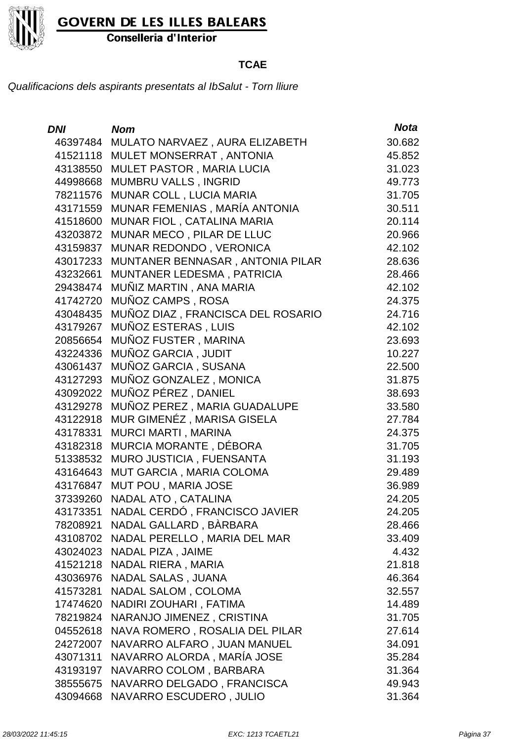GOVERN DE LES ILLES BALEARS

Conselleria d'Interior

**TCAE**

*Qualificacions dels aspirants presentats al IbSalut - Torn lliure*

| *DNI* | *Nom* | *Nota* |
|---|---|---|
| 46397484 | MULATO NARVAEZ , AURA ELIZABETH | 30.682 |
| 41521118 | MULET MONSERRAT , ANTONIA | 45.852 |
| 43138550 | MULET PASTOR , MARIA LUCIA | 31.023 |
| 44998668 | MUMBRU VALLS , INGRID | 49.773 |
| 78211576 | MUNAR COLL , LUCIA MARIA | 31.705 |
| 43171559 | MUNAR FEMENIAS , MARÍA ANTONIA | 30.511 |
| 41518600 | MUNAR FIOL , CATALINA MARIA | 20.114 |
| 43203872 | MUNAR MECO , PILAR DE LLUC | 20.966 |
| 43159837 | MUNAR REDONDO , VERONICA | 42.102 |
| 43017233 | MUNTANER BENNASAR , ANTONIA PILAR | 28.636 |
| 43232661 | MUNTANER LEDESMA , PATRICIA | 28.466 |
| 29438474 | MUÑIZ MARTIN , ANA MARIA | 42.102 |
| 41742720 | MUÑOZ CAMPS , ROSA | 24.375 |
| 43048435 | MUÑOZ DIAZ , FRANCISCA DEL ROSARIO | 24.716 |
| 43179267 | MUÑOZ ESTERAS , LUIS | 42.102 |
| 20856654 | MUÑOZ FUSTER , MARINA | 23.693 |
| 43224336 | MUÑOZ GARCIA , JUDIT | 10.227 |
| 43061437 | MUÑOZ GARCIA , SUSANA | 22.500 |
| 43127293 | MUÑOZ GONZALEZ , MONICA | 31.875 |
| 43092022 | MUÑOZ PÉREZ , DANIEL | 38.693 |
| 43129278 | MUÑOZ PEREZ , MARIA GUADALUPE | 33.580 |
| 43122918 | MUR GIMENÉZ , MARISA GISELA | 27.784 |
| 43178331 | MURCI MARTI , MARINA | 24.375 |
| 43182318 | MURCIA MORANTE , DÉBORA | 31.705 |
| 51338532 | MURO JUSTICIA , FUENSANTA | 31.193 |
| 43164643 | MUT GARCIA , MARIA COLOMA | 29.489 |
| 43176847 | MUT POU , MARIA JOSE | 36.989 |
| 37339260 | NADAL ATO , CATALINA | 24.205 |
| 43173351 | NADAL CERDÓ , FRANCISCO JAVIER | 24.205 |
| 78208921 | NADAL GALLARD , BÀRBARA | 28.466 |
| 43108702 | NADAL PERELLO , MARIA DEL MAR | 33.409 |
| 43024023 | NADAL PIZA , JAIME | 4.432 |
| 41521218 | NADAL RIERA , MARIA | 21.818 |
| 43036976 | NADAL SALAS , JUANA | 46.364 |
| 41573281 | NADAL SALOM , COLOMA | 32.557 |
| 17474620 | NADIRI ZOUHARI , FATIMA | 14.489 |
| 78219824 | NARANJO JIMENEZ , CRISTINA | 31.705 |
| 04552618 | NAVA ROMERO , ROSALIA DEL PILAR | 27.614 |
| 24272007 | NAVARRO ALFARO , JUAN MANUEL | 34.091 |
| 43071311 | NAVARRO ALORDA , MARÍA JOSE | 35.284 |
| 43193197 | NAVARRO COLOM , BARBARA | 31.364 |
| 38555675 | NAVARRO DELGADO , FRANCISCA | 49.943 |
| 43094668 | NAVARRO ESCUDERO , JULIO | 31.364 |

*28/03/2022 11:45:15* *EXC: 1213 TCAETL21*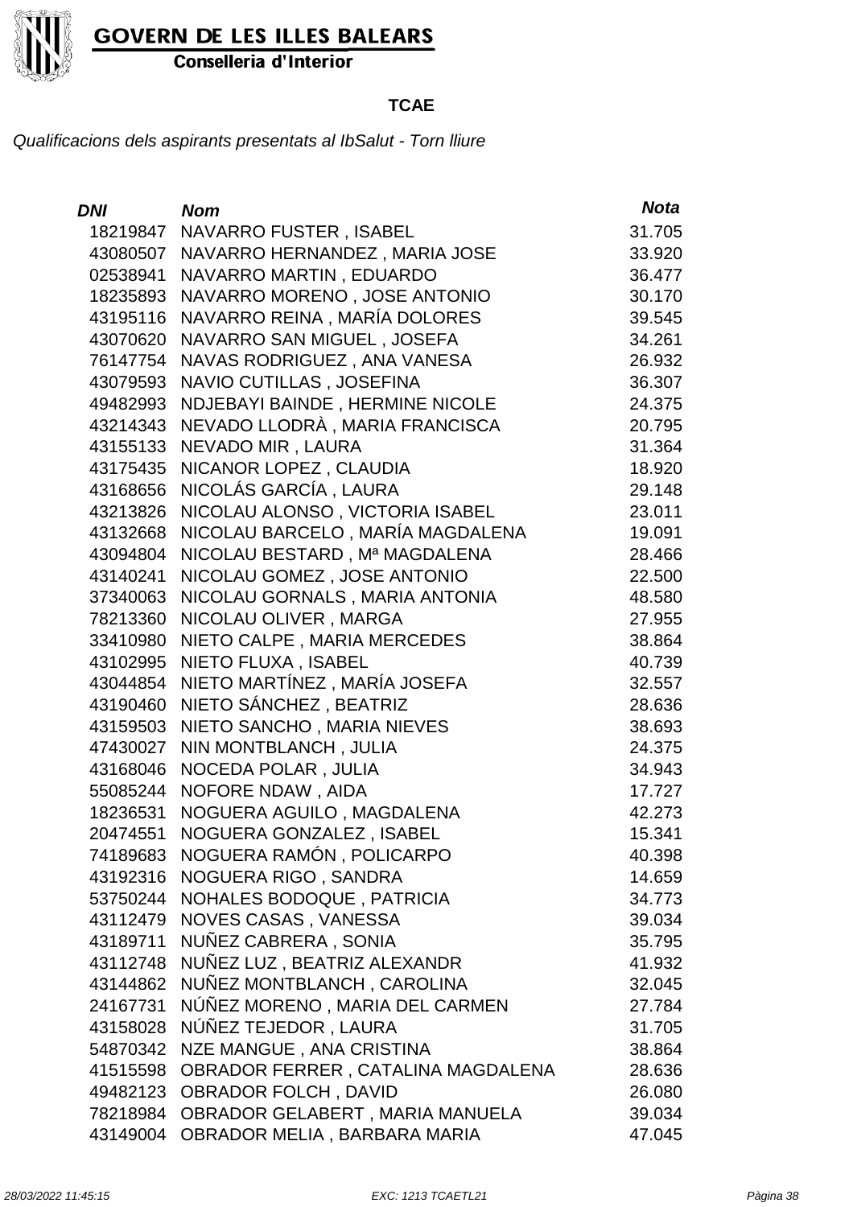**GOVERN DE LES ILLES BALEARS**
**Conselleria d'Interior**

## TCAE

*Qualificacions dels aspirants presentats al IbSalut - Torn lliure*

| *DNI* | *Nom* | *Nota* |
|---|---|---|
| 18219847 | NAVARRO FUSTER , ISABEL | 31.705 |
| 43080507 | NAVARRO HERNANDEZ , MARIA JOSE | 33.920 |
| 02538941 | NAVARRO MARTIN , EDUARDO | 36.477 |
| 18235893 | NAVARRO MORENO , JOSE ANTONIO | 30.170 |
| 43195116 | NAVARRO REINA , MARÍA DOLORES | 39.545 |
| 43070620 | NAVARRO SAN MIGUEL , JOSEFA | 34.261 |
| 76147754 | NAVAS RODRIGUEZ , ANA VANESA | 26.932 |
| 43079593 | NAVIO CUTILLAS , JOSEFINA | 36.307 |
| 49482993 | NDJEBAYI BAINDE , HERMINE NICOLE | 24.375 |
| 43214343 | NEVADO LLODRÀ , MARIA FRANCISCA | 20.795 |
| 43155133 | NEVADO MIR , LAURA | 31.364 |
| 43175435 | NICANOR LOPEZ , CLAUDIA | 18.920 |
| 43168656 | NICOLÁS GARCÍA , LAURA | 29.148 |
| 43213826 | NICOLAU ALONSO , VICTORIA ISABEL | 23.011 |
| 43132668 | NICOLAU BARCELO , MARÍA MAGDALENA | 19.091 |
| 43094804 | NICOLAU BESTARD , Mª MAGDALENA | 28.466 |
| 43140241 | NICOLAU GOMEZ , JOSE ANTONIO | 22.500 |
| 37340063 | NICOLAU GORNALS , MARIA ANTONIA | 48.580 |
| 78213360 | NICOLAU OLIVER , MARGA | 27.955 |
| 33410980 | NIETO CALPE , MARIA MERCEDES | 38.864 |
| 43102995 | NIETO FLUXA , ISABEL | 40.739 |
| 43044854 | NIETO MARTÍNEZ , MARÍA JOSEFA | 32.557 |
| 43190460 | NIETO SÁNCHEZ , BEATRIZ | 28.636 |
| 43159503 | NIETO SANCHO , MARIA NIEVES | 38.693 |
| 47430027 | NIN MONTBLANCH , JULIA | 24.375 |
| 43168046 | NOCEDA POLAR , JULIA | 34.943 |
| 55085244 | NOFORE NDAW , AIDA | 17.727 |
| 18236531 | NOGUERA AGUILO , MAGDALENA | 42.273 |
| 20474551 | NOGUERA GONZALEZ , ISABEL | 15.341 |
| 74189683 | NOGUERA RAMÓN , POLICARPO | 40.398 |
| 43192316 | NOGUERA RIGO , SANDRA | 14.659 |
| 53750244 | NOHALES BODOQUE , PATRICIA | 34.773 |
| 43112479 | NOVES CASAS , VANESSA | 39.034 |
| 43189711 | NUÑEZ CABRERA , SONIA | 35.795 |
| 43112748 | NUÑEZ LUZ , BEATRIZ ALEXANDR | 41.932 |
| 43144862 | NUÑEZ MONTBLANCH , CAROLINA | 32.045 |
| 24167731 | NÚÑEZ MORENO , MARIA DEL CARMEN | 27.784 |
| 43158028 | NÚÑEZ TEJEDOR , LAURA | 31.705 |
| 54870342 | NZE MANGUE , ANA CRISTINA | 38.864 |
| 41515598 | OBRADOR FERRER , CATALINA MAGDALENA | 28.636 |
| 49482123 | OBRADOR FOLCH , DAVID | 26.080 |
| 78218984 | OBRADOR GELABERT , MARIA MANUELA | 39.034 |
| 43149004 | OBRADOR MELIA , BARBARA MARIA | 47.045 |

*28/03/2022 11:45:15* *EXC: 1213 TCAETL21*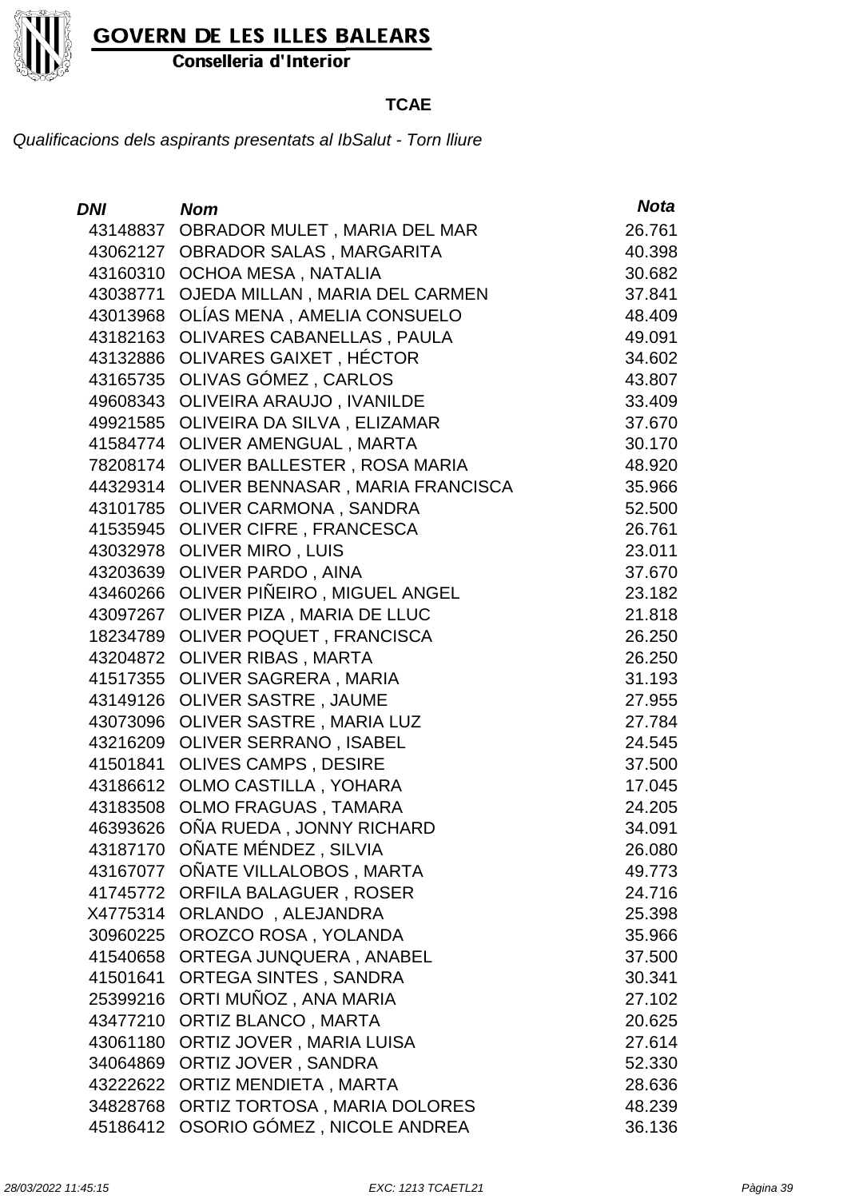GOVERN DE LES ILLES BALEARS

Conselleria d'Interior

**TCAE**

*Qualificacions dels aspirants presentats al IbSalut - Torn lliure*

| *DNI* | *Nom* | *Nota* |
|---|---|---|
| 43148837 | OBRADOR MULET , MARIA DEL MAR | 26.761 |
| 43062127 | OBRADOR SALAS , MARGARITA | 40.398 |
| 43160310 | OCHOA MESA , NATALIA | 30.682 |
| 43038771 | OJEDA MILLAN , MARIA DEL CARMEN | 37.841 |
| 43013968 | OLÍAS MENA , AMELIA CONSUELO | 48.409 |
| 43182163 | OLIVARES CABANELLAS , PAULA | 49.091 |
| 43132886 | OLIVARES GAIXET , HÉCTOR | 34.602 |
| 43165735 | OLIVAS GÓMEZ , CARLOS | 43.807 |
| 49608343 | OLIVEIRA ARAUJO , IVANILDE | 33.409 |
| 49921585 | OLIVEIRA DA SILVA , ELIZAMAR | 37.670 |
| 41584774 | OLIVER AMENGUAL , MARTA | 30.170 |
| 78208174 | OLIVER BALLESTER , ROSA MARIA | 48.920 |
| 44329314 | OLIVER BENNASAR , MARIA FRANCISCA | 35.966 |
| 43101785 | OLIVER CARMONA , SANDRA | 52.500 |
| 41535945 | OLIVER CIFRE , FRANCESCA | 26.761 |
| 43032978 | OLIVER MIRO , LUIS | 23.011 |
| 43203639 | OLIVER PARDO , AINA | 37.670 |
| 43460266 | OLIVER PIÑEIRO , MIGUEL ANGEL | 23.182 |
| 43097267 | OLIVER PIZA , MARIA DE LLUC | 21.818 |
| 18234789 | OLIVER POQUET , FRANCISCA | 26.250 |
| 43204872 | OLIVER RIBAS , MARTA | 26.250 |
| 41517355 | OLIVER SAGRERA , MARIA | 31.193 |
| 43149126 | OLIVER SASTRE , JAUME | 27.955 |
| 43073096 | OLIVER SASTRE , MARIA LUZ | 27.784 |
| 43216209 | OLIVER SERRANO , ISABEL | 24.545 |
| 41501841 | OLIVES CAMPS , DESIRE | 37.500 |
| 43186612 | OLMO CASTILLA , YOHARA | 17.045 |
| 43183508 | OLMO FRAGUAS , TAMARA | 24.205 |
| 46393626 | OÑA RUEDA , JONNY RICHARD | 34.091 |
| 43187170 | OÑATE MÉNDEZ , SILVIA | 26.080 |
| 43167077 | OÑATE VILLALOBOS , MARTA | 49.773 |
| 41745772 | ORFILA BALAGUER , ROSER | 24.716 |
| X4775314 | ORLANDO , ALEJANDRA | 25.398 |
| 30960225 | OROZCO ROSA , YOLANDA | 35.966 |
| 41540658 | ORTEGA JUNQUERA , ANABEL | 37.500 |
| 41501641 | ORTEGA SINTES , SANDRA | 30.341 |
| 25399216 | ORTI MUÑOZ , ANA MARIA | 27.102 |
| 43477210 | ORTIZ BLANCO , MARTA | 20.625 |
| 43061180 | ORTIZ JOVER , MARIA LUISA | 27.614 |
| 34064869 | ORTIZ JOVER , SANDRA | 52.330 |
| 43222622 | ORTIZ MENDIETA , MARTA | 28.636 |
| 34828768 | ORTIZ TORTOSA , MARIA DOLORES | 48.239 |
| 45186412 | OSORIO GÓMEZ , NICOLE ANDREA | 36.136 |

*28/03/2022 11:45:15* *EXC: 1213 TCAETL21*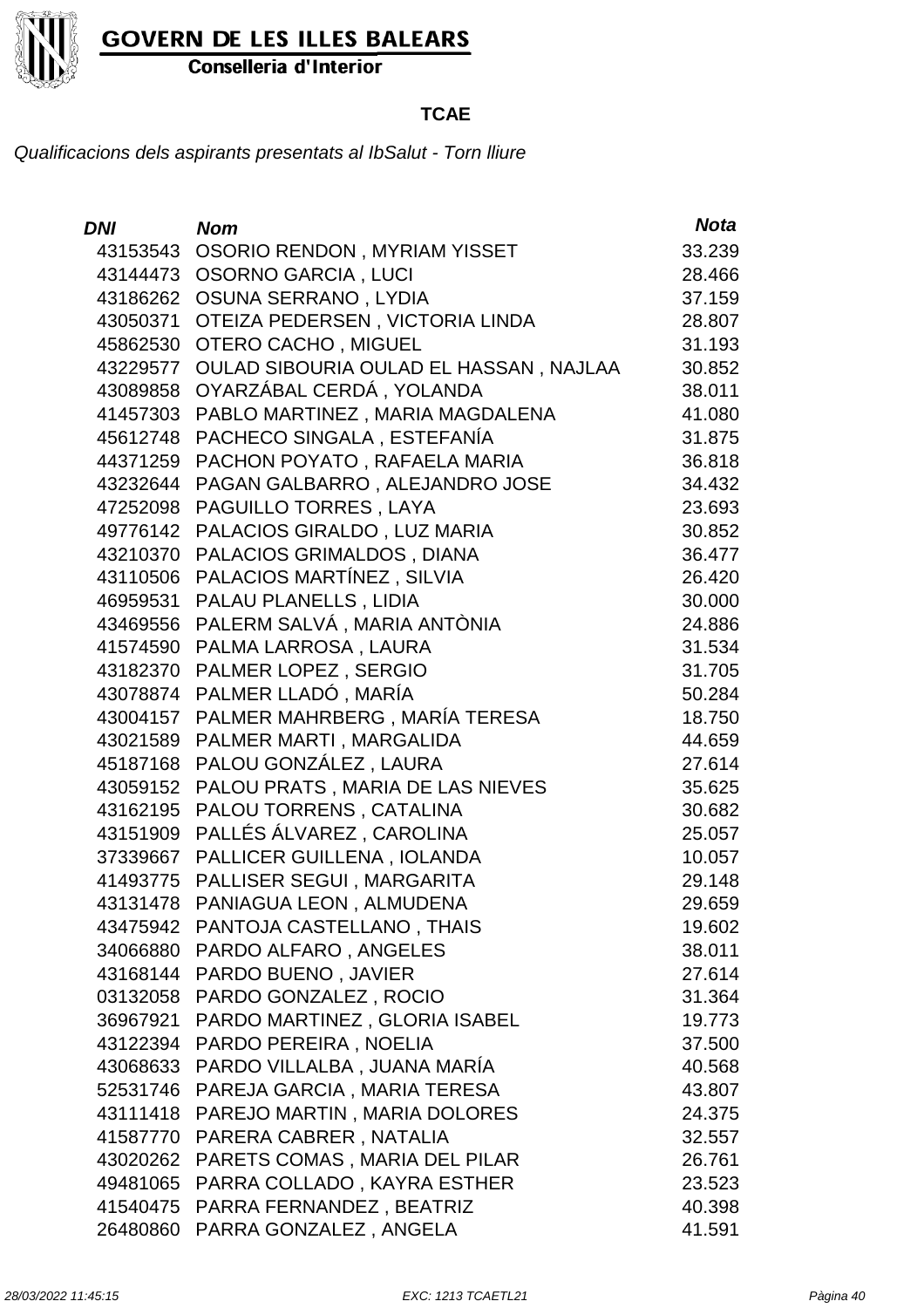**GOVERN DE LES ILLES BALEARS**

**Conselleria d'Interior**

## TCAE

*Qualificacions dels aspirants presentats al IbSalut - Torn lliure*

| *DNI* | *Nom* | *Nota* |
|---|---|---|
| 43153543 | OSORIO RENDON , MYRIAM YISSET | 33.239 |
| 43144473 | OSORNO GARCIA , LUCI | 28.466 |
| 43186262 | OSUNA SERRANO , LYDIA | 37.159 |
| 43050371 | OTEIZA PEDERSEN , VICTORIA LINDA | 28.807 |
| 45862530 | OTERO CACHO , MIGUEL | 31.193 |
| 43229577 | OULAD SIBOURIA OULAD EL HASSAN , NAJLAA | 30.852 |
| 43089858 | OYARZÁBAL CERDÁ , YOLANDA | 38.011 |
| 41457303 | PABLO MARTINEZ , MARIA MAGDALENA | 41.080 |
| 45612748 | PACHECO SINGALA , ESTEFANÍA | 31.875 |
| 44371259 | PACHON POYATO , RAFAELA MARIA | 36.818 |
| 43232644 | PAGAN GALBARRO , ALEJANDRO JOSE | 34.432 |
| 47252098 | PAGUILLO TORRES , LAYA | 23.693 |
| 49776142 | PALACIOS GIRALDO , LUZ MARIA | 30.852 |
| 43210370 | PALACIOS GRIMALDOS , DIANA | 36.477 |
| 43110506 | PALACIOS MARTÍNEZ , SILVIA | 26.420 |
| 46959531 | PALAU PLANELLS , LIDIA | 30.000 |
| 43469556 | PALERM SALVÁ , MARIA ANTÒNIA | 24.886 |
| 41574590 | PALMA LARROSA , LAURA | 31.534 |
| 43182370 | PALMER LOPEZ , SERGIO | 31.705 |
| 43078874 | PALMER LLADÓ , MARÍA | 50.284 |
| 43004157 | PALMER MAHRBERG , MARÍA TERESA | 18.750 |
| 43021589 | PALMER MARTI , MARGALIDA | 44.659 |
| 45187168 | PALOU GONZÁLEZ , LAURA | 27.614 |
| 43059152 | PALOU PRATS , MARIA DE LAS NIEVES | 35.625 |
| 43162195 | PALOU TORRENS , CATALINA | 30.682 |
| 43151909 | PALLÉS ÁLVAREZ , CAROLINA | 25.057 |
| 37339667 | PALLICER GUILLENA , IOLANDA | 10.057 |
| 41493775 | PALLISER SEGUI , MARGARITA | 29.148 |
| 43131478 | PANIAGUA LEON , ALMUDENA | 29.659 |
| 43475942 | PANTOJA CASTELLANO , THAIS | 19.602 |
| 34066880 | PARDO ALFARO , ANGELES | 38.011 |
| 43168144 | PARDO BUENO , JAVIER | 27.614 |
| 03132058 | PARDO GONZALEZ , ROCIO | 31.364 |
| 36967921 | PARDO MARTINEZ , GLORIA ISABEL | 19.773 |
| 43122394 | PARDO PEREIRA , NOELIA | 37.500 |
| 43068633 | PARDO VILLALBA , JUANA MARÍA | 40.568 |
| 52531746 | PAREJA GARCIA , MARIA TERESA | 43.807 |
| 43111418 | PAREJO MARTIN , MARIA DOLORES | 24.375 |
| 41587770 | PARERA CABRER , NATALIA | 32.557 |
| 43020262 | PARETS COMAS , MARIA DEL PILAR | 26.761 |
| 49481065 | PARRA COLLADO , KAYRA ESTHER | 23.523 |
| 41540475 | PARRA FERNANDEZ , BEATRIZ | 40.398 |
| 26480860 | PARRA GONZALEZ , ANGELA | 41.591 |

*28/03/2022 11:45:15* *EXC: 1213 TCAETL21*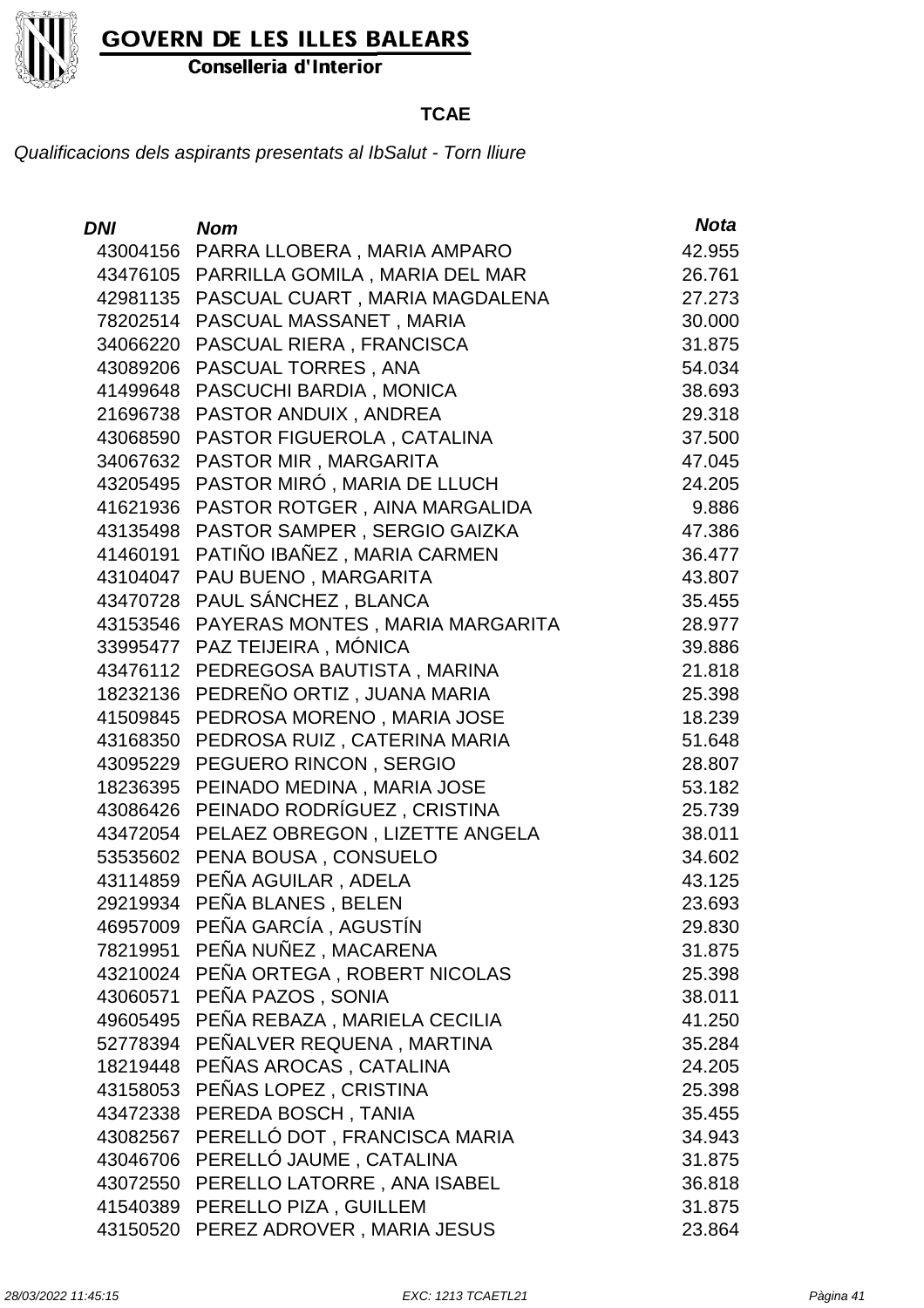**TCAE**

*Qualificacions dels aspirants presentats al IbSalut - Torn lliure*

| *DNI* | *Nom* | *Nota* |
|---|---|---|
| 43004156 | PARRA LLOBERA , MARIA AMPARO | 42.955 |
| 43476105 | PARRILLA GOMILA , MARIA DEL MAR | 26.761 |
| 42981135 | PASCUAL CUART , MARIA MAGDALENA | 27.273 |
| 78202514 | PASCUAL MASSANET , MARIA | 30.000 |
| 34066220 | PASCUAL RIERA , FRANCISCA | 31.875 |
| 43089206 | PASCUAL TORRES , ANA | 54.034 |
| 41499648 | PASCUCHI BARDIA , MONICA | 38.693 |
| 21696738 | PASTOR ANDUIX , ANDREA | 29.318 |
| 43068590 | PASTOR FIGUEROLA , CATALINA | 37.500 |
| 34067632 | PASTOR MIR , MARGARITA | 47.045 |
| 43205495 | PASTOR MIRÓ , MARIA DE LLUCH | 24.205 |
| 41621936 | PASTOR ROTGER , AINA MARGALIDA | 9.886 |
| 43135498 | PASTOR SAMPER , SERGIO GAIZKA | 47.386 |
| 41460191 | PATIÑO IBAÑEZ , MARIA CARMEN | 36.477 |
| 43104047 | PAU BUENO , MARGARITA | 43.807 |
| 43470728 | PAUL SÁNCHEZ , BLANCA | 35.455 |
| 43153546 | PAYERAS MONTES , MARIA MARGARITA | 28.977 |
| 33995477 | PAZ TEIJEIRA , MÓNICA | 39.886 |
| 43476112 | PEDREGOSA BAUTISTA , MARINA | 21.818 |
| 18232136 | PEDREÑO ORTIZ , JUANA MARIA | 25.398 |
| 41509845 | PEDROSA MORENO , MARIA JOSE | 18.239 |
| 43168350 | PEDROSA RUIZ , CATERINA MARIA | 51.648 |
| 43095229 | PEGUERO RINCON , SERGIO | 28.807 |
| 18236395 | PEINADO MEDINA , MARIA JOSE | 53.182 |
| 43086426 | PEINADO RODRÍGUEZ , CRISTINA | 25.739 |
| 43472054 | PELAEZ OBREGON , LIZETTE ANGELA | 38.011 |
| 53535602 | PENA BOUSA , CONSUELO | 34.602 |
| 43114859 | PEÑA AGUILAR , ADELA | 43.125 |
| 29219934 | PEÑA BLANES , BELEN | 23.693 |
| 46957009 | PEÑA GARCÍA , AGUSTÍN | 29.830 |
| 78219951 | PEÑA NUÑEZ , MACARENA | 31.875 |
| 43210024 | PEÑA ORTEGA , ROBERT NICOLAS | 25.398 |
| 43060571 | PEÑA PAZOS , SONIA | 38.011 |
| 49605495 | PEÑA REBAZA , MARIELA CECILIA | 41.250 |
| 52778394 | PEÑALVER REQUENA , MARTINA | 35.284 |
| 18219448 | PEÑAS AROCAS , CATALINA | 24.205 |
| 43158053 | PEÑAS LOPEZ , CRISTINA | 25.398 |
| 43472338 | PEREDA BOSCH , TANIA | 35.455 |
| 43082567 | PERELLÓ DOT , FRANCISCA MARIA | 34.943 |
| 43046706 | PERELLÓ JAUME , CATALINA | 31.875 |
| 43072550 | PERELLO LATORRE , ANA ISABEL | 36.818 |
| 41540389 | PERELLO PIZA , GUILLEM | 31.875 |
| 43150520 | PEREZ ADROVER , MARIA JESUS | 23.864 |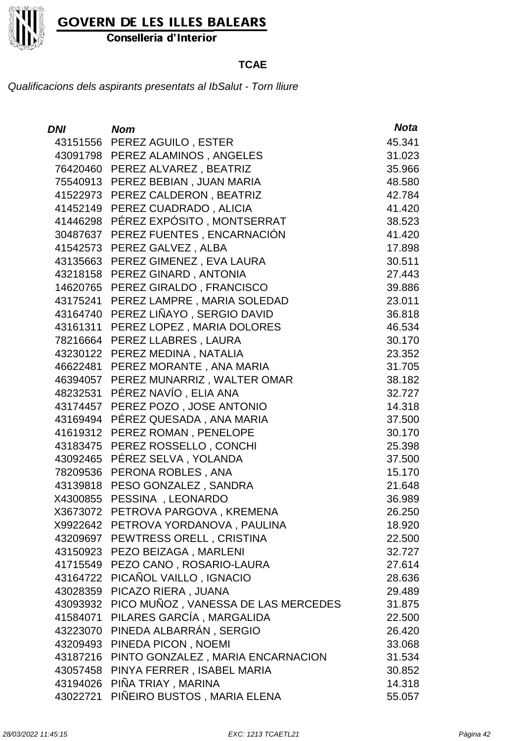GOVERN DE LES ILLES BALEARS
Conselleria d'Interior

**TCAE**

*Qualificacions dels aspirants presentats al IbSalut - Torn lliure*

| *DNI* | *Nom* | *Nota* |
|---|---|---|
| 43151556 | PEREZ AGUILO , ESTER | 45.341 |
| 43091798 | PEREZ ALAMINOS , ANGELES | 31.023 |
| 76420460 | PEREZ ALVAREZ , BEATRIZ | 35.966 |
| 75540913 | PEREZ BEBIAN , JUAN MARIA | 48.580 |
| 41522973 | PEREZ CALDERON , BEATRIZ | 42.784 |
| 41452149 | PEREZ CUADRADO , ALICIA | 41.420 |
| 41446298 | PÉREZ EXPÓSITO , MONTSERRAT | 38.523 |
| 30487637 | PEREZ FUENTES , ENCARNACIÓN | 41.420 |
| 41542573 | PEREZ GALVEZ , ALBA | 17.898 |
| 43135663 | PEREZ GIMENEZ , EVA LAURA | 30.511 |
| 43218158 | PEREZ GINARD , ANTONIA | 27.443 |
| 14620765 | PEREZ GIRALDO , FRANCISCO | 39.886 |
| 43175241 | PEREZ LAMPRE , MARIA SOLEDAD | 23.011 |
| 43164740 | PEREZ LIÑAYO , SERGIO DAVID | 36.818 |
| 43161311 | PEREZ LOPEZ , MARIA DOLORES | 46.534 |
| 78216664 | PEREZ LLABRES , LAURA | 30.170 |
| 43230122 | PEREZ MEDINA , NATALIA | 23.352 |
| 46622481 | PEREZ MORANTE , ANA MARIA | 31.705 |
| 46394057 | PEREZ MUNARRIZ , WALTER OMAR | 38.182 |
| 48232531 | PÉREZ NAVÍO , ELIA ANA | 32.727 |
| 43174457 | PEREZ POZO , JOSE ANTONIO | 14.318 |
| 43169494 | PÉREZ QUESADA , ANA MARIA | 37.500 |
| 41619312 | PEREZ ROMAN , PENELOPE | 30.170 |
| 43183475 | PEREZ ROSSELLO , CONCHI | 25.398 |
| 43092465 | PÉREZ SELVA , YOLANDA | 37.500 |
| 78209536 | PERONA ROBLES , ANA | 15.170 |
| 43139818 | PESO GONZALEZ , SANDRA | 21.648 |
| X4300855 | PESSINA , LEONARDO | 36.989 |
| X3673072 | PETROVA PARGOVA , KREMENA | 26.250 |
| X9922642 | PETROVA YORDANOVA , PAULINA | 18.920 |
| 43209697 | PEWTRESS ORELL , CRISTINA | 22.500 |
| 43150923 | PEZO BEIZAGA , MARLENI | 32.727 |
| 41715549 | PEZO CANO , ROSARIO-LAURA | 27.614 |
| 43164722 | PICAÑOL VAILLO , IGNACIO | 28.636 |
| 43028359 | PICAZO RIERA , JUANA | 29.489 |
| 43093932 | PICO MUÑOZ , VANESSA DE LAS MERCEDES | 31.875 |
| 41584071 | PILARES GARCÍA , MARGALIDA | 22.500 |
| 43223070 | PINEDA ALBARRÁN , SERGIO | 26.420 |
| 43209493 | PINEDA PICON , NOEMI | 33.068 |
| 43187216 | PINTO GONZALEZ , MARIA ENCARNACION | 31.534 |
| 43057458 | PINYA FERRER , ISABEL MARIA | 30.852 |
| 43194026 | PIÑA TRIAY , MARINA | 14.318 |
| 43022721 | PIÑEIRO BUSTOS , MARIA ELENA | 55.057 |

*28/03/2022 11:45:15* *EXC: 1213 TCAETL21*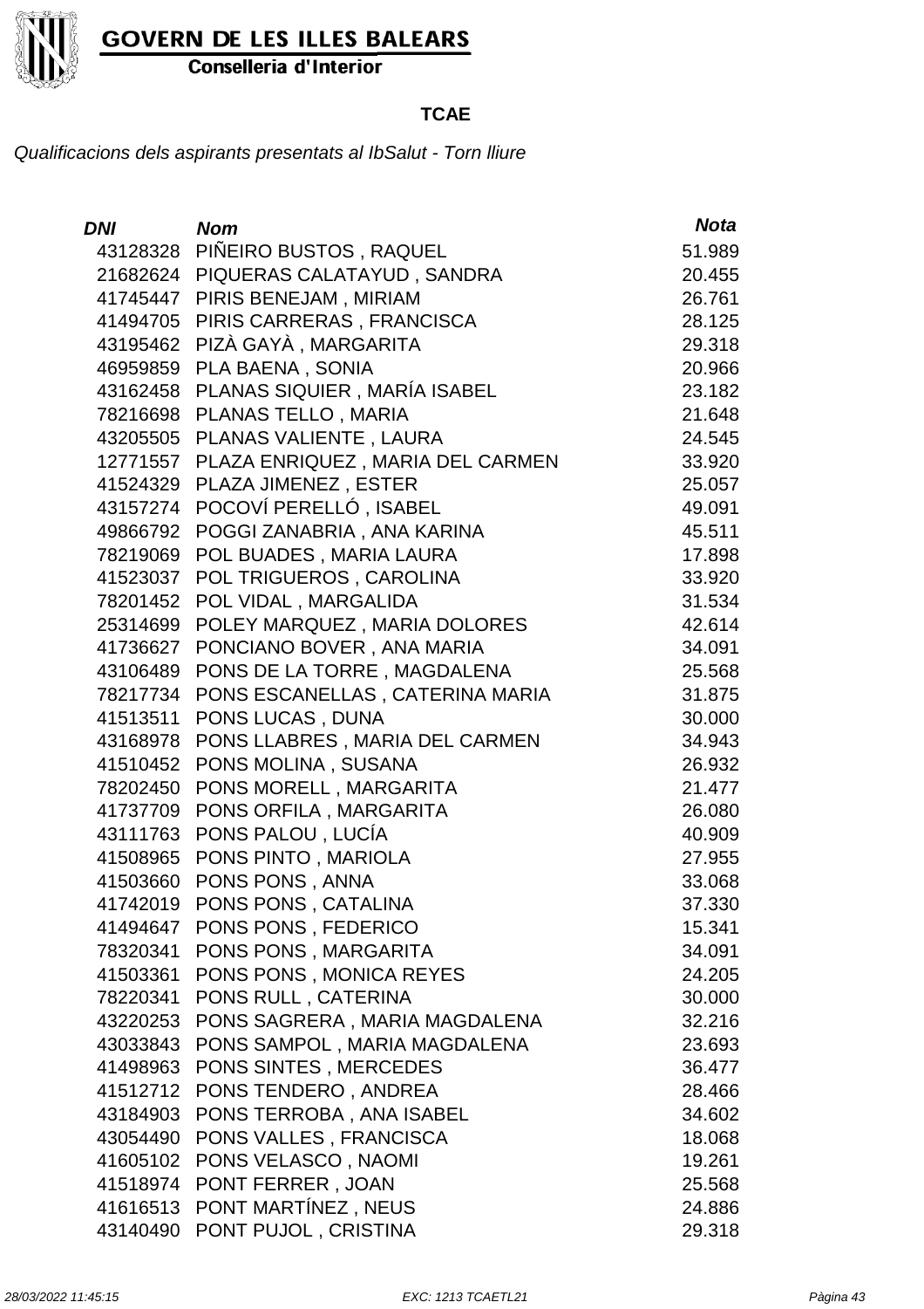**GOVERN DE LES ILLES BALEARS**
**Conselleria d'Interior**

## TCAE

*Qualificacions dels aspirants presentats al IbSalut - Torn lliure*

| *DNI* | *Nom* | *Nota* |
|---|---|---|
| 43128328 | PIÑEIRO BUSTOS , RAQUEL | 51.989 |
| 21682624 | PIQUERAS CALATAYUD , SANDRA | 20.455 |
| 41745447 | PIRIS BENEJAM , MIRIAM | 26.761 |
| 41494705 | PIRIS CARRERAS , FRANCISCA | 28.125 |
| 43195462 | PIZÀ GAYÀ , MARGARITA | 29.318 |
| 46959859 | PLA BAENA , SONIA | 20.966 |
| 43162458 | PLANAS SIQUIER , MARÍA ISABEL | 23.182 |
| 78216698 | PLANAS TELLO , MARIA | 21.648 |
| 43205505 | PLANAS VALIENTE , LAURA | 24.545 |
| 12771557 | PLAZA ENRIQUEZ , MARIA DEL CARMEN | 33.920 |
| 41524329 | PLAZA JIMENEZ , ESTER | 25.057 |
| 43157274 | POCOVÍ PERELLÓ , ISABEL | 49.091 |
| 49866792 | POGGI ZANABRIA , ANA KARINA | 45.511 |
| 78219069 | POL BUADES , MARIA LAURA | 17.898 |
| 41523037 | POL TRIGUEROS , CAROLINA | 33.920 |
| 78201452 | POL VIDAL , MARGALIDA | 31.534 |
| 25314699 | POLEY MARQUEZ , MARIA DOLORES | 42.614 |
| 41736627 | PONCIANO BOVER , ANA MARIA | 34.091 |
| 43106489 | PONS DE LA TORRE , MAGDALENA | 25.568 |
| 78217734 | PONS ESCANELLAS , CATERINA MARIA | 31.875 |
| 41513511 | PONS LUCAS , DUNA | 30.000 |
| 43168978 | PONS LLABRES , MARIA DEL CARMEN | 34.943 |
| 41510452 | PONS MOLINA , SUSANA | 26.932 |
| 78202450 | PONS MORELL , MARGARITA | 21.477 |
| 41737709 | PONS ORFILA , MARGARITA | 26.080 |
| 43111763 | PONS PALOU , LUCÍA | 40.909 |
| 41508965 | PONS PINTO , MARIOLA | 27.955 |
| 41503660 | PONS PONS , ANNA | 33.068 |
| 41742019 | PONS PONS , CATALINA | 37.330 |
| 41494647 | PONS PONS , FEDERICO | 15.341 |
| 78320341 | PONS PONS , MARGARITA | 34.091 |
| 41503361 | PONS PONS , MONICA REYES | 24.205 |
| 78220341 | PONS RULL , CATERINA | 30.000 |
| 43220253 | PONS SAGRERA , MARIA MAGDALENA | 32.216 |
| 43033843 | PONS SAMPOL , MARIA MAGDALENA | 23.693 |
| 41498963 | PONS SINTES , MERCEDES | 36.477 |
| 41512712 | PONS TENDERO , ANDREA | 28.466 |
| 43184903 | PONS TERROBA , ANA ISABEL | 34.602 |
| 43054490 | PONS VALLES , FRANCISCA | 18.068 |
| 41605102 | PONS VELASCO , NAOMI | 19.261 |
| 41518974 | PONT FERRER , JOAN | 25.568 |
| 41616513 | PONT MARTÍNEZ , NEUS | 24.886 |
| 43140490 | PONT PUJOL , CRISTINA | 29.318 |

*28/03/2022 11:45:15* *EXC: 1213 TCAETL21*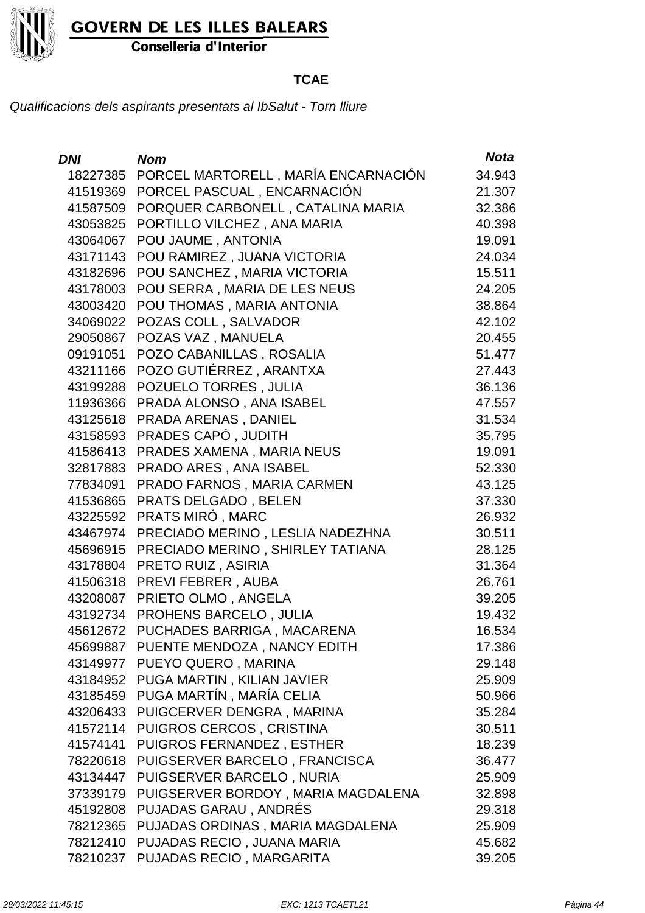**GOVERN DE LES ILLES BALEARS**

**Conselleria d'Interior**

**TCAE**

*Qualificacions dels aspirants presentats al IbSalut - Torn lliure*

| *DNI* | *Nom* | *Nota* |
|---|---|---|
| 18227385 | PORCEL MARTORELL , MARÍA ENCARNACIÓN | 34.943 |
| 41519369 | PORCEL PASCUAL , ENCARNACIÓN | 21.307 |
| 41587509 | PORQUER CARBONELL , CATALINA MARIA | 32.386 |
| 43053825 | PORTILLO VILCHEZ , ANA MARIA | 40.398 |
| 43064067 | POU JAUME , ANTONIA | 19.091 |
| 43171143 | POU RAMIREZ , JUANA VICTORIA | 24.034 |
| 43182696 | POU SANCHEZ , MARIA VICTORIA | 15.511 |
| 43178003 | POU SERRA , MARIA DE LES NEUS | 24.205 |
| 43003420 | POU THOMAS , MARIA ANTONIA | 38.864 |
| 34069022 | POZAS COLL , SALVADOR | 42.102 |
| 29050867 | POZAS VAZ , MANUELA | 20.455 |
| 09191051 | POZO CABANILLAS , ROSALIA | 51.477 |
| 43211166 | POZO GUTIÉRREZ , ARANTXA | 27.443 |
| 43199288 | POZUELO TORRES , JULIA | 36.136 |
| 11936366 | PRADA ALONSO , ANA ISABEL | 47.557 |
| 43125618 | PRADA ARENAS , DANIEL | 31.534 |
| 43158593 | PRADES CAPÓ , JUDITH | 35.795 |
| 41586413 | PRADES XAMENA , MARIA NEUS | 19.091 |
| 32817883 | PRADO ARES , ANA ISABEL | 52.330 |
| 77834091 | PRADO FARNOS , MARIA CARMEN | 43.125 |
| 41536865 | PRATS DELGADO , BELEN | 37.330 |
| 43225592 | PRATS MIRÓ , MARC | 26.932 |
| 43467974 | PRECIADO MERINO , LESLIA NADEZHNA | 30.511 |
| 45696915 | PRECIADO MERINO , SHIRLEY TATIANA | 28.125 |
| 43178804 | PRETO RUIZ , ASIRIA | 31.364 |
| 41506318 | PREVI FEBRER , AUBA | 26.761 |
| 43208087 | PRIETO OLMO , ANGELA | 39.205 |
| 43192734 | PROHENS BARCELO , JULIA | 19.432 |
| 45612672 | PUCHADES BARRIGA , MACARENA | 16.534 |
| 45699887 | PUENTE MENDOZA , NANCY EDITH | 17.386 |
| 43149977 | PUEYO QUERO , MARINA | 29.148 |
| 43184952 | PUGA MARTIN , KILIAN JAVIER | 25.909 |
| 43185459 | PUGA MARTÍN , MARÍA CELIA | 50.966 |
| 43206433 | PUIGCERVER DENGRA , MARINA | 35.284 |
| 41572114 | PUIGROS CERCOS , CRISTINA | 30.511 |
| 41574141 | PUIGROS FERNANDEZ , ESTHER | 18.239 |
| 78220618 | PUIGSERVER BARCELO , FRANCISCA | 36.477 |
| 43134447 | PUIGSERVER BARCELO , NURIA | 25.909 |
| 37339179 | PUIGSERVER BORDOY , MARIA MAGDALENA | 32.898 |
| 45192808 | PUJADAS GARAU , ANDRÉS | 29.318 |
| 78212365 | PUJADAS ORDINAS , MARIA MAGDALENA | 25.909 |
| 78212410 | PUJADAS RECIO , JUANA MARIA | 45.682 |
| 78210237 | PUJADAS RECIO , MARGARITA | 39.205 |

*28/03/2022 11:45:15* *EXC: 1213 TCAETL21*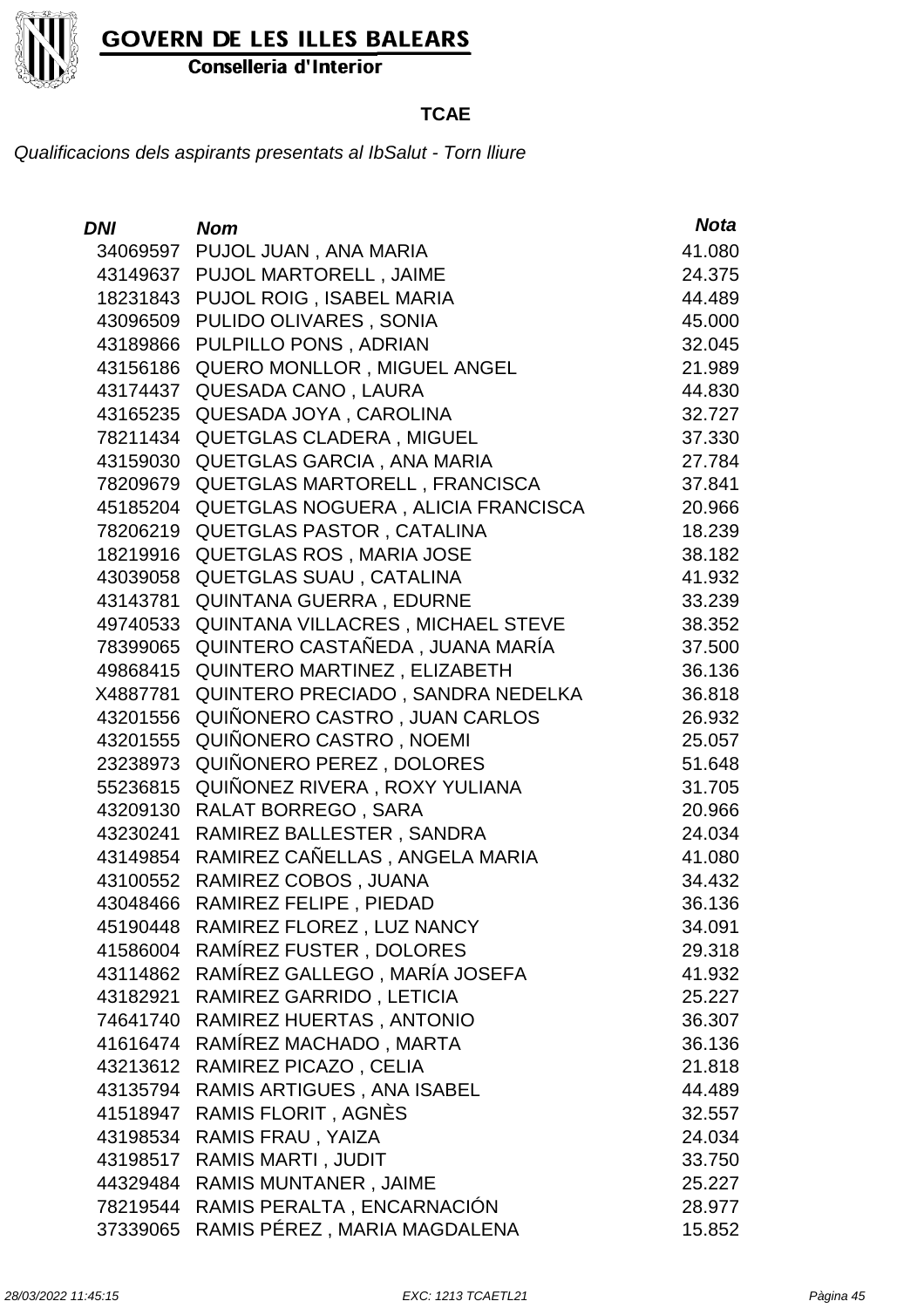GOVERN DE LES ILLES BALEARS

Conselleria d'Interior

**TCAE**

*Qualificacions dels aspirants presentats al IbSalut - Torn lliure*

| *DNI* | *Nom* | *Nota* |
|---|---|---|
| 34069597 | PUJOL JUAN , ANA MARIA | 41.080 |
| 43149637 | PUJOL MARTORELL , JAIME | 24.375 |
| 18231843 | PUJOL ROIG , ISABEL MARIA | 44.489 |
| 43096509 | PULIDO OLIVARES , SONIA | 45.000 |
| 43189866 | PULPILLO PONS , ADRIAN | 32.045 |
| 43156186 | QUERO MONLLOR , MIGUEL ANGEL | 21.989 |
| 43174437 | QUESADA CANO , LAURA | 44.830 |
| 43165235 | QUESADA JOYA , CAROLINA | 32.727 |
| 78211434 | QUETGLAS CLADERA , MIGUEL | 37.330 |
| 43159030 | QUETGLAS GARCIA , ANA MARIA | 27.784 |
| 78209679 | QUETGLAS MARTORELL , FRANCISCA | 37.841 |
| 45185204 | QUETGLAS NOGUERA , ALICIA FRANCISCA | 20.966 |
| 78206219 | QUETGLAS PASTOR , CATALINA | 18.239 |
| 18219916 | QUETGLAS ROS , MARIA JOSE | 38.182 |
| 43039058 | QUETGLAS SUAU , CATALINA | 41.932 |
| 43143781 | QUINTANA GUERRA , EDURNE | 33.239 |
| 49740533 | QUINTANA VILLACRES , MICHAEL STEVE | 38.352 |
| 78399065 | QUINTERO CASTAÑEDA , JUANA MARÍA | 37.500 |
| 49868415 | QUINTERO MARTINEZ , ELIZABETH | 36.136 |
| X4887781 | QUINTERO PRECIADO , SANDRA NEDELKA | 36.818 |
| 43201556 | QUIÑONERO CASTRO , JUAN CARLOS | 26.932 |
| 43201555 | QUIÑONERO CASTRO , NOEMI | 25.057 |
| 23238973 | QUIÑONERO PEREZ , DOLORES | 51.648 |
| 55236815 | QUIÑONEZ RIVERA , ROXY YULIANA | 31.705 |
| 43209130 | RALAT BORREGO , SARA | 20.966 |
| 43230241 | RAMIREZ BALLESTER , SANDRA | 24.034 |
| 43149854 | RAMIREZ CAÑELLAS , ANGELA MARIA | 41.080 |
| 43100552 | RAMIREZ COBOS , JUANA | 34.432 |
| 43048466 | RAMIREZ FELIPE , PIEDAD | 36.136 |
| 45190448 | RAMIREZ FLOREZ , LUZ NANCY | 34.091 |
| 41586004 | RAMÍREZ FUSTER , DOLORES | 29.318 |
| 43114862 | RAMÍREZ GALLEGO , MARÍA JOSEFA | 41.932 |
| 43182921 | RAMIREZ GARRIDO , LETICIA | 25.227 |
| 74641740 | RAMIREZ HUERTAS , ANTONIO | 36.307 |
| 41616474 | RAMÍREZ MACHADO , MARTA | 36.136 |
| 43213612 | RAMIREZ PICAZO , CELIA | 21.818 |
| 43135794 | RAMIS ARTIGUES , ANA ISABEL | 44.489 |
| 41518947 | RAMIS FLORIT , AGNÈS | 32.557 |
| 43198534 | RAMIS FRAU , YAIZA | 24.034 |
| 43198517 | RAMIS MARTI , JUDIT | 33.750 |
| 44329484 | RAMIS MUNTANER , JAIME | 25.227 |
| 78219544 | RAMIS PERALTA , ENCARNACIÓN | 28.977 |
| 37339065 | RAMIS PÉREZ , MARIA MAGDALENA | 15.852 |

*28/03/2022 11:45:15* *EXC: 1213 TCAETL21*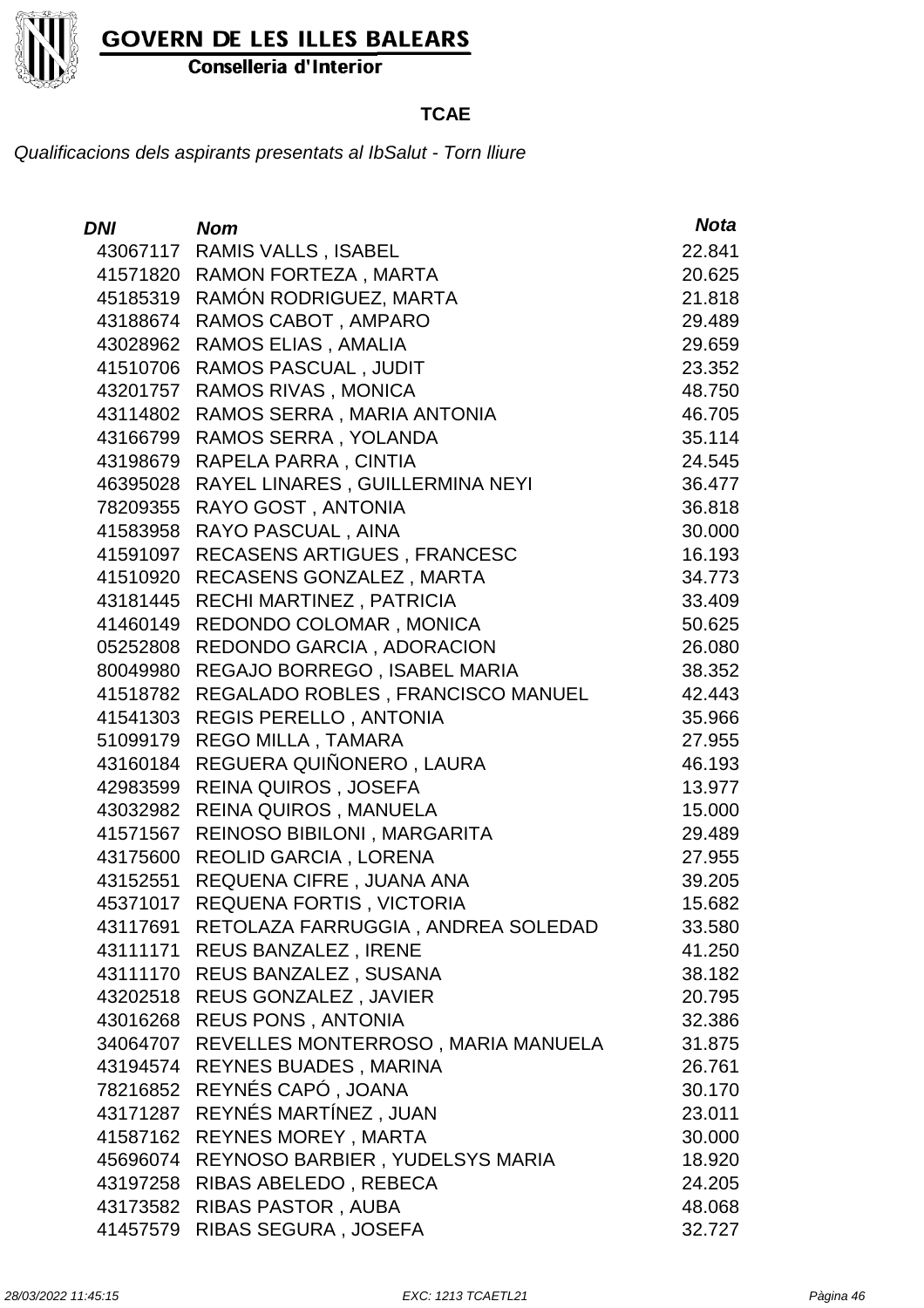**GOVERN DE LES ILLES BALEARS**

**Conselleria d'Interior**

## TCAE

*Qualificacions dels aspirants presentats al IbSalut - Torn lliure*

| *DNI* | *Nom* | *Nota* |
|---|---|---|
| 43067117 | RAMIS VALLS , ISABEL | 22.841 |
| 41571820 | RAMON FORTEZA , MARTA | 20.625 |
| 45185319 | RAMÓN RODRIGUEZ, MARTA | 21.818 |
| 43188674 | RAMOS CABOT , AMPARO | 29.489 |
| 43028962 | RAMOS ELIAS , AMALIA | 29.659 |
| 41510706 | RAMOS PASCUAL , JUDIT | 23.352 |
| 43201757 | RAMOS RIVAS , MONICA | 48.750 |
| 43114802 | RAMOS SERRA , MARIA ANTONIA | 46.705 |
| 43166799 | RAMOS SERRA , YOLANDA | 35.114 |
| 43198679 | RAPELA PARRA , CINTIA | 24.545 |
| 46395028 | RAYEL LINARES , GUILLERMINA NEYI | 36.477 |
| 78209355 | RAYO GOST , ANTONIA | 36.818 |
| 41583958 | RAYO PASCUAL , AINA | 30.000 |
| 41591097 | RECASENS ARTIGUES , FRANCESC | 16.193 |
| 41510920 | RECASENS GONZALEZ , MARTA | 34.773 |
| 43181445 | RECHI MARTINEZ , PATRICIA | 33.409 |
| 41460149 | REDONDO COLOMAR , MONICA | 50.625 |
| 05252808 | REDONDO GARCIA , ADORACION | 26.080 |
| 80049980 | REGAJO BORREGO , ISABEL MARIA | 38.352 |
| 41518782 | REGALADO ROBLES , FRANCISCO MANUEL | 42.443 |
| 41541303 | REGIS PERELLO , ANTONIA | 35.966 |
| 51099179 | REGO MILLA , TAMARA | 27.955 |
| 43160184 | REGUERA QUIÑONERO , LAURA | 46.193 |
| 42983599 | REINA QUIROS , JOSEFA | 13.977 |
| 43032982 | REINA QUIROS , MANUELA | 15.000 |
| 41571567 | REINOSO BIBILONI , MARGARITA | 29.489 |
| 43175600 | REOLID GARCIA , LORENA | 27.955 |
| 43152551 | REQUENA CIFRE , JUANA ANA | 39.205 |
| 45371017 | REQUENA FORTIS , VICTORIA | 15.682 |
| 43117691 | RETOLAZA FARRUGGIA , ANDREA SOLEDAD | 33.580 |
| 43111171 | REUS BANZALEZ , IRENE | 41.250 |
| 43111170 | REUS BANZALEZ , SUSANA | 38.182 |
| 43202518 | REUS GONZALEZ , JAVIER | 20.795 |
| 43016268 | REUS PONS , ANTONIA | 32.386 |
| 34064707 | REVELLES MONTERROSO , MARIA MANUELA | 31.875 |
| 43194574 | REYNES BUADES , MARINA | 26.761 |
| 78216852 | REYNÉS CAPÓ , JOANA | 30.170 |
| 43171287 | REYNÉS MARTÍNEZ , JUAN | 23.011 |
| 41587162 | REYNES MOREY , MARTA | 30.000 |
| 45696074 | REYNOSO BARBIER , YUDELSYS MARIA | 18.920 |
| 43197258 | RIBAS ABELEDO , REBECA | 24.205 |
| 43173582 | RIBAS PASTOR , AUBA | 48.068 |
| 41457579 | RIBAS SEGURA , JOSEFA | 32.727 |

28/03/2022 11:45:15 EXC: 1213 TCAETL21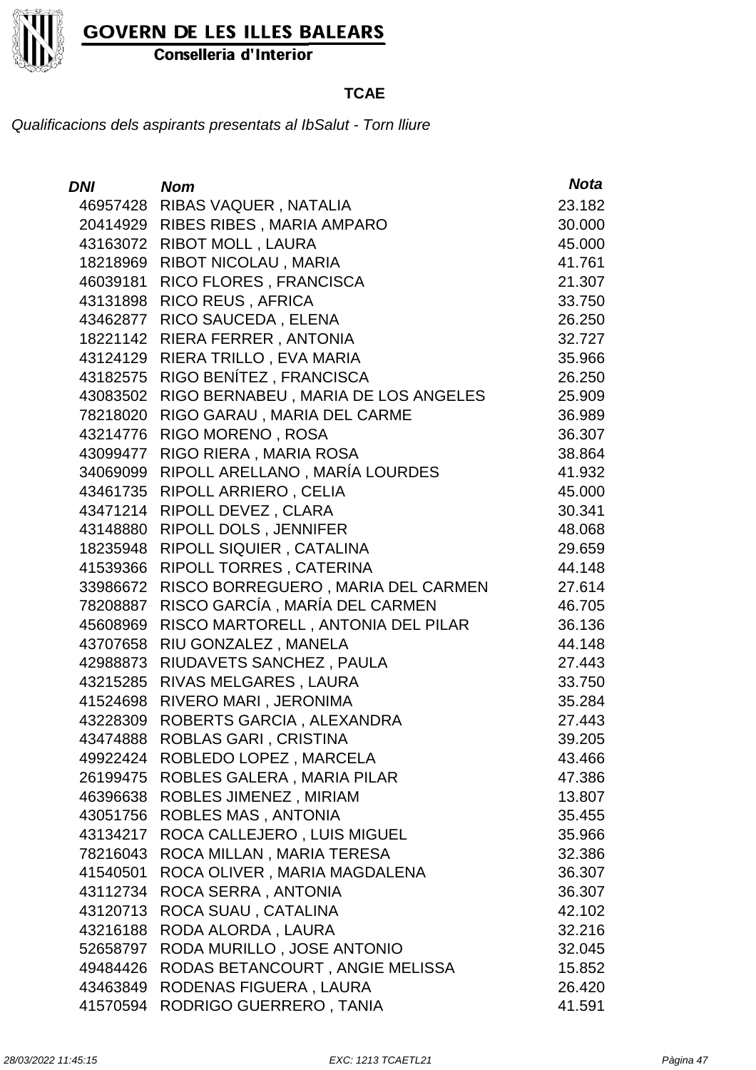GOVERN DE LES ILLES BALEARS

Conselleria d'Interior

**TCAE**

*Qualificacions dels aspirants presentats al IbSalut - Torn lliure*

| *DNI* | *Nom* | *Nota* |
|---|---|---|
| 46957428 | RIBAS VAQUER , NATALIA | 23.182 |
| 20414929 | RIBES RIBES , MARIA AMPARO | 30.000 |
| 43163072 | RIBOT MOLL , LAURA | 45.000 |
| 18218969 | RIBOT NICOLAU , MARIA | 41.761 |
| 46039181 | RICO FLORES , FRANCISCA | 21.307 |
| 43131898 | RICO REUS , AFRICA | 33.750 |
| 43462877 | RICO SAUCEDA , ELENA | 26.250 |
| 18221142 | RIERA FERRER , ANTONIA | 32.727 |
| 43124129 | RIERA TRILLO , EVA MARIA | 35.966 |
| 43182575 | RIGO BENÍTEZ , FRANCISCA | 26.250 |
| 43083502 | RIGO BERNABEU , MARIA DE LOS ANGELES | 25.909 |
| 78218020 | RIGO GARAU , MARIA DEL CARME | 36.989 |
| 43214776 | RIGO MORENO , ROSA | 36.307 |
| 43099477 | RIGO RIERA , MARIA ROSA | 38.864 |
| 34069099 | RIPOLL ARELLANO , MARÍA LOURDES | 41.932 |
| 43461735 | RIPOLL ARRIERO , CELIA | 45.000 |
| 43471214 | RIPOLL DEVEZ , CLARA | 30.341 |
| 43148880 | RIPOLL DOLS , JENNIFER | 48.068 |
| 18235948 | RIPOLL SIQUIER , CATALINA | 29.659 |
| 41539366 | RIPOLL TORRES , CATERINA | 44.148 |
| 33986672 | RISCO BORREGUERO , MARIA DEL CARMEN | 27.614 |
| 78208887 | RISCO GARCÍA , MARÍA DEL CARMEN | 46.705 |
| 45608969 | RISCO MARTORELL , ANTONIA DEL PILAR | 36.136 |
| 43707658 | RIU GONZALEZ , MANELA | 44.148 |
| 42988873 | RIUDAVETS SANCHEZ , PAULA | 27.443 |
| 43215285 | RIVAS MELGARES , LAURA | 33.750 |
| 41524698 | RIVERO MARI , JERONIMA | 35.284 |
| 43228309 | ROBERTS GARCIA , ALEXANDRA | 27.443 |
| 43474888 | ROBLAS GARI , CRISTINA | 39.205 |
| 49922424 | ROBLEDO LOPEZ , MARCELA | 43.466 |
| 26199475 | ROBLES GALERA , MARIA PILAR | 47.386 |
| 46396638 | ROBLES JIMENEZ , MIRIAM | 13.807 |
| 43051756 | ROBLES MAS , ANTONIA | 35.455 |
| 43134217 | ROCA CALLEJERO , LUIS MIGUEL | 35.966 |
| 78216043 | ROCA MILLAN , MARIA TERESA | 32.386 |
| 41540501 | ROCA OLIVER , MARIA MAGDALENA | 36.307 |
| 43112734 | ROCA SERRA , ANTONIA | 36.307 |
| 43120713 | ROCA SUAU , CATALINA | 42.102 |
| 43216188 | RODA ALORDA , LAURA | 32.216 |
| 52658797 | RODA MURILLO , JOSE ANTONIO | 32.045 |
| 49484426 | RODAS BETANCOURT , ANGIE MELISSA | 15.852 |
| 43463849 | RODENAS FIGUERA , LAURA | 26.420 |
| 41570594 | RODRIGO GUERRERO , TANIA | 41.591 |

*28/03/2022 11:45:15* *EXC: 1213 TCAETL21*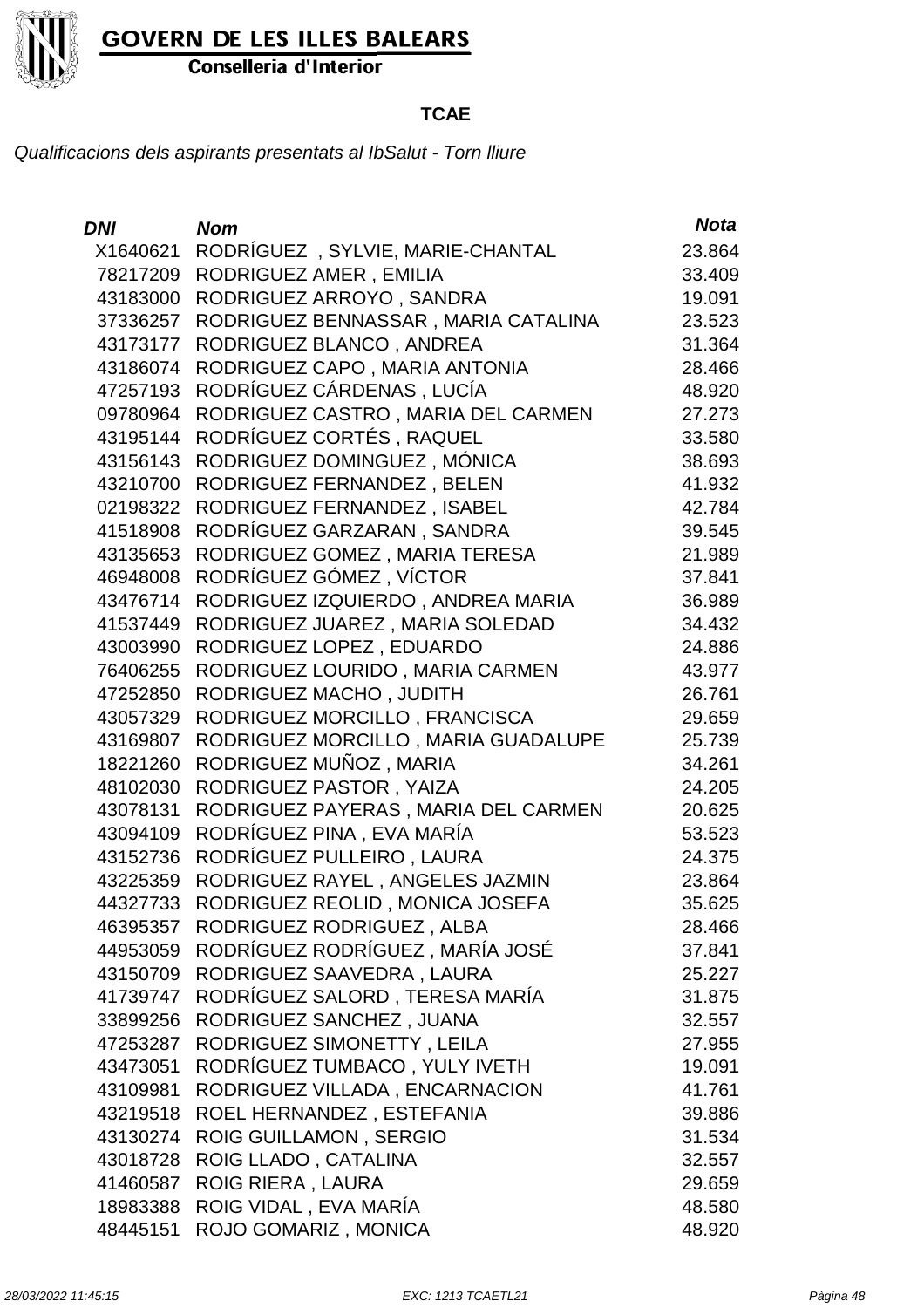**GOVERN DE LES ILLES BALEARS**
**Conselleria d'Interior**

# TCAE

*Qualificacions dels aspirants presentats al IbSalut - Torn lliure*

| *DNI* | *Nom* | *Nota* |
|---|---|---|
| X1640621 | RODRÍGUEZ , SYLVIE, MARIE-CHANTAL | 23.864 |
| 78217209 | RODRIGUEZ AMER , EMILIA | 33.409 |
| 43183000 | RODRIGUEZ ARROYO , SANDRA | 19.091 |
| 37336257 | RODRIGUEZ BENNASSAR , MARIA CATALINA | 23.523 |
| 43173177 | RODRIGUEZ BLANCO , ANDREA | 31.364 |
| 43186074 | RODRIGUEZ CAPO , MARIA ANTONIA | 28.466 |
| 47257193 | RODRÍGUEZ CÁRDENAS , LUCÍA | 48.920 |
| 09780964 | RODRIGUEZ CASTRO , MARIA DEL CARMEN | 27.273 |
| 43195144 | RODRÍGUEZ CORTÉS , RAQUEL | 33.580 |
| 43156143 | RODRIGUEZ DOMINGUEZ , MÓNICA | 38.693 |
| 43210700 | RODRIGUEZ FERNANDEZ , BELEN | 41.932 |
| 02198322 | RODRIGUEZ FERNANDEZ , ISABEL | 42.784 |
| 41518908 | RODRÍGUEZ GARZARAN , SANDRA | 39.545 |
| 43135653 | RODRIGUEZ GOMEZ , MARIA TERESA | 21.989 |
| 46948008 | RODRÍGUEZ GÓMEZ , VÍCTOR | 37.841 |
| 43476714 | RODRIGUEZ IZQUIERDO , ANDREA MARIA | 36.989 |
| 41537449 | RODRIGUEZ JUAREZ , MARIA SOLEDAD | 34.432 |
| 43003990 | RODRIGUEZ LOPEZ , EDUARDO | 24.886 |
| 76406255 | RODRIGUEZ LOURIDO , MARIA CARMEN | 43.977 |
| 47252850 | RODRIGUEZ MACHO , JUDITH | 26.761 |
| 43057329 | RODRIGUEZ MORCILLO , FRANCISCA | 29.659 |
| 43169807 | RODRIGUEZ MORCILLO , MARIA GUADALUPE | 25.739 |
| 18221260 | RODRIGUEZ MUÑOZ , MARIA | 34.261 |
| 48102030 | RODRIGUEZ PASTOR , YAIZA | 24.205 |
| 43078131 | RODRIGUEZ PAYERAS , MARIA DEL CARMEN | 20.625 |
| 43094109 | RODRÍGUEZ PINA , EVA MARÍA | 53.523 |
| 43152736 | RODRÍGUEZ PULLEIRO , LAURA | 24.375 |
| 43225359 | RODRIGUEZ RAYEL , ANGELES JAZMIN | 23.864 |
| 44327733 | RODRIGUEZ REOLID , MONICA JOSEFA | 35.625 |
| 46395357 | RODRIGUEZ RODRIGUEZ , ALBA | 28.466 |
| 44953059 | RODRÍGUEZ RODRÍGUEZ , MARÍA JOSÉ | 37.841 |
| 43150709 | RODRIGUEZ SAAVEDRA , LAURA | 25.227 |
| 41739747 | RODRÍGUEZ SALORD , TERESA MARÍA | 31.875 |
| 33899256 | RODRIGUEZ SANCHEZ , JUANA | 32.557 |
| 47253287 | RODRIGUEZ SIMONETTY , LEILA | 27.955 |
| 43473051 | RODRÍGUEZ TUMBACO , YULY IVETH | 19.091 |
| 43109981 | RODRIGUEZ VILLADA , ENCARNACION | 41.761 |
| 43219518 | ROEL HERNANDEZ , ESTEFANIA | 39.886 |
| 43130274 | ROIG GUILLAMON , SERGIO | 31.534 |
| 43018728 | ROIG LLADO , CATALINA | 32.557 |
| 41460587 | ROIG RIERA , LAURA | 29.659 |
| 18983388 | ROIG VIDAL , EVA MARÍA | 48.580 |
| 48445151 | ROJO GOMARIZ , MONICA | 48.920 |

*28/03/2022 11:45:15* *EXC: 1213 TCAETL21*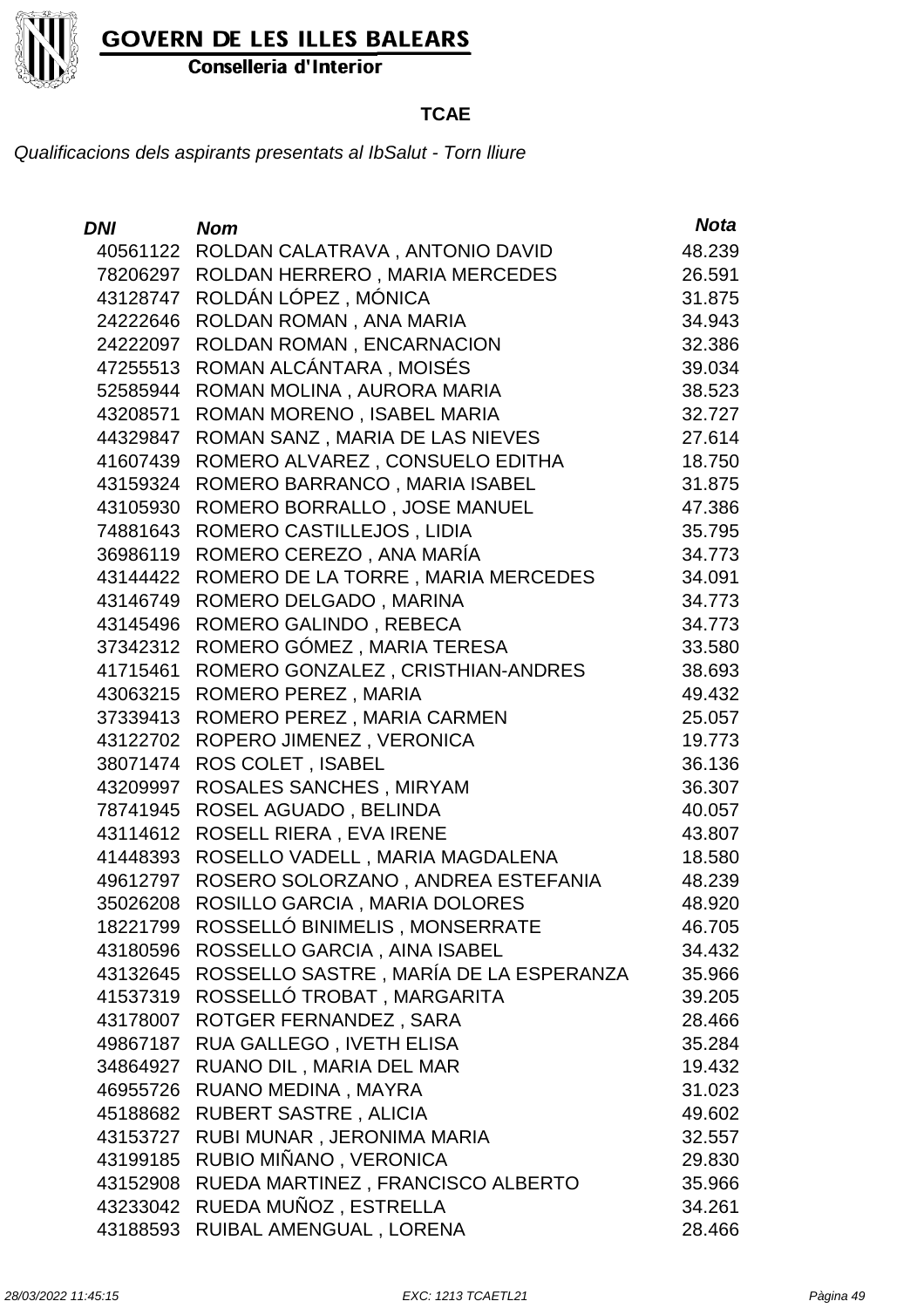**GOVERN DE LES ILLES BALEARS**
**Conselleria d'Interior**

## TCAE

*Qualificacions dels aspirants presentats al IbSalut - Torn lliure*

| *DNI* | *Nom* | *Nota* |
|---|---|---|
| 40561122 | ROLDAN CALATRAVA , ANTONIO DAVID | 48.239 |
| 78206297 | ROLDAN HERRERO , MARIA MERCEDES | 26.591 |
| 43128747 | ROLDÁN LÓPEZ , MÓNICA | 31.875 |
| 24222646 | ROLDAN ROMAN , ANA MARIA | 34.943 |
| 24222097 | ROLDAN ROMAN , ENCARNACION | 32.386 |
| 47255513 | ROMAN ALCÁNTARA , MOISÉS | 39.034 |
| 52585944 | ROMAN MOLINA , AURORA MARIA | 38.523 |
| 43208571 | ROMAN MORENO , ISABEL MARIA | 32.727 |
| 44329847 | ROMAN SANZ , MARIA DE LAS NIEVES | 27.614 |
| 41607439 | ROMERO ALVAREZ , CONSUELO EDITHA | 18.750 |
| 43159324 | ROMERO BARRANCO , MARIA ISABEL | 31.875 |
| 43105930 | ROMERO BORRALLO , JOSE MANUEL | 47.386 |
| 74881643 | ROMERO CASTILLEJOS , LIDIA | 35.795 |
| 36986119 | ROMERO CEREZO , ANA MARÍA | 34.773 |
| 43144422 | ROMERO DE LA TORRE , MARIA MERCEDES | 34.091 |
| 43146749 | ROMERO DELGADO , MARINA | 34.773 |
| 43145496 | ROMERO GALINDO , REBECA | 34.773 |
| 37342312 | ROMERO GÓMEZ , MARIA TERESA | 33.580 |
| 41715461 | ROMERO GONZALEZ , CRISTHIAN-ANDRES | 38.693 |
| 43063215 | ROMERO PEREZ , MARIA | 49.432 |
| 37339413 | ROMERO PEREZ , MARIA CARMEN | 25.057 |
| 43122702 | ROPERO JIMENEZ , VERONICA | 19.773 |
| 38071474 | ROS COLET , ISABEL | 36.136 |
| 43209997 | ROSALES SANCHES , MIRYAM | 36.307 |
| 78741945 | ROSEL AGUADO , BELINDA | 40.057 |
| 43114612 | ROSELL RIERA , EVA IRENE | 43.807 |
| 41448393 | ROSELLO VADELL , MARIA MAGDALENA | 18.580 |
| 49612797 | ROSERO SOLORZANO , ANDREA ESTEFANIA | 48.239 |
| 35026208 | ROSILLO GARCIA , MARIA DOLORES | 48.920 |
| 18221799 | ROSSELLÓ BINIMELIS , MONSERRATE | 46.705 |
| 43180596 | ROSSELLO GARCIA , AINA ISABEL | 34.432 |
| 43132645 | ROSSELLO SASTRE , MARÍA DE LA ESPERANZA | 35.966 |
| 41537319 | ROSSELLÓ TROBAT , MARGARITA | 39.205 |
| 43178007 | ROTGER FERNANDEZ , SARA | 28.466 |
| 49867187 | RUA GALLEGO , IVETH ELISA | 35.284 |
| 34864927 | RUANO DIL , MARIA DEL MAR | 19.432 |
| 46955726 | RUANO MEDINA , MAYRA | 31.023 |
| 45188682 | RUBERT SASTRE , ALICIA | 49.602 |
| 43153727 | RUBI MUNAR , JERONIMA MARIA | 32.557 |
| 43199185 | RUBIO MIÑANO , VERONICA | 29.830 |
| 43152908 | RUEDA MARTINEZ , FRANCISCO ALBERTO | 35.966 |
| 43233042 | RUEDA MUÑOZ , ESTRELLA | 34.261 |
| 43188593 | RUIBAL AMENGUAL , LORENA | 28.466 |

*28/03/2022 11:45:15* *EXC: 1213 TCAETL21*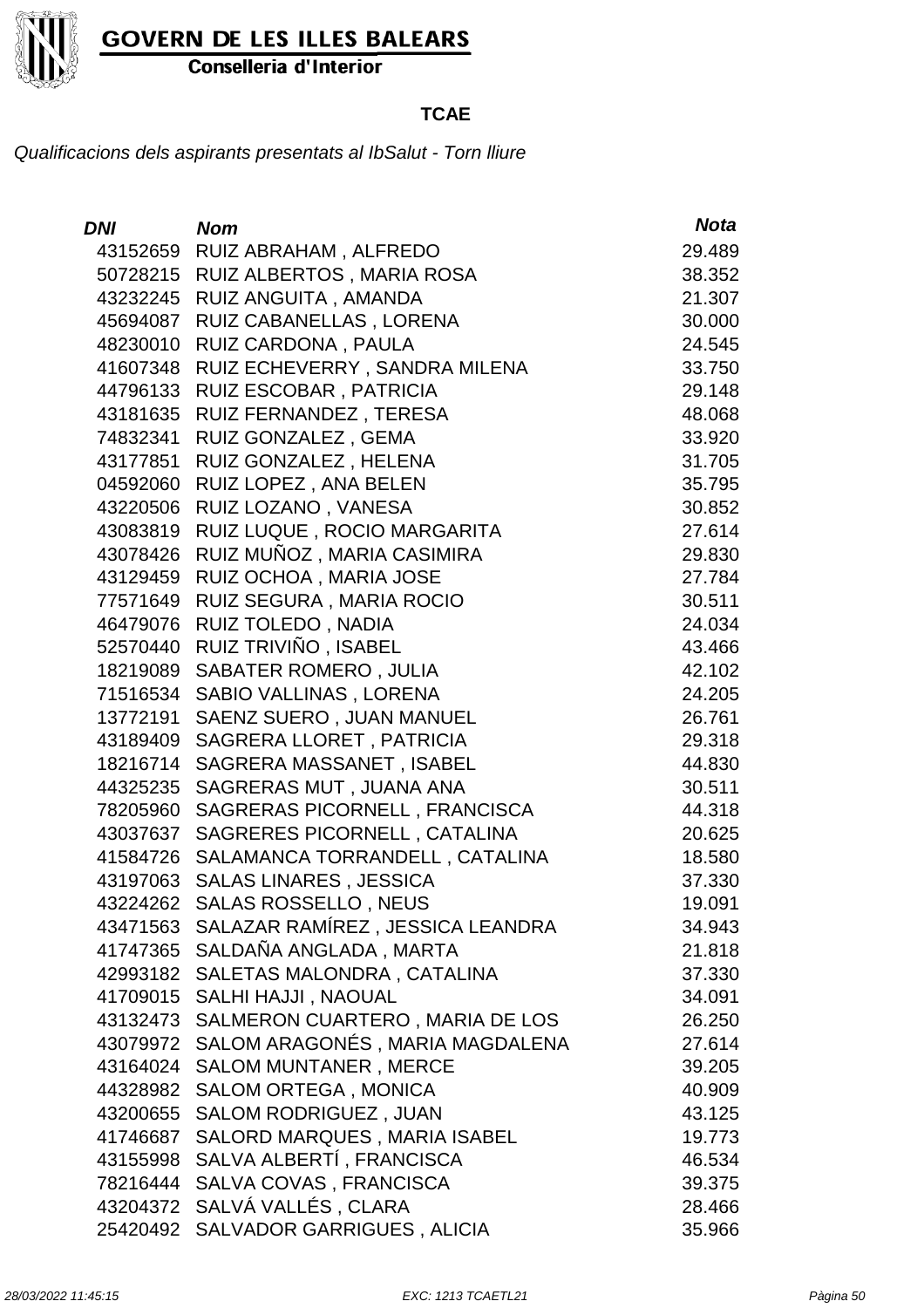**GOVERN DE LES ILLES BALEARS**

**Conselleria d'Interior**

## TCAE

*Qualificacions dels aspirants presentats al IbSalut - Torn lliure*

| *DNI* | *Nom* | *Nota* |
|---|---|---|
| 43152659 | RUIZ ABRAHAM , ALFREDO | 29.489 |
| 50728215 | RUIZ ALBERTOS , MARIA ROSA | 38.352 |
| 43232245 | RUIZ ANGUITA , AMANDA | 21.307 |
| 45694087 | RUIZ CABANELLAS , LORENA | 30.000 |
| 48230010 | RUIZ CARDONA , PAULA | 24.545 |
| 41607348 | RUIZ ECHEVERRY , SANDRA MILENA | 33.750 |
| 44796133 | RUIZ ESCOBAR , PATRICIA | 29.148 |
| 43181635 | RUIZ FERNANDEZ , TERESA | 48.068 |
| 74832341 | RUIZ GONZALEZ , GEMA | 33.920 |
| 43177851 | RUIZ GONZALEZ , HELENA | 31.705 |
| 04592060 | RUIZ LOPEZ , ANA BELEN | 35.795 |
| 43220506 | RUIZ LOZANO , VANESA | 30.852 |
| 43083819 | RUIZ LUQUE , ROCIO MARGARITA | 27.614 |
| 43078426 | RUIZ MUÑOZ , MARIA CASIMIRA | 29.830 |
| 43129459 | RUIZ OCHOA , MARIA JOSE | 27.784 |
| 77571649 | RUIZ SEGURA , MARIA ROCIO | 30.511 |
| 46479076 | RUIZ TOLEDO , NADIA | 24.034 |
| 52570440 | RUIZ TRIVIÑO , ISABEL | 43.466 |
| 18219089 | SABATER ROMERO , JULIA | 42.102 |
| 71516534 | SABIO VALLINAS , LORENA | 24.205 |
| 13772191 | SAENZ SUERO , JUAN MANUEL | 26.761 |
| 43189409 | SAGRERA LLORET , PATRICIA | 29.318 |
| 18216714 | SAGRERA MASSANET , ISABEL | 44.830 |
| 44325235 | SAGRERAS MUT , JUANA ANA | 30.511 |
| 78205960 | SAGRERAS PICORNELL , FRANCISCA | 44.318 |
| 43037637 | SAGRERES PICORNELL , CATALINA | 20.625 |
| 41584726 | SALAMANCA TORRANDELL , CATALINA | 18.580 |
| 43197063 | SALAS LINARES , JESSICA | 37.330 |
| 43224262 | SALAS ROSSELLO , NEUS | 19.091 |
| 43471563 | SALAZAR RAMÍREZ , JESSICA LEANDRA | 34.943 |
| 41747365 | SALDAÑA ANGLADA , MARTA | 21.818 |
| 42993182 | SALETAS MALONDRA , CATALINA | 37.330 |
| 41709015 | SALHI HAJJI , NAOUAL | 34.091 |
| 43132473 | SALMERON CUARTERO , MARIA DE LOS | 26.250 |
| 43079972 | SALOM ARAGONÉS , MARIA MAGDALENA | 27.614 |
| 43164024 | SALOM MUNTANER , MERCE | 39.205 |
| 44328982 | SALOM ORTEGA , MONICA | 40.909 |
| 43200655 | SALOM RODRIGUEZ , JUAN | 43.125 |
| 41746687 | SALORD MARQUES , MARIA ISABEL | 19.773 |
| 43155998 | SALVA ALBERTÍ , FRANCISCA | 46.534 |
| 78216444 | SALVA COVAS , FRANCISCA | 39.375 |
| 43204372 | SALVÁ VALLÉS , CLARA | 28.466 |
| 25420492 | SALVADOR GARRIGUES , ALICIA | 35.966 |

*28/03/2022 11:45:15* *EXC: 1213 TCAETL21*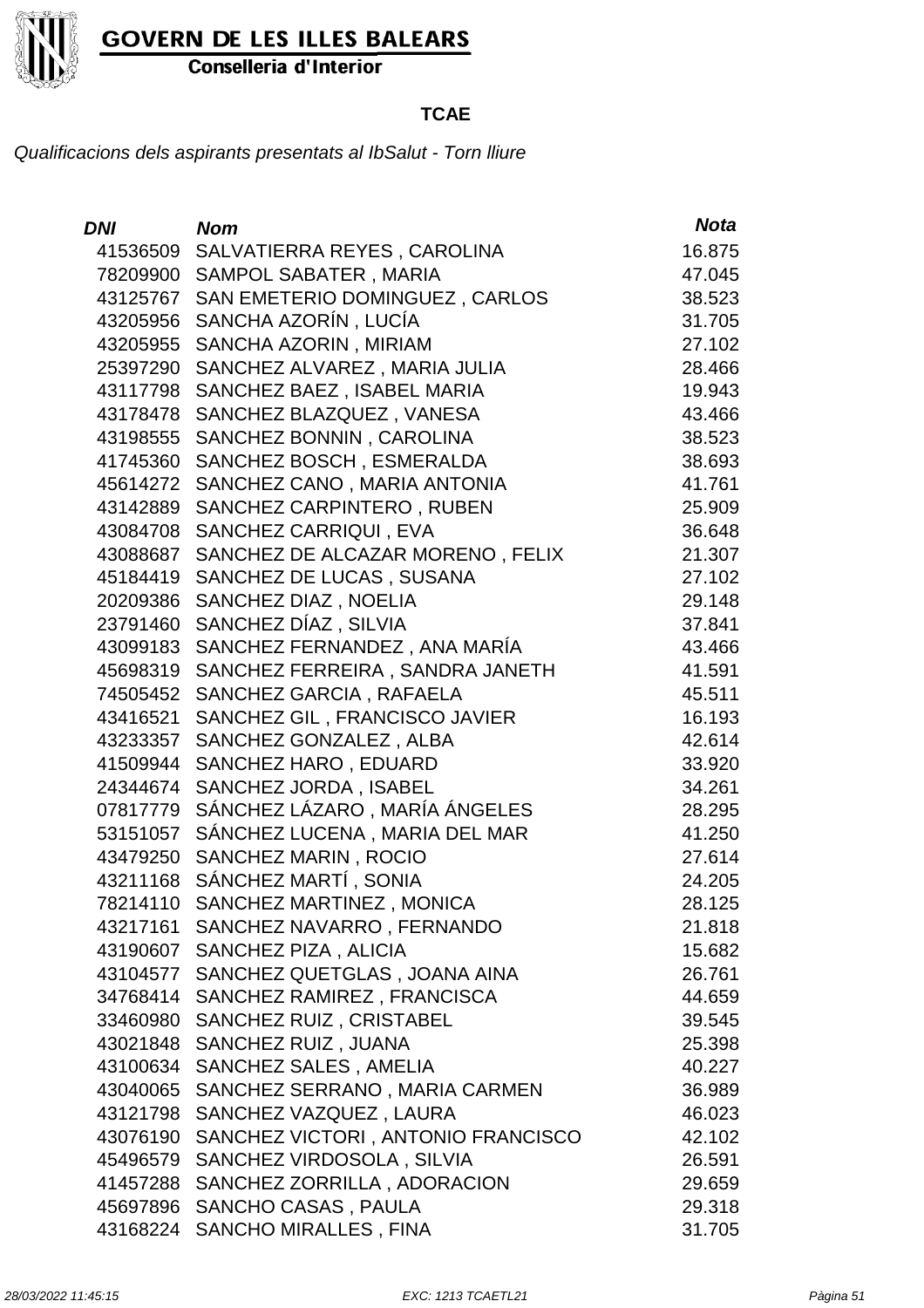**GOVERN DE LES ILLES BALEARS**
**Conselleria d'Interior**

## TCAE

*Qualificacions dels aspirants presentats al IbSalut - Torn lliure*

| *DNI* | *Nom* | *Nota* |
|---|---|---|
| 41536509 | SALVATIERRA REYES , CAROLINA | 16.875 |
| 78209900 | SAMPOL SABATER , MARIA | 47.045 |
| 43125767 | SAN EMETERIO DOMINGUEZ , CARLOS | 38.523 |
| 43205956 | SANCHA AZORÍN , LUCÍA | 31.705 |
| 43205955 | SANCHA AZORIN , MIRIAM | 27.102 |
| 25397290 | SANCHEZ ALVAREZ , MARIA JULIA | 28.466 |
| 43117798 | SANCHEZ BAEZ , ISABEL MARIA | 19.943 |
| 43178478 | SANCHEZ BLAZQUEZ , VANESA | 43.466 |
| 43198555 | SANCHEZ BONNIN , CAROLINA | 38.523 |
| 41745360 | SANCHEZ BOSCH , ESMERALDA | 38.693 |
| 45614272 | SANCHEZ CANO , MARIA ANTONIA | 41.761 |
| 43142889 | SANCHEZ CARPINTERO , RUBEN | 25.909 |
| 43084708 | SANCHEZ CARRIQUI , EVA | 36.648 |
| 43088687 | SANCHEZ DE ALCAZAR MORENO , FELIX | 21.307 |
| 45184419 | SANCHEZ DE LUCAS , SUSANA | 27.102 |
| 20209386 | SANCHEZ DIAZ , NOELIA | 29.148 |
| 23791460 | SANCHEZ DÍAZ , SILVIA | 37.841 |
| 43099183 | SANCHEZ FERNANDEZ , ANA MARÍA | 43.466 |
| 45698319 | SANCHEZ FERREIRA , SANDRA JANETH | 41.591 |
| 74505452 | SANCHEZ GARCIA , RAFAELA | 45.511 |
| 43416521 | SANCHEZ GIL , FRANCISCO JAVIER | 16.193 |
| 43233357 | SANCHEZ GONZALEZ , ALBA | 42.614 |
| 41509944 | SANCHEZ HARO , EDUARD | 33.920 |
| 24344674 | SANCHEZ JORDA , ISABEL | 34.261 |
| 07817779 | SÁNCHEZ LÁZARO , MARÍA ÁNGELES | 28.295 |
| 53151057 | SÁNCHEZ LUCENA , MARIA DEL MAR | 41.250 |
| 43479250 | SANCHEZ MARIN , ROCIO | 27.614 |
| 43211168 | SÁNCHEZ MARTÍ , SONIA | 24.205 |
| 78214110 | SANCHEZ MARTINEZ , MONICA | 28.125 |
| 43217161 | SANCHEZ NAVARRO , FERNANDO | 21.818 |
| 43190607 | SANCHEZ PIZA , ALICIA | 15.682 |
| 43104577 | SANCHEZ QUETGLAS , JOANA AINA | 26.761 |
| 34768414 | SANCHEZ RAMIREZ , FRANCISCA | 44.659 |
| 33460980 | SANCHEZ RUIZ , CRISTABEL | 39.545 |
| 43021848 | SANCHEZ RUIZ , JUANA | 25.398 |
| 43100634 | SANCHEZ SALES , AMELIA | 40.227 |
| 43040065 | SANCHEZ SERRANO , MARIA CARMEN | 36.989 |
| 43121798 | SANCHEZ VAZQUEZ , LAURA | 46.023 |
| 43076190 | SANCHEZ VICTORI , ANTONIO FRANCISCO | 42.102 |
| 45496579 | SANCHEZ VIRDOSOLA , SILVIA | 26.591 |
| 41457288 | SANCHEZ ZORRILLA , ADORACION | 29.659 |
| 45697896 | SANCHO CASAS , PAULA | 29.318 |
| 43168224 | SANCHO MIRALLES , FINA | 31.705 |

*28/03/2022 11:45:15* *EXC: 1213 TCAETL21*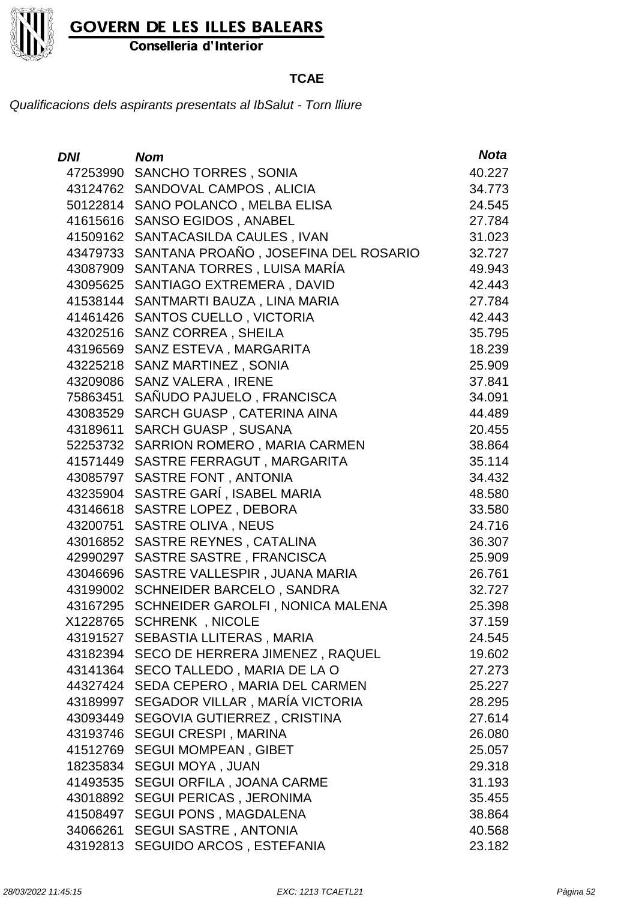**GOVERN DE LES ILLES BALEARS**
**Conselleria d'Interior**

## TCAE

*Qualificacions dels aspirants presentats al IbSalut - Torn lliure*

| *DNI* | *Nom* | *Nota* |
|---|---|---|
| 47253990 | SANCHO TORRES , SONIA | 40.227 |
| 43124762 | SANDOVAL CAMPOS , ALICIA | 34.773 |
| 50122814 | SANO POLANCO , MELBA ELISA | 24.545 |
| 41615616 | SANSO EGIDOS , ANABEL | 27.784 |
| 41509162 | SANTACASILDA CAULES , IVAN | 31.023 |
| 43479733 | SANTANA PROAÑO , JOSEFINA DEL ROSARIO | 32.727 |
| 43087909 | SANTANA TORRES , LUISA MARÍA | 49.943 |
| 43095625 | SANTIAGO EXTREMERA , DAVID | 42.443 |
| 41538144 | SANTMARTI BAUZA , LINA MARIA | 27.784 |
| 41461426 | SANTOS CUELLO , VICTORIA | 42.443 |
| 43202516 | SANZ CORREA , SHEILA | 35.795 |
| 43196569 | SANZ ESTEVA , MARGARITA | 18.239 |
| 43225218 | SANZ MARTINEZ , SONIA | 25.909 |
| 43209086 | SANZ VALERA , IRENE | 37.841 |
| 75863451 | SAÑUDO PAJUELO , FRANCISCA | 34.091 |
| 43083529 | SARCH GUASP , CATERINA AINA | 44.489 |
| 43189611 | SARCH GUASP , SUSANA | 20.455 |
| 52253732 | SARRION ROMERO , MARIA CARMEN | 38.864 |
| 41571449 | SASTRE FERRAGUT , MARGARITA | 35.114 |
| 43085797 | SASTRE FONT , ANTONIA | 34.432 |
| 43235904 | SASTRE GARÍ , ISABEL MARIA | 48.580 |
| 43146618 | SASTRE LOPEZ , DEBORA | 33.580 |
| 43200751 | SASTRE OLIVA , NEUS | 24.716 |
| 43016852 | SASTRE REYNES , CATALINA | 36.307 |
| 42990297 | SASTRE SASTRE , FRANCISCA | 25.909 |
| 43046696 | SASTRE VALLESPIR , JUANA MARIA | 26.761 |
| 43199002 | SCHNEIDER BARCELO , SANDRA | 32.727 |
| 43167295 | SCHNEIDER GAROLFI , NONICA MALENA | 25.398 |
| X1228765 | SCHRENK , NICOLE | 37.159 |
| 43191527 | SEBASTIA LLITERAS , MARIA | 24.545 |
| 43182394 | SECO DE HERRERA JIMENEZ , RAQUEL | 19.602 |
| 43141364 | SECO TALLEDO , MARIA DE LA O | 27.273 |
| 44327424 | SEDA CEPERO , MARIA DEL CARMEN | 25.227 |
| 43189997 | SEGADOR VILLAR , MARÍA VICTORIA | 28.295 |
| 43093449 | SEGOVIA GUTIERREZ , CRISTINA | 27.614 |
| 43193746 | SEGUI CRESPI , MARINA | 26.080 |
| 41512769 | SEGUI MOMPEAN , GIBET | 25.057 |
| 18235834 | SEGUI MOYA , JUAN | 29.318 |
| 41493535 | SEGUI ORFILA , JOANA CARME | 31.193 |
| 43018892 | SEGUI PERICAS , JERONIMA | 35.455 |
| 41508497 | SEGUI PONS , MAGDALENA | 38.864 |
| 34066261 | SEGUI SASTRE , ANTONIA | 40.568 |
| 43192813 | SEGUIDO ARCOS , ESTEFANIA | 23.182 |

*28/03/2022 11:45:15* *EXC: 1213 TCAETL21*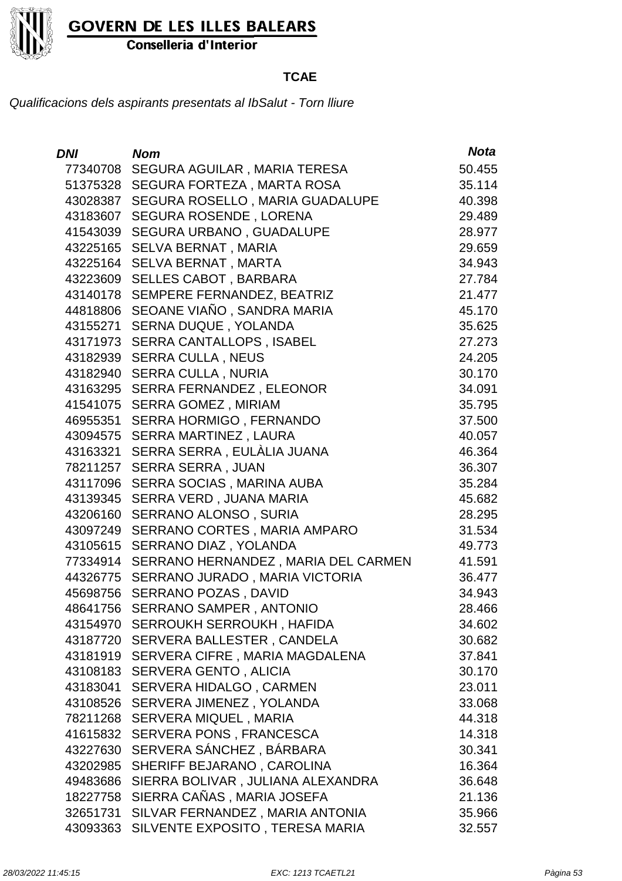**GOVERN DE LES ILLES BALEARS**
**Conselleria d'Interior**

## TCAE

*Qualificacions dels aspirants presentats al IbSalut - Torn lliure*

| *DNI* | *Nom* | *Nota* |
|---|---|---|
| 77340708 | SEGURA AGUILAR , MARIA TERESA | 50.455 |
| 51375328 | SEGURA FORTEZA , MARTA ROSA | 35.114 |
| 43028387 | SEGURA ROSELLO , MARIA GUADALUPE | 40.398 |
| 43183607 | SEGURA ROSENDE , LORENA | 29.489 |
| 41543039 | SEGURA URBANO , GUADALUPE | 28.977 |
| 43225165 | SELVA BERNAT , MARIA | 29.659 |
| 43225164 | SELVA BERNAT , MARTA | 34.943 |
| 43223609 | SELLES CABOT , BARBARA | 27.784 |
| 43140178 | SEMPERE FERNANDEZ, BEATRIZ | 21.477 |
| 44818806 | SEOANE VIAÑO , SANDRA MARIA | 45.170 |
| 43155271 | SERNA DUQUE , YOLANDA | 35.625 |
| 43171973 | SERRA CANTALLOPS , ISABEL | 27.273 |
| 43182939 | SERRA CULLA , NEUS | 24.205 |
| 43182940 | SERRA CULLA , NURIA | 30.170 |
| 43163295 | SERRA FERNANDEZ , ELEONOR | 34.091 |
| 41541075 | SERRA GOMEZ , MIRIAM | 35.795 |
| 46955351 | SERRA HORMIGO , FERNANDO | 37.500 |
| 43094575 | SERRA MARTINEZ , LAURA | 40.057 |
| 43163321 | SERRA SERRA , EULÀLIA JUANA | 46.364 |
| 78211257 | SERRA SERRA , JUAN | 36.307 |
| 43117096 | SERRA SOCIAS , MARINA AUBA | 35.284 |
| 43139345 | SERRA VERD , JUANA MARIA | 45.682 |
| 43206160 | SERRANO ALONSO , SURIA | 28.295 |
| 43097249 | SERRANO CORTES , MARIA AMPARO | 31.534 |
| 43105615 | SERRANO DIAZ , YOLANDA | 49.773 |
| 77334914 | SERRANO HERNANDEZ , MARIA DEL CARMEN | 41.591 |
| 44326775 | SERRANO JURADO , MARIA VICTORIA | 36.477 |
| 45698756 | SERRANO POZAS , DAVID | 34.943 |
| 48641756 | SERRANO SAMPER , ANTONIO | 28.466 |
| 43154970 | SERROUKH SERROUKH , HAFIDA | 34.602 |
| 43187720 | SERVERA BALLESTER , CANDELA | 30.682 |
| 43181919 | SERVERA CIFRE , MARIA MAGDALENA | 37.841 |
| 43108183 | SERVERA GENTO , ALICIA | 30.170 |
| 43183041 | SERVERA HIDALGO , CARMEN | 23.011 |
| 43108526 | SERVERA JIMENEZ , YOLANDA | 33.068 |
| 78211268 | SERVERA MIQUEL , MARIA | 44.318 |
| 41615832 | SERVERA PONS , FRANCESCA | 14.318 |
| 43227630 | SERVERA SÁNCHEZ , BÁRBARA | 30.341 |
| 43202985 | SHERIFF BEJARANO , CAROLINA | 16.364 |
| 49483686 | SIERRA BOLIVAR , JULIANA ALEXANDRA | 36.648 |
| 18227758 | SIERRA CAÑAS , MARIA JOSEFA | 21.136 |
| 32651731 | SILVAR FERNANDEZ , MARIA ANTONIA | 35.966 |
| 43093363 | SILVENTE EXPOSITO , TERESA MARIA | 32.557 |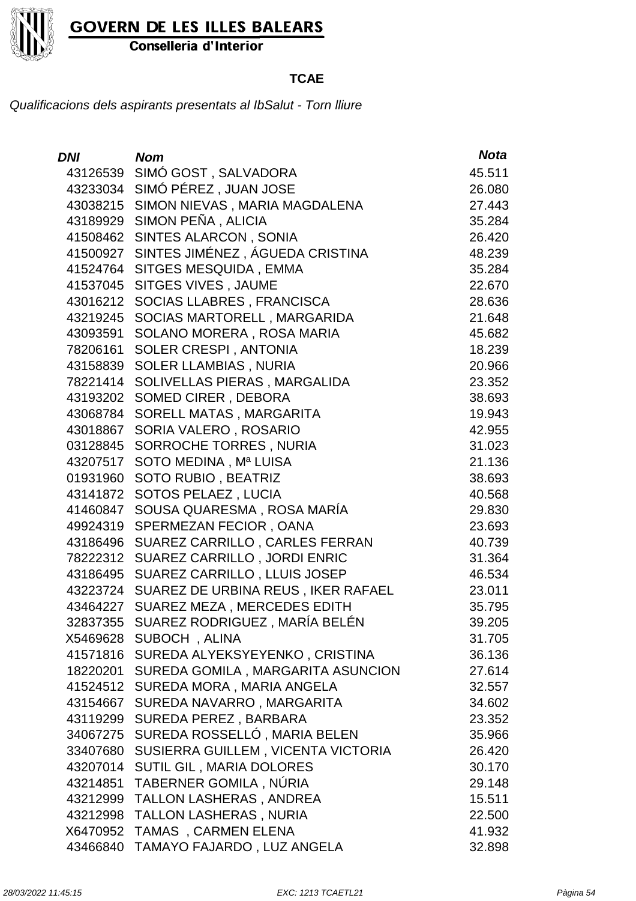GOVERN DE LES ILLES BALEARS

Conselleria d'Interior

## TCAE

*Qualificacions dels aspirants presentats al IbSalut - Torn lliure*

| DNI | Nom | Nota |
|---|---|---|
| 43126539 | SIMÓ GOST , SALVADORA | 45.511 |
| 43233034 | SIMÓ PÉREZ , JUAN JOSE | 26.080 |
| 43038215 | SIMON NIEVAS , MARIA MAGDALENA | 27.443 |
| 43189929 | SIMON PEÑA , ALICIA | 35.284 |
| 41508462 | SINTES ALARCON , SONIA | 26.420 |
| 41500927 | SINTES JIMÉNEZ , ÁGUEDA CRISTINA | 48.239 |
| 41524764 | SITGES MESQUIDA , EMMA | 35.284 |
| 41537045 | SITGES VIVES , JAUME | 22.670 |
| 43016212 | SOCIAS LLABRES , FRANCISCA | 28.636 |
| 43219245 | SOCIAS MARTORELL , MARGARIDA | 21.648 |
| 43093591 | SOLANO MORERA , ROSA MARIA | 45.682 |
| 78206161 | SOLER CRESPI , ANTONIA | 18.239 |
| 43158839 | SOLER LLAMBIAS , NURIA | 20.966 |
| 78221414 | SOLIVELLAS PIERAS , MARGALIDA | 23.352 |
| 43193202 | SOMED CIRER , DEBORA | 38.693 |
| 43068784 | SORELL MATAS , MARGARITA | 19.943 |
| 43018867 | SORIA VALERO , ROSARIO | 42.955 |
| 03128845 | SORROCHE TORRES , NURIA | 31.023 |
| 43207517 | SOTO MEDINA , Mª LUISA | 21.136 |
| 01931960 | SOTO RUBIO , BEATRIZ | 38.693 |
| 43141872 | SOTOS PELAEZ , LUCIA | 40.568 |
| 41460847 | SOUSA QUARESMA , ROSA MARÍA | 29.830 |
| 49924319 | SPERMEZAN FECIOR , OANA | 23.693 |
| 43186496 | SUAREZ CARRILLO , CARLES FERRAN | 40.739 |
| 78222312 | SUAREZ CARRILLO , JORDI ENRIC | 31.364 |
| 43186495 | SUAREZ CARRILLO , LLUIS JOSEP | 46.534 |
| 43223724 | SUAREZ DE URBINA REUS , IKER RAFAEL | 23.011 |
| 43464227 | SUAREZ MEZA , MERCEDES EDITH | 35.795 |
| 32837355 | SUAREZ RODRIGUEZ , MARÍA BELÉN | 39.205 |
| X5469628 | SUBOCH , ALINA | 31.705 |
| 41571816 | SUREDA ALYEKSYEYENKO , CRISTINA | 36.136 |
| 18220201 | SUREDA GOMILA , MARGARITA ASUNCION | 27.614 |
| 41524512 | SUREDA MORA , MARIA ANGELA | 32.557 |
| 43154667 | SUREDA NAVARRO , MARGARITA | 34.602 |
| 43119299 | SUREDA PEREZ , BARBARA | 23.352 |
| 34067275 | SUREDA ROSSELLÓ , MARIA BELEN | 35.966 |
| 33407680 | SUSIERRA GUILLEM , VICENTA VICTORIA | 26.420 |
| 43207014 | SUTIL GIL , MARIA DOLORES | 30.170 |
| 43214851 | TABERNER GOMILA , NÚRIA | 29.148 |
| 43212999 | TALLON LASHERAS , ANDREA | 15.511 |
| 43212998 | TALLON LASHERAS , NURIA | 22.500 |
| X6470952 | TAMAS , CARMEN ELENA | 41.932 |
| 43466840 | TAMAYO FAJARDO , LUZ ANGELA | 32.898 |

*28/03/2022 11:45:15* *EXC: 1213 TCAETL21*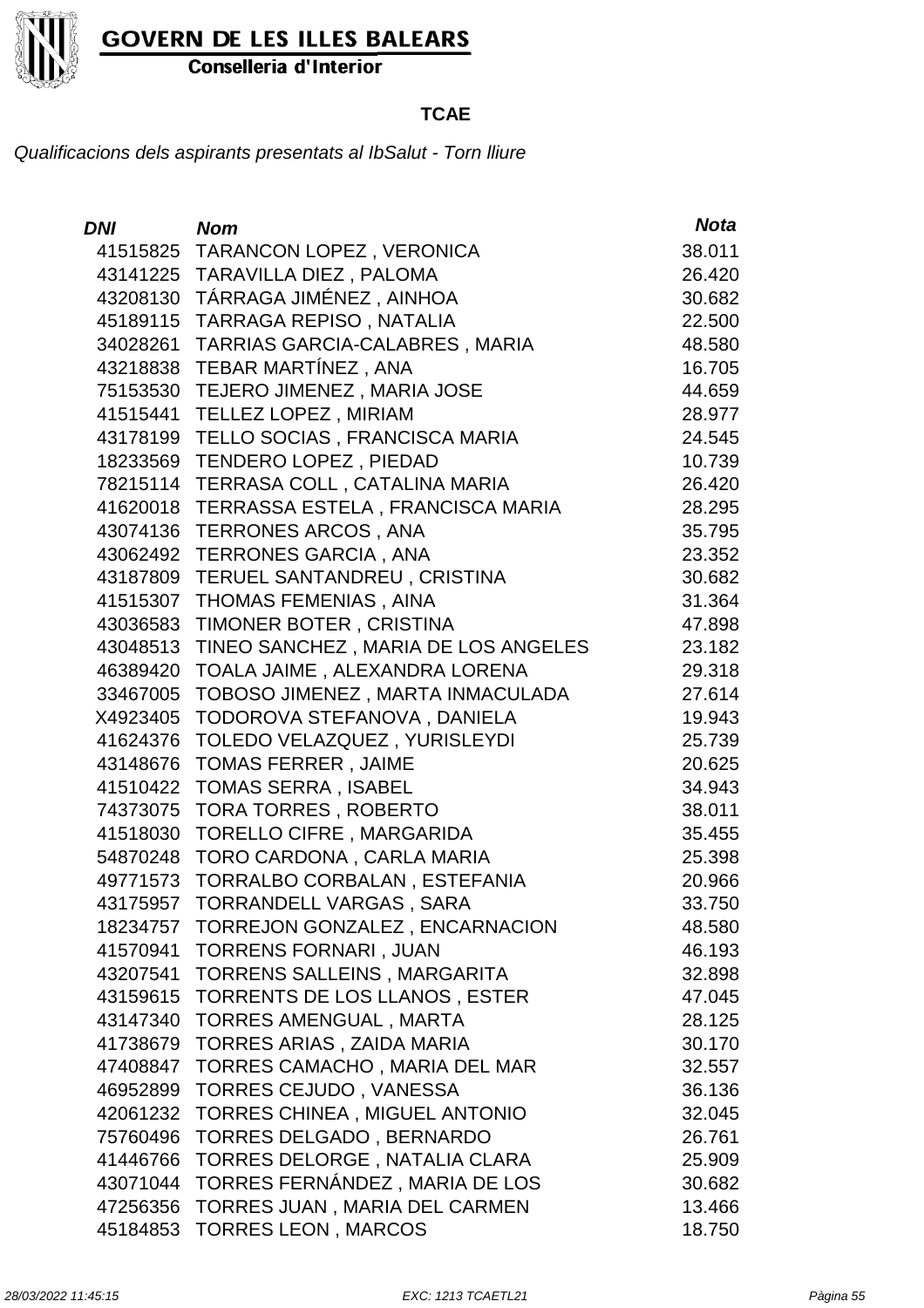# GOVERN DE LES ILLES BALEARS
**Conselleria d'Interior**

**TCAE**

*Qualificacions dels aspirants presentats al IbSalut - Torn lliure*

| *DNI* | *Nom* | *Nota* |
|---|---|---|
| 41515825 | TARANCON LOPEZ , VERONICA | 38.011 |
| 43141225 | TARAVILLA DIEZ , PALOMA | 26.420 |
| 43208130 | TÁRRAGA JIMÉNEZ , AINHOA | 30.682 |
| 45189115 | TARRAGA REPISO , NATALIA | 22.500 |
| 34028261 | TARRIAS GARCIA-CALABRES , MARIA | 48.580 |
| 43218838 | TEBAR MARTÍNEZ , ANA | 16.705 |
| 75153530 | TEJERO JIMENEZ , MARIA JOSE | 44.659 |
| 41515441 | TELLEZ LOPEZ , MIRIAM | 28.977 |
| 43178199 | TELLO SOCIAS , FRANCISCA MARIA | 24.545 |
| 18233569 | TENDERO LOPEZ , PIEDAD | 10.739 |
| 78215114 | TERRASA COLL , CATALINA MARIA | 26.420 |
| 41620018 | TERRASSA ESTELA , FRANCISCA MARIA | 28.295 |
| 43074136 | TERRONES ARCOS , ANA | 35.795 |
| 43062492 | TERRONES GARCIA , ANA | 23.352 |
| 43187809 | TERUEL SANTANDREU , CRISTINA | 30.682 |
| 41515307 | THOMAS FEMENIAS , AINA | 31.364 |
| 43036583 | TIMONER BOTER , CRISTINA | 47.898 |
| 43048513 | TINEO SANCHEZ , MARIA DE LOS ANGELES | 23.182 |
| 46389420 | TOALA JAIME , ALEXANDRA LORENA | 29.318 |
| 33467005 | TOBOSO JIMENEZ , MARTA INMACULADA | 27.614 |
| X4923405 | TODOROVA STEFANOVA , DANIELA | 19.943 |
| 41624376 | TOLEDO VELAZQUEZ , YURISLEYDI | 25.739 |
| 43148676 | TOMAS FERRER , JAIME | 20.625 |
| 41510422 | TOMAS SERRA , ISABEL | 34.943 |
| 74373075 | TORA TORRES , ROBERTO | 38.011 |
| 41518030 | TORELLO CIFRE , MARGARIDA | 35.455 |
| 54870248 | TORO CARDONA , CARLA MARIA | 25.398 |
| 49771573 | TORRALBO CORBALAN , ESTEFANIA | 20.966 |
| 43175957 | TORRANDELL VARGAS , SARA | 33.750 |
| 18234757 | TORREJON GONZALEZ , ENCARNACION | 48.580 |
| 41570941 | TORRENS FORNARI , JUAN | 46.193 |
| 43207541 | TORRENS SALLEINS , MARGARITA | 32.898 |
| 43159615 | TORRENTS DE LOS LLANOS , ESTER | 47.045 |
| 43147340 | TORRES AMENGUAL , MARTA | 28.125 |
| 41738679 | TORRES ARIAS , ZAIDA MARIA | 30.170 |
| 47408847 | TORRES CAMACHO , MARIA DEL MAR | 32.557 |
| 46952899 | TORRES CEJUDO , VANESSA | 36.136 |
| 42061232 | TORRES CHINEA , MIGUEL ANTONIO | 32.045 |
| 75760496 | TORRES DELGADO , BERNARDO | 26.761 |
| 41446766 | TORRES DELORGE , NATALIA CLARA | 25.909 |
| 43071044 | TORRES FERNÁNDEZ , MARIA DE LOS | 30.682 |
| 47256356 | TORRES JUAN , MARIA DEL CARMEN | 13.466 |
| 45184853 | TORRES LEON , MARCOS | 18.750 |

*28/03/2022 11:45:15* *EXC: 1213 TCAETL21*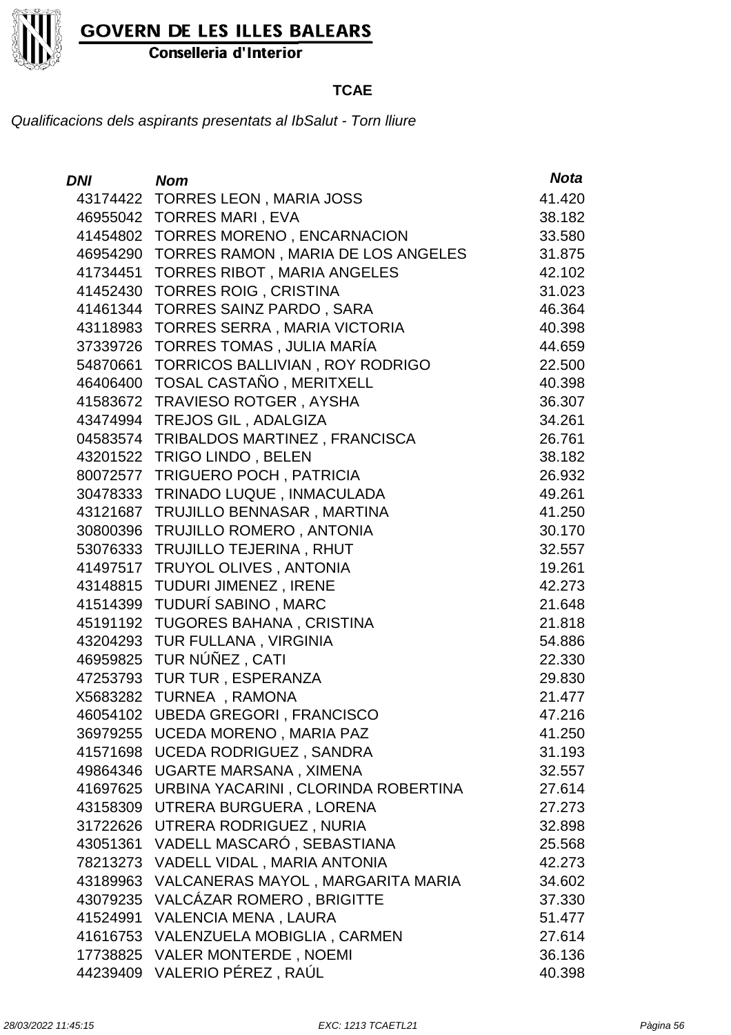**GOVERN DE LES ILLES BALEARS**
**Conselleria d'Interior**

**TCAE**

*Qualificacions dels aspirants presentats al IbSalut - Torn lliure*

| ***DNI*** | ***Nom*** | ***Nota*** |
|---|---|---|
| 43174422 | TORRES LEON , MARIA JOSS | 41.420 |
| 46955042 | TORRES MARI , EVA | 38.182 |
| 41454802 | TORRES MORENO , ENCARNACION | 33.580 |
| 46954290 | TORRES RAMON , MARIA DE LOS ANGELES | 31.875 |
| 41734451 | TORRES RIBOT , MARIA ANGELES | 42.102 |
| 41452430 | TORRES ROIG , CRISTINA | 31.023 |
| 41461344 | TORRES SAINZ PARDO , SARA | 46.364 |
| 43118983 | TORRES SERRA , MARIA VICTORIA | 40.398 |
| 37339726 | TORRES TOMAS , JULIA MARÍA | 44.659 |
| 54870661 | TORRICOS BALLIVIAN , ROY RODRIGO | 22.500 |
| 46406400 | TOSAL CASTAÑO , MERITXELL | 40.398 |
| 41583672 | TRAVIESO ROTGER , AYSHA | 36.307 |
| 43474994 | TREJOS GIL , ADALGIZA | 34.261 |
| 04583574 | TRIBALDOS MARTINEZ , FRANCISCA | 26.761 |
| 43201522 | TRIGO LINDO , BELEN | 38.182 |
| 80072577 | TRIGUERO POCH , PATRICIA | 26.932 |
| 30478333 | TRINADO LUQUE , INMACULADA | 49.261 |
| 43121687 | TRUJILLO BENNASAR , MARTINA | 41.250 |
| 30800396 | TRUJILLO ROMERO , ANTONIA | 30.170 |
| 53076333 | TRUJILLO TEJERINA , RHUT | 32.557 |
| 41497517 | TRUYOL OLIVES , ANTONIA | 19.261 |
| 43148815 | TUDURI JIMENEZ , IRENE | 42.273 |
| 41514399 | TUDURÍ SABINO , MARC | 21.648 |
| 45191192 | TUGORES BAHANA , CRISTINA | 21.818 |
| 43204293 | TUR FULLANA , VIRGINIA | 54.886 |
| 46959825 | TUR NÚÑEZ , CATI | 22.330 |
| 47253793 | TUR TUR , ESPERANZA | 29.830 |
| X5683282 | TURNEA , RAMONA | 21.477 |
| 46054102 | UBEDA GREGORI , FRANCISCO | 47.216 |
| 36979255 | UCEDA MORENO , MARIA PAZ | 41.250 |
| 41571698 | UCEDA RODRIGUEZ , SANDRA | 31.193 |
| 49864346 | UGARTE MARSANA , XIMENA | 32.557 |
| 41697625 | URBINA YACARINI , CLORINDA ROBERTINA | 27.614 |
| 43158309 | UTRERA BURGUERA , LORENA | 27.273 |
| 31722626 | UTRERA RODRIGUEZ , NURIA | 32.898 |
| 43051361 | VADELL MASCARÓ , SEBASTIANA | 25.568 |
| 78213273 | VADELL VIDAL , MARIA ANTONIA | 42.273 |
| 43189963 | VALCANERAS MAYOL , MARGARITA MARIA | 34.602 |
| 43079235 | VALCÁZAR ROMERO , BRIGITTE | 37.330 |
| 41524991 | VALENCIA MENA , LAURA | 51.477 |
| 41616753 | VALENZUELA MOBIGLIA , CARMEN | 27.614 |
| 17738825 | VALER MONTERDE , NOEMI | 36.136 |
| 44239409 | VALERIO PÉREZ , RAÚL | 40.398 |

*28/03/2022 11:45:15* *EXC: 1213 TCAETL21*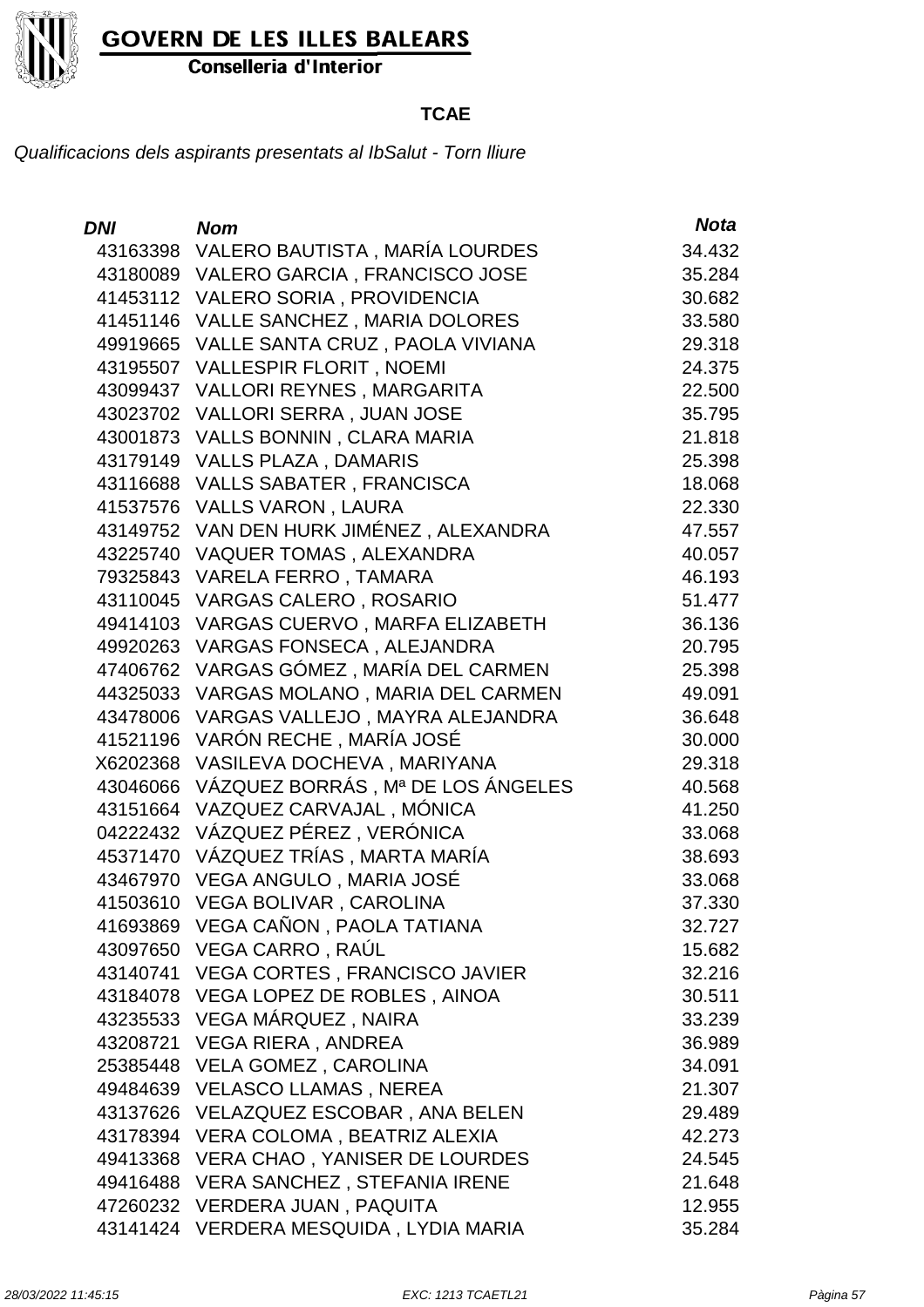**GOVERN DE LES ILLES BALEARS**

**Conselleria d'Interior**

## TCAE

*Qualificacions dels aspirants presentats al IbSalut - Torn lliure*

| *DNI* | *Nom* | *Nota* |
|---|---|---|
| 43163398 | VALERO BAUTISTA , MARÍA LOURDES | 34.432 |
| 43180089 | VALERO GARCIA , FRANCISCO JOSE | 35.284 |
| 41453112 | VALERO SORIA , PROVIDENCIA | 30.682 |
| 41451146 | VALLE SANCHEZ , MARIA DOLORES | 33.580 |
| 49919665 | VALLE SANTA CRUZ , PAOLA VIVIANA | 29.318 |
| 43195507 | VALLESPIR FLORIT , NOEMI | 24.375 |
| 43099437 | VALLORI REYNES , MARGARITA | 22.500 |
| 43023702 | VALLORI SERRA , JUAN JOSE | 35.795 |
| 43001873 | VALLS BONNIN , CLARA MARIA | 21.818 |
| 43179149 | VALLS PLAZA , DAMARIS | 25.398 |
| 43116688 | VALLS SABATER , FRANCISCA | 18.068 |
| 41537576 | VALLS VARON , LAURA | 22.330 |
| 43149752 | VAN DEN HURK JIMÉNEZ , ALEXANDRA | 47.557 |
| 43225740 | VAQUER TOMAS , ALEXANDRA | 40.057 |
| 79325843 | VARELA FERRO , TAMARA | 46.193 |
| 43110045 | VARGAS CALERO , ROSARIO | 51.477 |
| 49414103 | VARGAS CUERVO , MARFA ELIZABETH | 36.136 |
| 49920263 | VARGAS FONSECA , ALEJANDRA | 20.795 |
| 47406762 | VARGAS GÓMEZ , MARÍA DEL CARMEN | 25.398 |
| 44325033 | VARGAS MOLANO , MARIA DEL CARMEN | 49.091 |
| 43478006 | VARGAS VALLEJO , MAYRA ALEJANDRA | 36.648 |
| 41521196 | VARÓN RECHE , MARÍA JOSÉ | 30.000 |
| X6202368 | VASILEVA DOCHEVA , MARIYANA | 29.318 |
| 43046066 | VÁZQUEZ BORRÁS , Mª DE LOS ÁNGELES | 40.568 |
| 43151664 | VAZQUEZ CARVAJAL , MÓNICA | 41.250 |
| 04222432 | VÁZQUEZ PÉREZ , VERÓNICA | 33.068 |
| 45371470 | VÁZQUEZ TRÍAS , MARTA MARÍA | 38.693 |
| 43467970 | VEGA ANGULO , MARIA JOSÉ | 33.068 |
| 41503610 | VEGA BOLIVAR , CAROLINA | 37.330 |
| 41693869 | VEGA CAÑON , PAOLA TATIANA | 32.727 |
| 43097650 | VEGA CARRO , RAÚL | 15.682 |
| 43140741 | VEGA CORTES , FRANCISCO JAVIER | 32.216 |
| 43184078 | VEGA LOPEZ DE ROBLES , AINOA | 30.511 |
| 43235533 | VEGA MÁRQUEZ , NAIRA | 33.239 |
| 43208721 | VEGA RIERA , ANDREA | 36.989 |
| 25385448 | VELA GOMEZ , CAROLINA | 34.091 |
| 49484639 | VELASCO LLAMAS , NEREA | 21.307 |
| 43137626 | VELAZQUEZ ESCOBAR , ANA BELEN | 29.489 |
| 43178394 | VERA COLOMA , BEATRIZ ALEXIA | 42.273 |
| 49413368 | VERA CHAO , YANISER DE LOURDES | 24.545 |
| 49416488 | VERA SANCHEZ , STEFANIA IRENE | 21.648 |
| 47260232 | VERDERA JUAN , PAQUITA | 12.955 |
| 43141424 | VERDERA MESQUIDA , LYDIA MARIA | 35.284 |

*28/03/2022 11:45:15* *EXC: 1213 TCAETL21*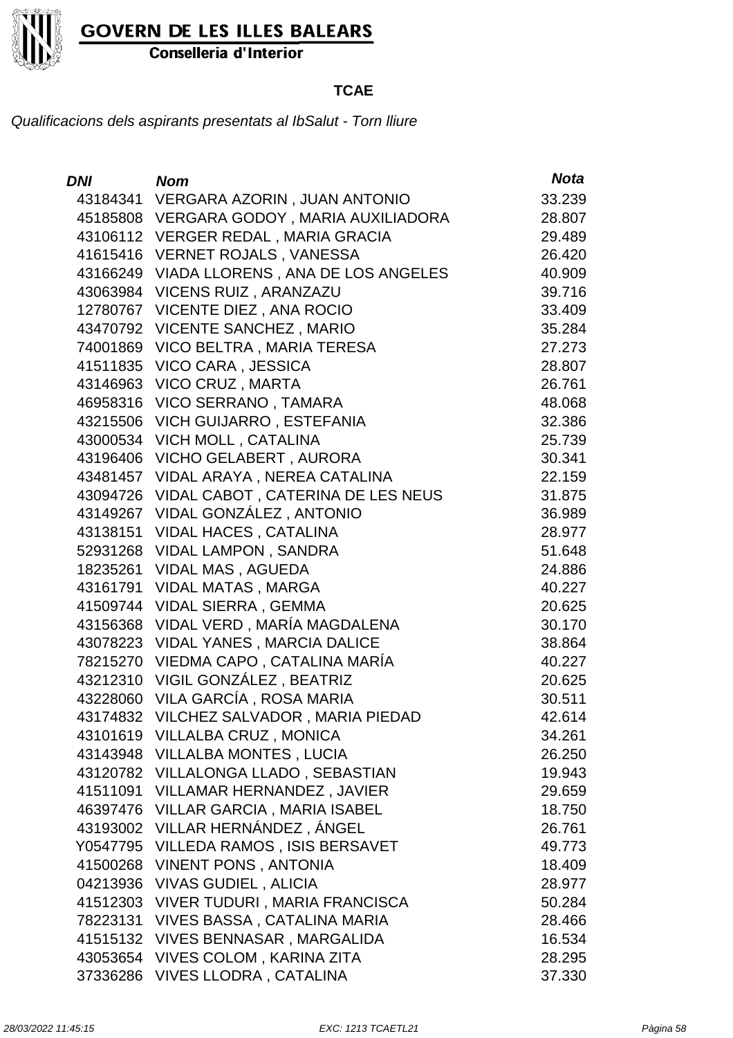**TCAE**

*Qualificacions dels aspirants presentats al IbSalut - Torn lliure*

| *DNI* | *Nom* | *Nota* |
|---|---|---|
| 43184341 | VERGARA AZORIN , JUAN ANTONIO | 33.239 |
| 45185808 | VERGARA GODOY , MARIA AUXILIADORA | 28.807 |
| 43106112 | VERGER REDAL , MARIA GRACIA | 29.489 |
| 41615416 | VERNET ROJALS , VANESSA | 26.420 |
| 43166249 | VIADA LLORENS , ANA DE LOS ANGELES | 40.909 |
| 43063984 | VICENS RUIZ , ARANZAZU | 39.716 |
| 12780767 | VICENTE DIEZ , ANA ROCIO | 33.409 |
| 43470792 | VICENTE SANCHEZ , MARIO | 35.284 |
| 74001869 | VICO BELTRA , MARIA TERESA | 27.273 |
| 41511835 | VICO CARA , JESSICA | 28.807 |
| 43146963 | VICO CRUZ , MARTA | 26.761 |
| 46958316 | VICO SERRANO , TAMARA | 48.068 |
| 43215506 | VICH GUIJARRO , ESTEFANIA | 32.386 |
| 43000534 | VICH MOLL , CATALINA | 25.739 |
| 43196406 | VICHO GELABERT , AURORA | 30.341 |
| 43481457 | VIDAL ARAYA , NEREA CATALINA | 22.159 |
| 43094726 | VIDAL CABOT , CATERINA DE LES NEUS | 31.875 |
| 43149267 | VIDAL GONZÁLEZ , ANTONIO | 36.989 |
| 43138151 | VIDAL HACES , CATALINA | 28.977 |
| 52931268 | VIDAL LAMPON , SANDRA | 51.648 |
| 18235261 | VIDAL MAS , AGUEDA | 24.886 |
| 43161791 | VIDAL MATAS , MARGA | 40.227 |
| 41509744 | VIDAL SIERRA , GEMMA | 20.625 |
| 43156368 | VIDAL VERD , MARÍA MAGDALENA | 30.170 |
| 43078223 | VIDAL YANES , MARCIA DALICE | 38.864 |
| 78215270 | VIEDMA CAPO , CATALINA MARÍA | 40.227 |
| 43212310 | VIGIL GONZÁLEZ , BEATRIZ | 20.625 |
| 43228060 | VILA GARCÍA , ROSA MARIA | 30.511 |
| 43174832 | VILCHEZ SALVADOR , MARIA PIEDAD | 42.614 |
| 43101619 | VILLALBA CRUZ , MONICA | 34.261 |
| 43143948 | VILLALBA MONTES , LUCIA | 26.250 |
| 43120782 | VILLALONGA LLADO , SEBASTIAN | 19.943 |
| 41511091 | VILLAMAR HERNANDEZ , JAVIER | 29.659 |
| 46397476 | VILLAR GARCIA , MARIA ISABEL | 18.750 |
| 43193002 | VILLAR HERNÁNDEZ , ÁNGEL | 26.761 |
| Y0547795 | VILLEDA RAMOS , ISIS BERSAVET | 49.773 |
| 41500268 | VINENT PONS , ANTONIA | 18.409 |
| 04213936 | VIVAS GUDIEL , ALICIA | 28.977 |
| 41512303 | VIVER TUDURI , MARIA FRANCISCA | 50.284 |
| 78223131 | VIVES BASSA , CATALINA MARIA | 28.466 |
| 41515132 | VIVES BENNASAR , MARGALIDA | 16.534 |
| 43053654 | VIVES COLOM , KARINA ZITA | 28.295 |
| 37336286 | VIVES LLODRA , CATALINA | 37.330 |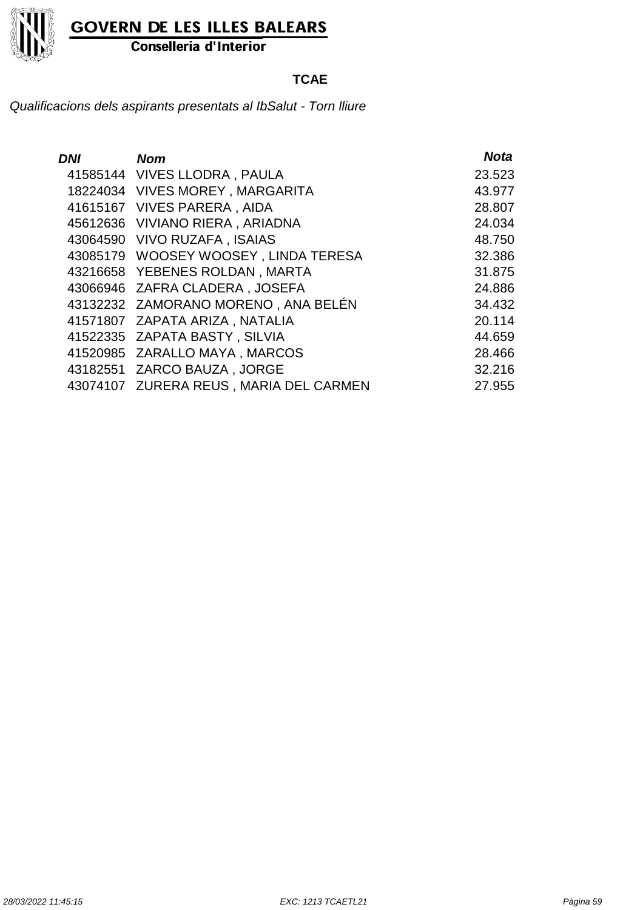GOVERN DE LES ILLES BALEARS

Conselleria d'Interior

**TCAE**

*Qualificacions dels aspirants presentats al IbSalut - Torn lliure*

| *DNI* | *Nom* | *Nota* |
|---|---|---|
| 41585144 | VIVES LLODRA , PAULA | 23.523 |
| 18224034 | VIVES MOREY , MARGARITA | 43.977 |
| 41615167 | VIVES PARERA , AIDA | 28.807 |
| 45612636 | VIVIANO RIERA , ARIADNA | 24.034 |
| 43064590 | VIVO RUZAFA , ISAIAS | 48.750 |
| 43085179 | WOOSEY WOOSEY , LINDA TERESA | 32.386 |
| 43216658 | YEBENES ROLDAN , MARTA | 31.875 |
| 43066946 | ZAFRA CLADERA , JOSEFA | 24.886 |
| 43132232 | ZAMORANO MORENO , ANA BELÉN | 34.432 |
| 41571807 | ZAPATA ARIZA , NATALIA | 20.114 |
| 41522335 | ZAPATA BASTY , SILVIA | 44.659 |
| 41520985 | ZARALLO MAYA , MARCOS | 28.466 |
| 43182551 | ZARCO BAUZA , JORGE | 32.216 |
| 43074107 | ZURERA REUS , MARIA DEL CARMEN | 27.955 |

*28/03/2022 11:45:15* *EXC: 1213 TCAETL21*